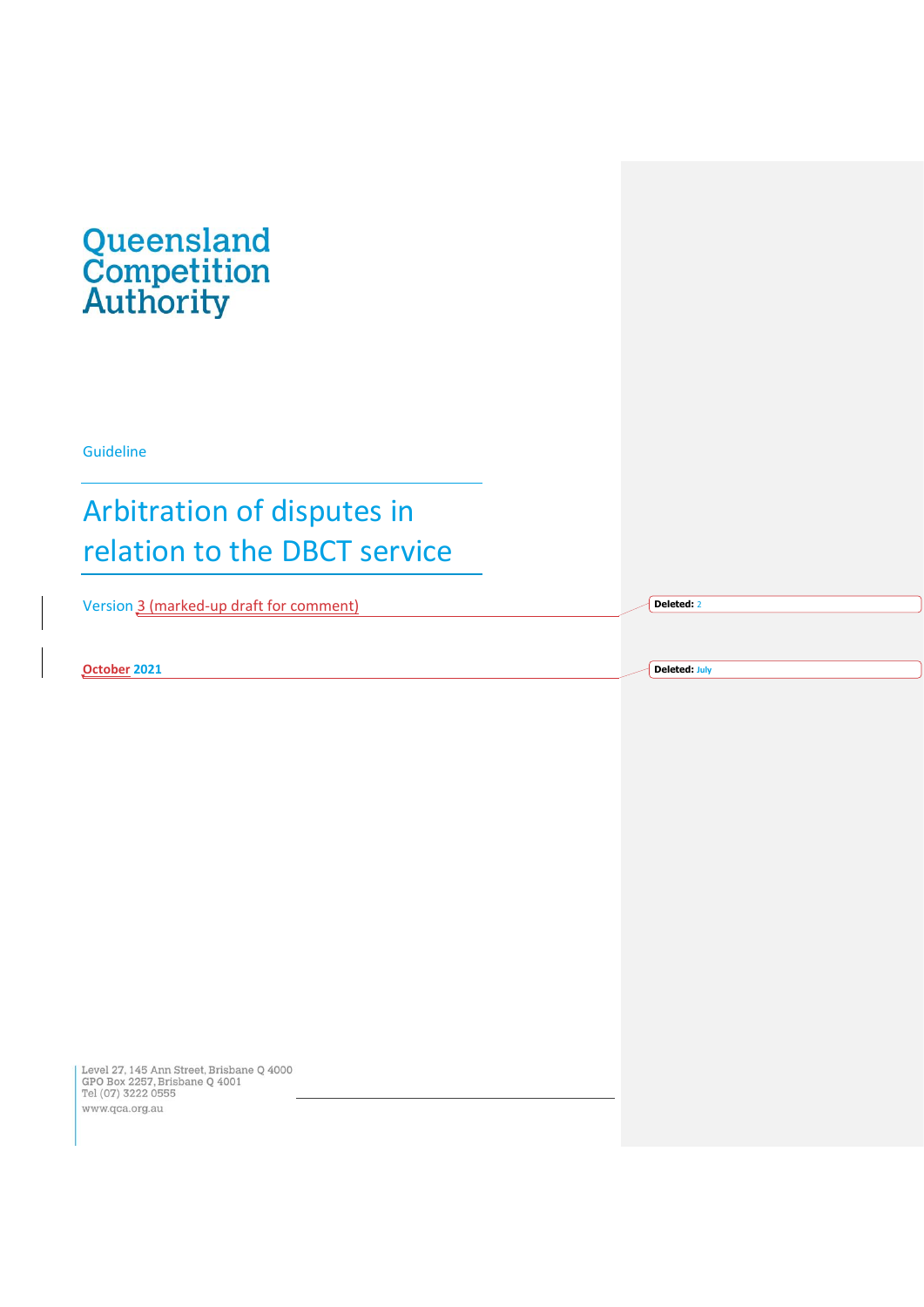Queensland Competition Authority

Guideline

# Arbitration of disputes in relation to the DBCT service

Version 3 (marked-up draft for comment)

Deleted: 2

**October 2021**

Deleted: July

Level 27, 145 Ann Street, Brisbane Q 4000
GPO Box 2257, Brisbane Q 4001
Tel (07) 3222 0555
www.qca.org.au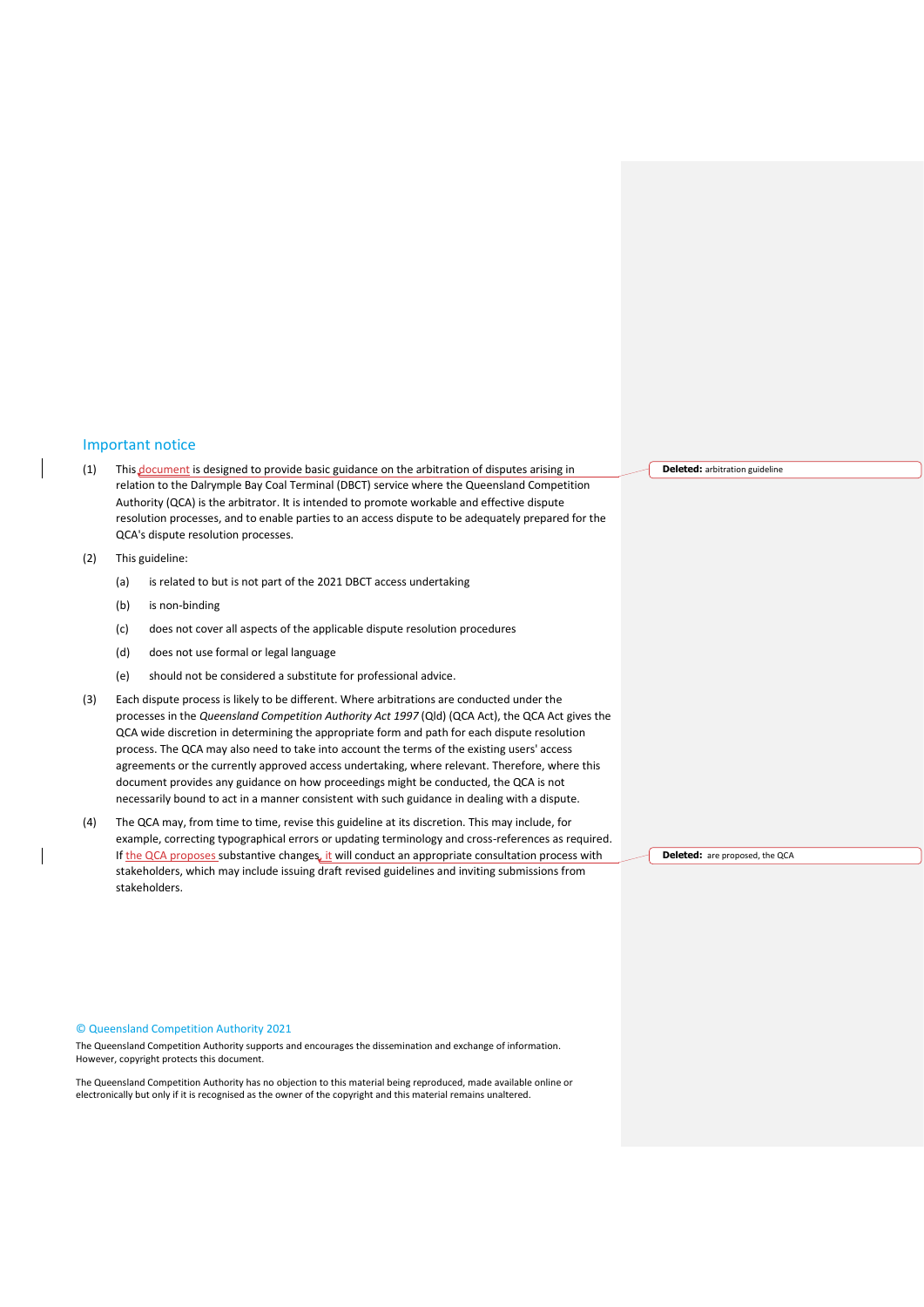## Important notice

(1) This document is designed to provide basic guidance on the arbitration of disputes arising in relation to the Dalrymple Bay Coal Terminal (DBCT) service where the Queensland Competition Authority (QCA) is the arbitrator. It is intended to promote workable and effective dispute resolution processes, and to enable parties to an access dispute to be adequately prepared for the QCA's dispute resolution processes.

(2) This guideline:

- (a) is related to but is not part of the 2021 DBCT access undertaking
- (b) is non-binding
- (c) does not cover all aspects of the applicable dispute resolution procedures
- (d) does not use formal or legal language
- (e) should not be considered a substitute for professional advice.

(3) Each dispute process is likely to be different. Where arbitrations are conducted under the processes in the *Queensland Competition Authority Act 1997* (Qld) (QCA Act), the QCA Act gives the QCA wide discretion in determining the appropriate form and path for each dispute resolution process. The QCA may also need to take into account the terms of the existing users' access agreements or the currently approved access undertaking, where relevant. Therefore, where this document provides any guidance on how proceedings might be conducted, the QCA is not necessarily bound to act in a manner consistent with such guidance in dealing with a dispute.

(4) The QCA may, from time to time, revise this guideline at its discretion. This may include, for example, correcting typographical errors or updating terminology and cross-references as required. If the QCA proposes substantive changes, it will conduct an appropriate consultation process with stakeholders, which may include issuing draft revised guidelines and inviting submissions from stakeholders.

**Deleted:** arbitration guideline

**Deleted:** are proposed, the QCA

© Queensland Competition Authority 2021

The Queensland Competition Authority supports and encourages the dissemination and exchange of information. However, copyright protects this document.

The Queensland Competition Authority has no objection to this material being reproduced, made available online or electronically but only if it is recognised as the owner of the copyright and this material remains unaltered.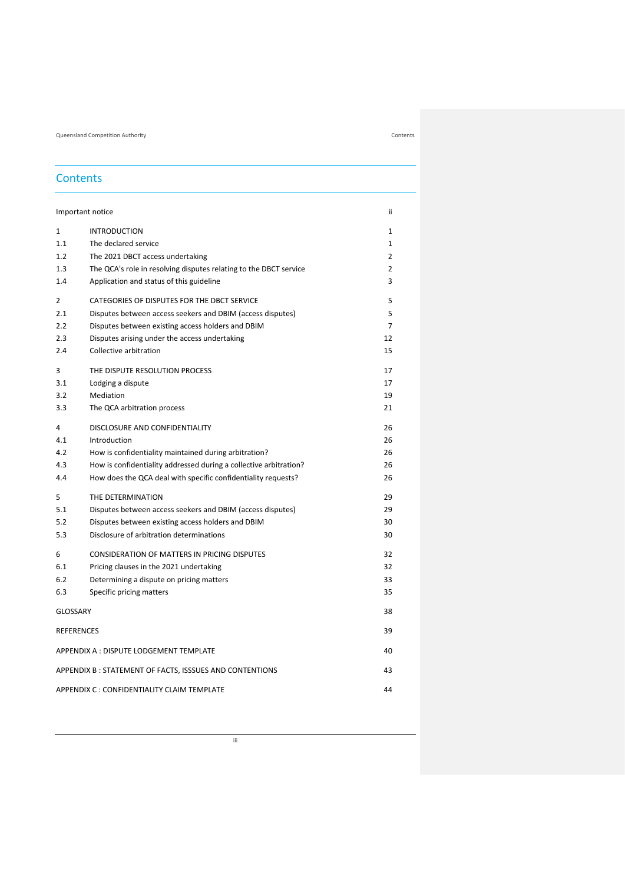# Contents

| | | |
|---|---|---|
| Important notice | | ii |
| 1 | INTRODUCTION | 1 |
| 1.1 | The declared service | 1 |
| 1.2 | The 2021 DBCT access undertaking | 2 |
| 1.3 | The QCA's role in resolving disputes relating to the DBCT service | 2 |
| 1.4 | Application and status of this guideline | 3 |
| 2 | CATEGORIES OF DISPUTES FOR THE DBCT SERVICE | 5 |
| 2.1 | Disputes between access seekers and DBIM (access disputes) | 5 |
| 2.2 | Disputes between existing access holders and DBIM | 7 |
| 2.3 | Disputes arising under the access undertaking | 12 |
| 2.4 | Collective arbitration | 15 |
| 3 | THE DISPUTE RESOLUTION PROCESS | 17 |
| 3.1 | Lodging a dispute | 17 |
| 3.2 | Mediation | 19 |
| 3.3 | The QCA arbitration process | 21 |
| 4 | DISCLOSURE AND CONFIDENTIALITY | 26 |
| 4.1 | Introduction | 26 |
| 4.2 | How is confidentiality maintained during arbitration? | 26 |
| 4.3 | How is confidentiality addressed during a collective arbitration? | 26 |
| 4.4 | How does the QCA deal with specific confidentiality requests? | 26 |
| 5 | THE DETERMINATION | 29 |
| 5.1 | Disputes between access seekers and DBIM (access disputes) | 29 |
| 5.2 | Disputes between existing access holders and DBIM | 30 |
| 5.3 | Disclosure of arbitration determinations | 30 |
| 6 | CONSIDERATION OF MATTERS IN PRICING DISPUTES | 32 |
| 6.1 | Pricing clauses in the 2021 undertaking | 32 |
| 6.2 | Determining a dispute on pricing matters | 33 |
| 6.3 | Specific pricing matters | 35 |
| GLOSSARY | | 38 |
| REFERENCES | | 39 |
| APPENDIX A : DISPUTE LODGEMENT TEMPLATE | | 40 |
| APPENDIX B : STATEMENT OF FACTS, ISSSUES AND CONTENTIONS | | 43 |
| APPENDIX C : CONFIDENTIALITY CLAIM TEMPLATE | | 44 |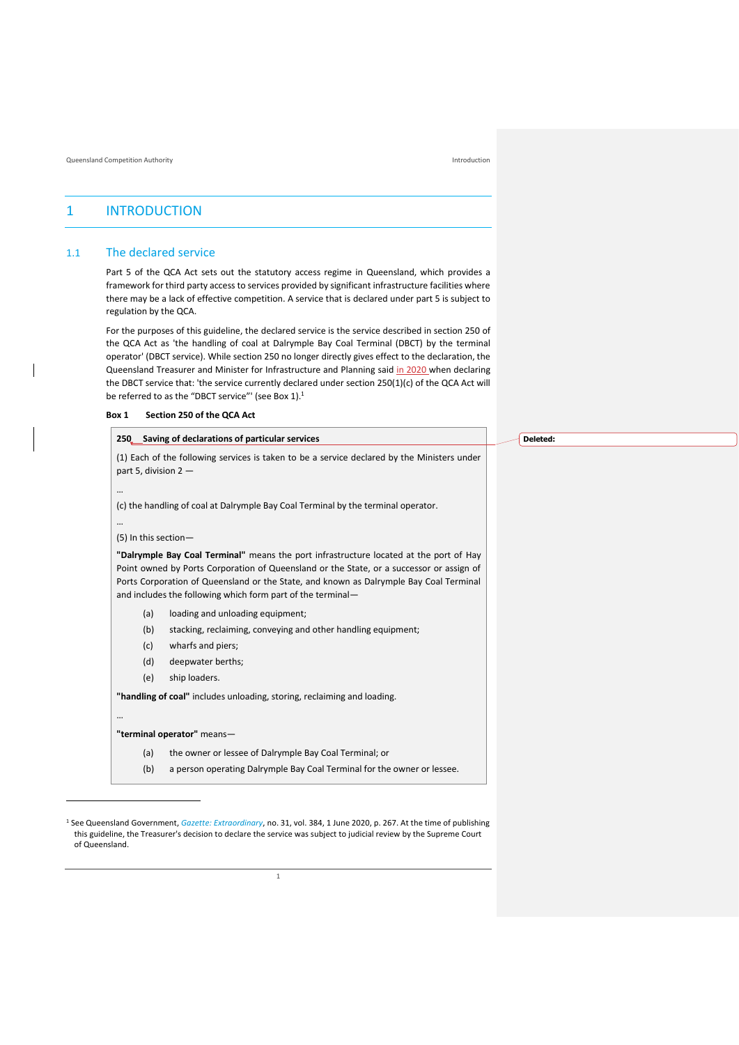# 1 INTRODUCTION

## 1.1 The declared service

Part 5 of the QCA Act sets out the statutory access regime in Queensland, which provides a framework for third party access to services provided by significant infrastructure facilities where there may be a lack of effective competition. A service that is declared under part 5 is subject to regulation by the QCA.

For the purposes of this guideline, the declared service is the service described in section 250 of the QCA Act as 'the handling of coal at Dalrymple Bay Coal Terminal (DBCT) by the terminal operator' (DBCT service). While section 250 no longer directly gives effect to the declaration, the Queensland Treasurer and Minister for Infrastructure and Planning said in 2020 when declaring the DBCT service that: 'the service currently declared under section 250(1)(c) of the QCA Act will be referred to as the "DBCT service"' (see Box 1).[1]

**Box 1 Section 250 of the QCA Act**

> **250 Saving of declarations of particular services**
>
> (1) Each of the following services is taken to be a service declared by the Ministers under part 5, division 2 —
>
> …
>
> (c) the handling of coal at Dalrymple Bay Coal Terminal by the terminal operator.
>
> …
>
> (5) In this section—
>
> **"Dalrymple Bay Coal Terminal"** means the port infrastructure located at the port of Hay Point owned by Ports Corporation of Queensland or the State, or a successor or assign of Ports Corporation of Queensland or the State, and known as Dalrymple Bay Coal Terminal and includes the following which form part of the terminal—
>
> (a) loading and unloading equipment;
>
> (b) stacking, reclaiming, conveying and other handling equipment;
>
> (c) wharfs and piers;
>
> (d) deepwater berths;
>
> (e) ship loaders.
>
> **"handling of coal"** includes unloading, storing, reclaiming and loading.
>
> …
>
> **"terminal operator"** means—
>
> (a) the owner or lessee of Dalrymple Bay Coal Terminal; or
>
> (b) a person operating Dalrymple Bay Coal Terminal for the owner or lessee.

[1] See Queensland Government, *Gazette: Extraordinary*, no. 31, vol. 384, 1 June 2020, p. 267. At the time of publishing this guideline, the Treasurer's decision to declare the service was subject to judicial review by the Supreme Court of Queensland.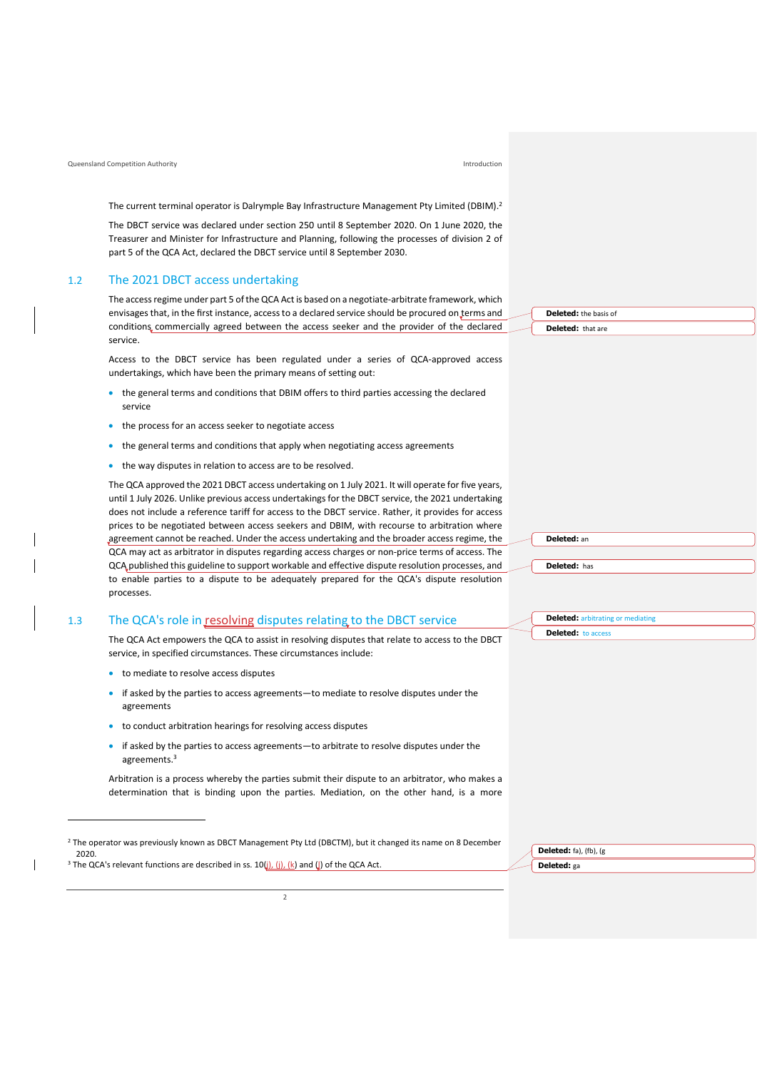The current terminal operator is Dalrymple Bay Infrastructure Management Pty Limited (DBIM).[2]

The DBCT service was declared under section 250 until 8 September 2020. On 1 June 2020, the Treasurer and Minister for Infrastructure and Planning, following the processes of division 2 of part 5 of the QCA Act, declared the DBCT service until 8 September 2030.

## 1.2 The 2021 DBCT access undertaking

The access regime under part 5 of the QCA Act is based on a negotiate-arbitrate framework, which envisages that, in the first instance, access to a declared service should be procured on terms and conditions commercially agreed between the access seeker and the provider of the declared service.

Access to the DBCT service has been regulated under a series of QCA-approved access undertakings, which have been the primary means of setting out:

- the general terms and conditions that DBIM offers to third parties accessing the declared service
- the process for an access seeker to negotiate access
- the general terms and conditions that apply when negotiating access agreements
- the way disputes in relation to access are to be resolved.

The QCA approved the 2021 DBCT access undertaking on 1 July 2021. It will operate for five years, until 1 July 2026. Unlike previous access undertakings for the DBCT service, the 2021 undertaking does not include a reference tariff for access to the DBCT service. Rather, it provides for access prices to be negotiated between access seekers and DBIM, with recourse to arbitration where agreement cannot be reached. Under the access undertaking and the broader access regime, the QCA may act as arbitrator in disputes regarding access charges or non-price terms of access. The QCA published this guideline to support workable and effective dispute resolution processes, and to enable parties to a dispute to be adequately prepared for the QCA's dispute resolution processes.

## 1.3 The QCA's role in resolving disputes relating to the DBCT service

The QCA Act empowers the QCA to assist in resolving disputes that relate to access to the DBCT service, in specified circumstances. These circumstances include:

- to mediate to resolve access disputes
- if asked by the parties to access agreements—to mediate to resolve disputes under the agreements
- to conduct arbitration hearings for resolving access disputes
- if asked by the parties to access agreements—to arbitrate to resolve disputes under the agreements.[3]

Arbitration is a process whereby the parties submit their dispute to an arbitrator, who makes a determination that is binding upon the parties. Mediation, on the other hand, is a more

[2] The operator was previously known as DBCT Management Pty Ltd (DBCTM), but it changed its name on 8 December 2020.

[3] The QCA's relevant functions are described in ss. 10(i), (j), (k) and (l) of the QCA Act.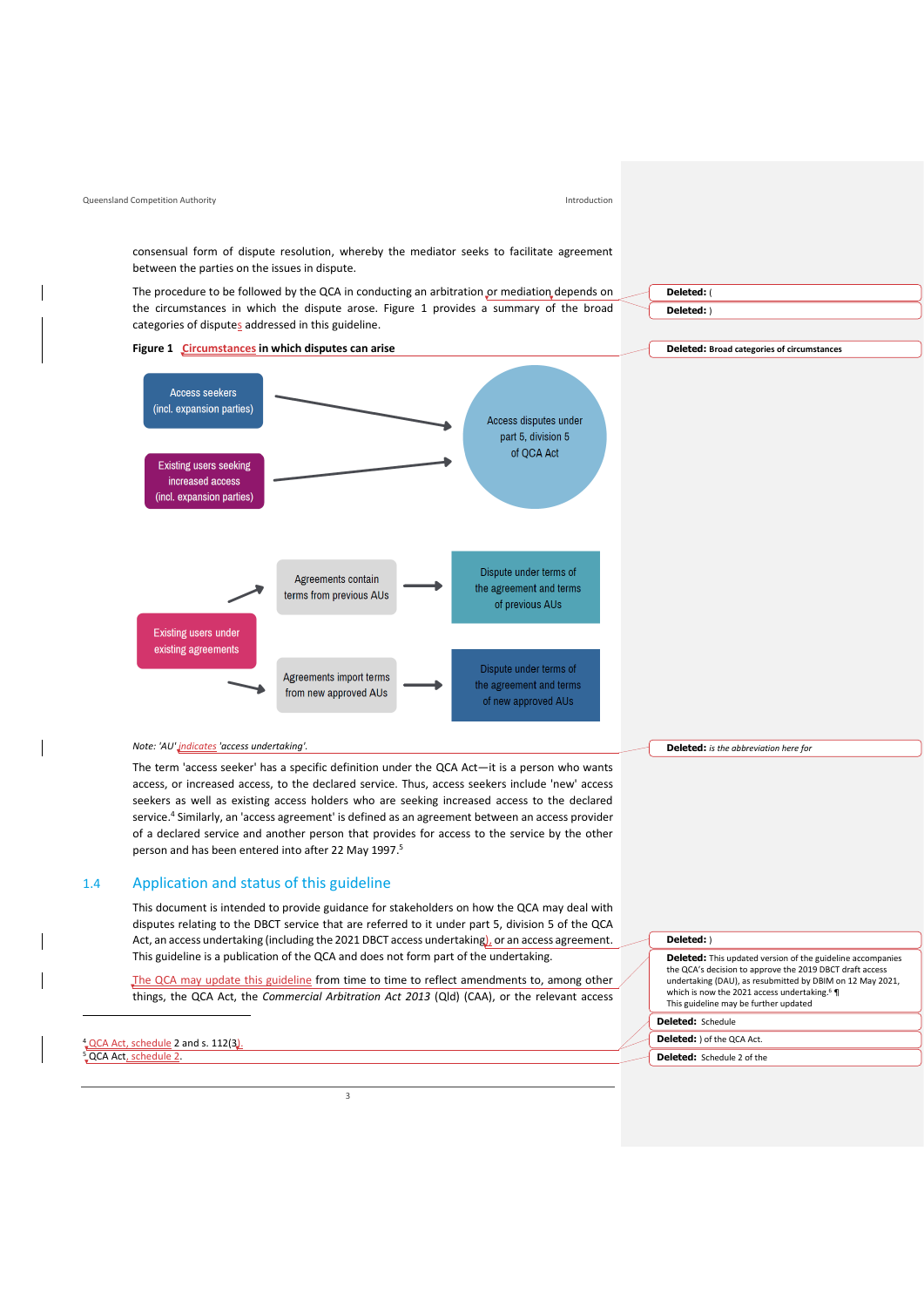consensual form of dispute resolution, whereby the mediator seeks to facilitate agreement between the parties on the issues in dispute.

The procedure to be followed by the QCA in conducting an arbitration or mediation depends on the circumstances in which the dispute arose. Figure 1 provides a summary of the broad categories of disputes addressed in this guideline.

**Figure 1 Circumstances in which disputes can arise**

Access seekers (incl. expansion parties) → Access disputes under part 5, division 5 of QCA Act

Existing users seeking increased access (incl. expansion parties) → Access disputes under part 5, division 5 of QCA Act

Existing users under existing agreements → Agreements contain terms from previous AUs → Dispute under terms of the agreement and terms of previous AUs

Existing users under existing agreements → Agreements import terms from new approved AUs → Dispute under terms of the agreement and terms of new approved AUs

*Note: 'AU' indicates 'access undertaking'.*

The term 'access seeker' has a specific definition under the QCA Act—it is a person who wants access, or increased access, to the declared service. Thus, access seekers include 'new' access seekers as well as existing access holders who are seeking increased access to the declared service.[4] Similarly, an 'access agreement' is defined as an agreement between an access provider of a declared service and another person that provides for access to the service by the other person and has been entered into after 22 May 1997.[5]

## 1.4 Application and status of this guideline

This document is intended to provide guidance for stakeholders on how the QCA may deal with disputes relating to the DBCT service that are referred to it under part 5, division 5 of the QCA Act, an access undertaking (including the 2021 DBCT access undertaking), or an access agreement. This guideline is a publication of the QCA and does not form part of the undertaking.

The QCA may update this guideline from time to time to reflect amendments to, among other things, the QCA Act, the *Commercial Arbitration Act 2013* (Qld) (CAA), or the relevant access

[4] QCA Act, schedule 2 and s. 112(3).

[5] QCA Act, schedule 2.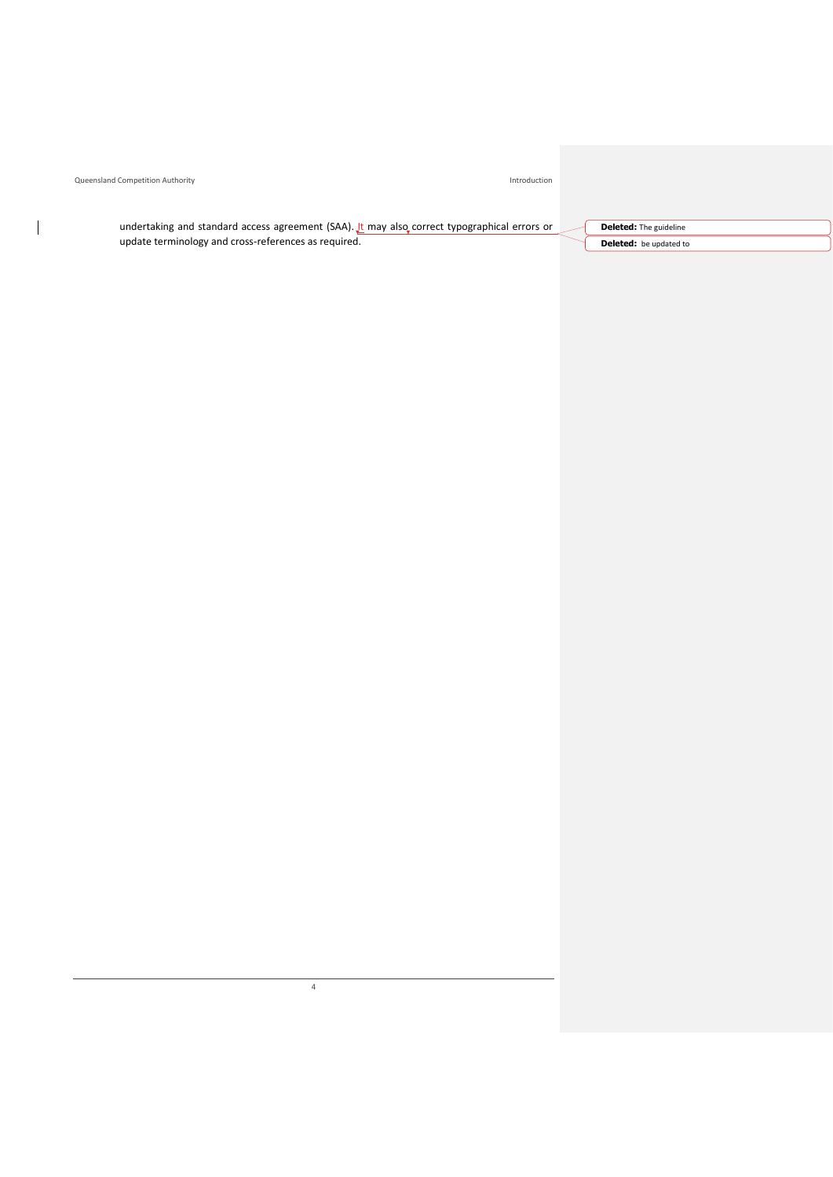undertaking and standard access agreement (SAA). It may also correct typographical errors or update terminology and cross-references as required.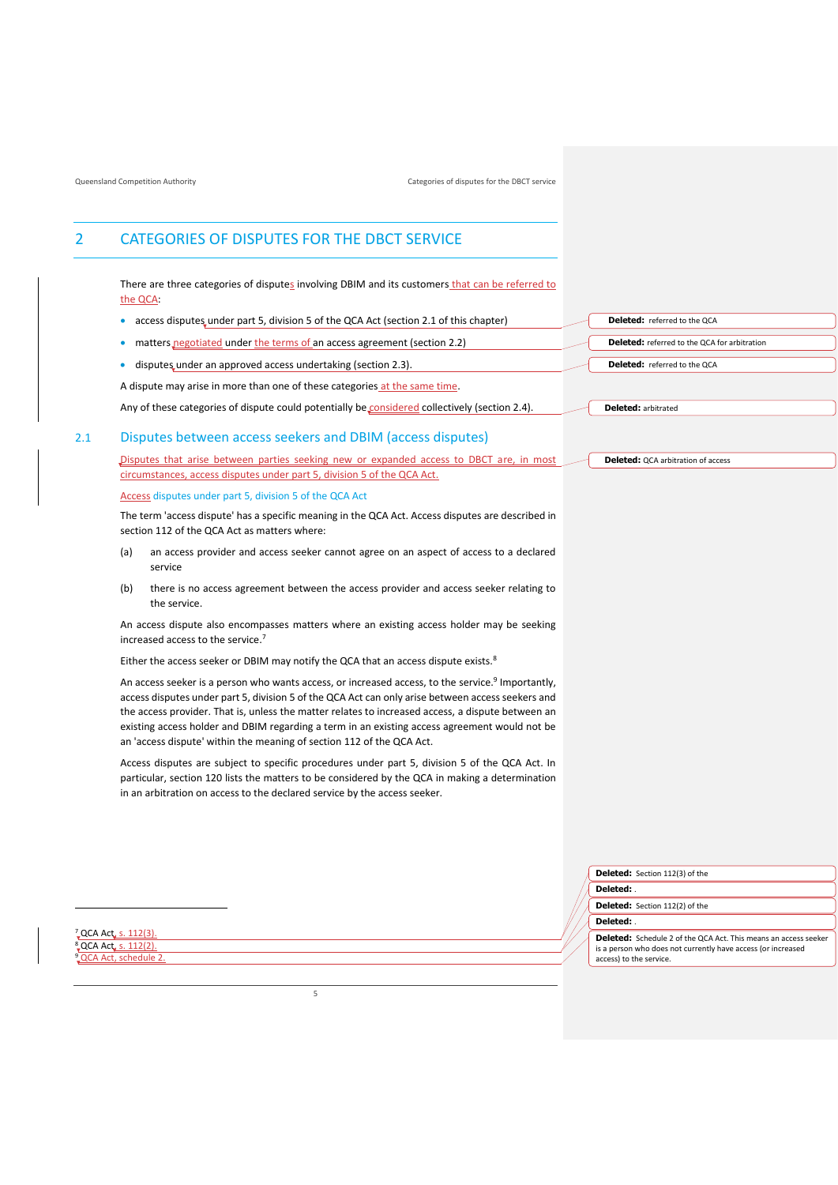# 2 CATEGORIES OF DISPUTES FOR THE DBCT SERVICE

There are three categories of disputes involving DBIM and its customers that can be referred to the QCA:

- access disputes under part 5, division 5 of the QCA Act (section 2.1 of this chapter)
- matters negotiated under the terms of an access agreement (section 2.2)
- disputes under an approved access undertaking (section 2.3).

A dispute may arise in more than one of these categories at the same time.

Any of these categories of dispute could potentially be considered collectively (section 2.4).

## 2.1 Disputes between access seekers and DBIM (access disputes)

Disputes that arise between parties seeking new or expanded access to DBCT are, in most circumstances, access disputes under part 5, division 5 of the QCA Act.

### Access disputes under part 5, division 5 of the QCA Act

The term 'access dispute' has a specific meaning in the QCA Act. Access disputes are described in section 112 of the QCA Act as matters where:

(a) an access provider and access seeker cannot agree on an aspect of access to a declared service

(b) there is no access agreement between the access provider and access seeker relating to the service.

An access dispute also encompasses matters where an existing access holder may be seeking increased access to the service.[7]

Either the access seeker or DBIM may notify the QCA that an access dispute exists.[8]

An access seeker is a person who wants access, or increased access, to the service.[9] Importantly, access disputes under part 5, division 5 of the QCA Act can only arise between access seekers and the access provider. That is, unless the matter relates to increased access, a dispute between an existing access holder and DBIM regarding a term in an existing access agreement would not be an 'access dispute' within the meaning of section 112 of the QCA Act.

Access disputes are subject to specific procedures under part 5, division 5 of the QCA Act. In particular, section 120 lists the matters to be considered by the QCA in making a determination in an arbitration on access to the declared service by the access seeker.

---

[7] QCA Act, s. 112(3).
[8] QCA Act, s. 112(2).
[9] QCA Act, schedule 2.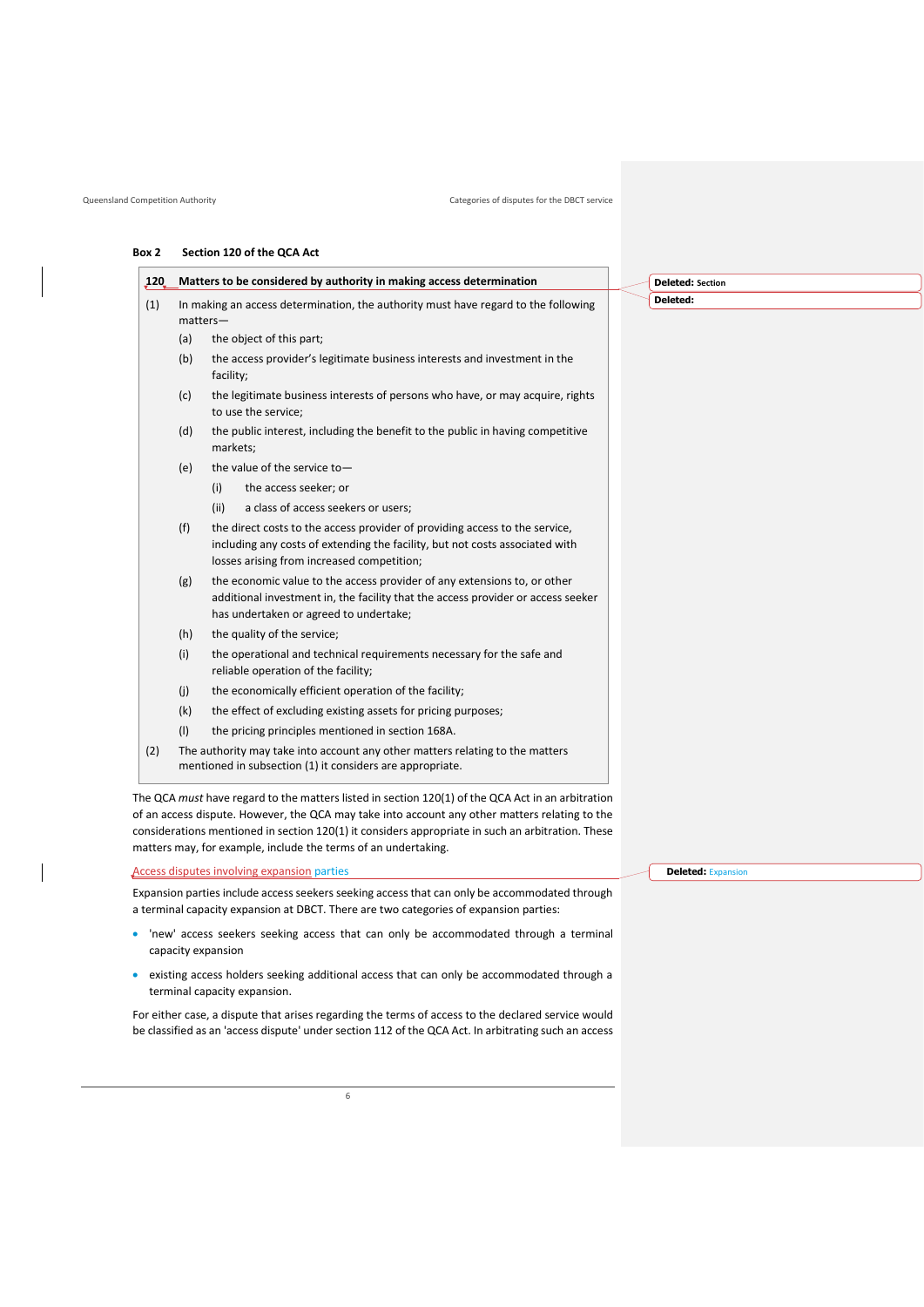**Box 2 Section 120 of the QCA Act**

**120 Matters to be considered by authority in making access determination**

(1) In making an access determination, the authority must have regard to the following matters—

(a) the object of this part;

(b) the access provider's legitimate business interests and investment in the facility;

(c) the legitimate business interests of persons who have, or may acquire, rights to use the service;

(d) the public interest, including the benefit to the public in having competitive markets;

(e) the value of the service to—

(i) the access seeker; or

(ii) a class of access seekers or users;

(f) the direct costs to the access provider of providing access to the service, including any costs of extending the facility, but not costs associated with losses arising from increased competition;

(g) the economic value to the access provider of any extensions to, or other additional investment in, the facility that the access provider or access seeker has undertaken or agreed to undertake;

(h) the quality of the service;

(i) the operational and technical requirements necessary for the safe and reliable operation of the facility;

(j) the economically efficient operation of the facility;

(k) the effect of excluding existing assets for pricing purposes;

(l) the pricing principles mentioned in section 168A.

(2) The authority may take into account any other matters relating to the matters mentioned in subsection (1) it considers are appropriate.

The QCA *must* have regard to the matters listed in section 120(1) of the QCA Act in an arbitration of an access dispute. However, the QCA may take into account any other matters relating to the considerations mentioned in section 120(1) it considers appropriate in such an arbitration. These matters may, for example, include the terms of an undertaking.

## Access disputes involving expansion parties

Expansion parties include access seekers seeking access that can only be accommodated through a terminal capacity expansion at DBCT. There are two categories of expansion parties:

- 'new' access seekers seeking access that can only be accommodated through a terminal capacity expansion
- existing access holders seeking additional access that can only be accommodated through a terminal capacity expansion.

For either case, a dispute that arises regarding the terms of access to the declared service would be classified as an 'access dispute' under section 112 of the QCA Act. In arbitrating such an access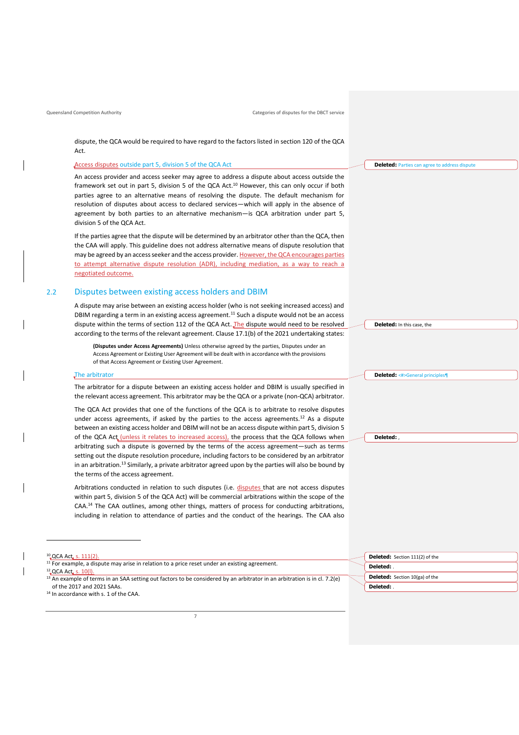dispute, the QCA would be required to have regard to the factors listed in section 120 of the QCA Act.

### Access disputes outside part 5, division 5 of the QCA Act

An access provider and access seeker may agree to address a dispute about access outside the framework set out in part 5, division 5 of the QCA Act.[10] However, this can only occur if both parties agree to an alternative means of resolving the dispute. The default mechanism for resolution of disputes about access to declared services—which will apply in the absence of agreement by both parties to an alternative mechanism—is QCA arbitration under part 5, division 5 of the QCA Act.

If the parties agree that the dispute will be determined by an arbitrator other than the QCA, then the CAA will apply. This guideline does not address alternative means of dispute resolution that may be agreed by an access seeker and the access provider. However, the QCA encourages parties to attempt alternative dispute resolution (ADR), including mediation, as a way to reach a negotiated outcome.

## 2.2 Disputes between existing access holders and DBIM

A dispute may arise between an existing access holder (who is not seeking increased access) and DBIM regarding a term in an existing access agreement.[11] Such a dispute would not be an access dispute within the terms of section 112 of the QCA Act. The dispute would need to be resolved according to the terms of the relevant agreement. Clause 17.1(b) of the 2021 undertaking states:

> **(Disputes under Access Agreements)** Unless otherwise agreed by the parties, Disputes under an Access Agreement or Existing User Agreement will be dealt with in accordance with the provisions of that Access Agreement or Existing User Agreement.

### The arbitrator

The arbitrator for a dispute between an existing access holder and DBIM is usually specified in the relevant access agreement. This arbitrator may be the QCA or a private (non-QCA) arbitrator.

The QCA Act provides that one of the functions of the QCA is to arbitrate to resolve disputes under access agreements, if asked by the parties to the access agreements.[12] As a dispute between an existing access holder and DBIM will not be an access dispute within part 5, division 5 of the QCA Act (unless it relates to increased access), the process that the QCA follows when arbitrating such a dispute is governed by the terms of the access agreement—such as terms setting out the dispute resolution procedure, including factors to be considered by an arbitrator in an arbitration.[13] Similarly, a private arbitrator agreed upon by the parties will also be bound by the terms of the access agreement.

Arbitrations conducted in relation to such disputes (i.e. disputes that are not access disputes within part 5, division 5 of the QCA Act) will be commercial arbitrations within the scope of the CAA.[14] The CAA outlines, among other things, matters of process for conducting arbitrations, including in relation to attendance of parties and the conduct of the hearings. The CAA also

---

[10] QCA Act, s. 111(2).

[11] For example, a dispute may arise in relation to a price reset under an existing agreement.

[12] QCA Act, s. 10(l).

[13] An example of terms in an SAA setting out factors to be considered by an arbitrator in an arbitration is in cl. 7.2(e) of the 2017 and 2021 SAAs.

[14] In accordance with s. 1 of the CAA.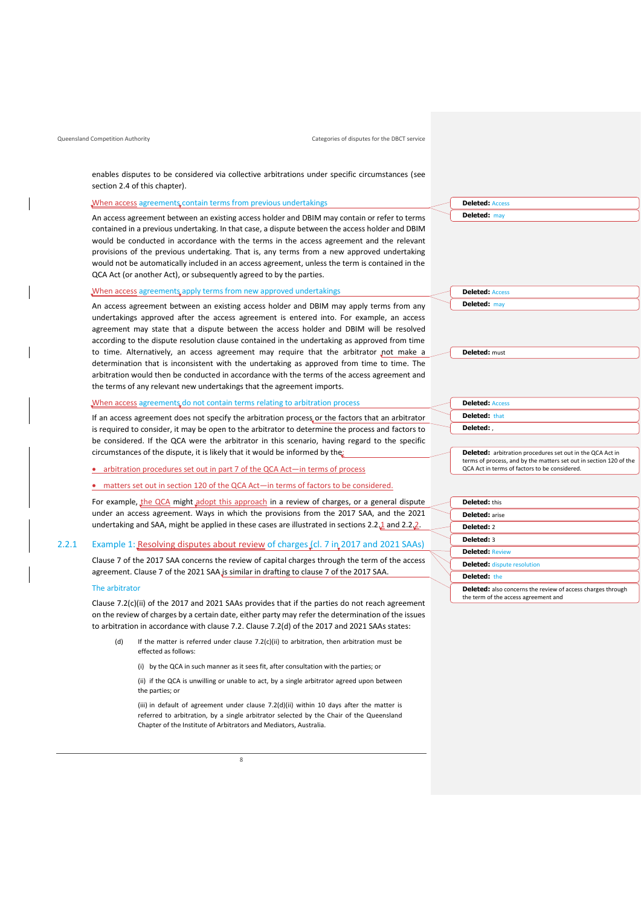enables disputes to be considered via collective arbitrations under specific circumstances (see section 2.4 of this chapter).

### When access agreements contain terms from previous undertakings

An access agreement between an existing access holder and DBIM may contain or refer to terms contained in a previous undertaking. In that case, a dispute between the access holder and DBIM would be conducted in accordance with the terms in the access agreement and the relevant provisions of the previous undertaking. That is, any terms from a new approved undertaking would not be automatically included in an access agreement, unless the term is contained in the QCA Act (or another Act), or subsequently agreed to by the parties.

### When access agreements apply terms from new approved undertakings

An access agreement between an existing access holder and DBIM may apply terms from any undertakings approved after the access agreement is entered into. For example, an access agreement may state that a dispute between the access holder and DBIM will be resolved according to the dispute resolution clause contained in the undertaking as approved from time to time. Alternatively, an access agreement may require that the arbitrator not make a determination that is inconsistent with the undertaking as approved from time to time. The arbitration would then be conducted in accordance with the terms of the access agreement and the terms of any relevant new undertakings that the agreement imports.

### When access agreements do not contain terms relating to arbitration process

If an access agreement does not specify the arbitration process or the factors that an arbitrator is required to consider, it may be open to the arbitrator to determine the process and factors to be considered. If the QCA were the arbitrator in this scenario, having regard to the specific circumstances of the dispute, it is likely that it would be informed by the:

- arbitration procedures set out in part 7 of the QCA Act—in terms of process
- matters set out in section 120 of the QCA Act—in terms of factors to be considered.

For example, the QCA might adopt this approach in a review of charges, or a general dispute under an access agreement. Ways in which the provisions from the 2017 SAA, and the 2021 undertaking and SAA, might be applied in these cases are illustrated in sections 2.2.1 and 2.2.2.

## 2.2.1 Example 1: Resolving disputes about review of charges (cl. 7 in 2017 and 2021 SAAs)

Clause 7 of the 2017 SAA concerns the review of capital charges through the term of the access agreement. Clause 7 of the 2021 SAA is similar in drafting to clause 7 of the 2017 SAA.

### The arbitrator

Clause 7.2(c)(ii) of the 2017 and 2021 SAAs provides that if the parties do not reach agreement on the review of charges by a certain date, either party may refer the determination of the issues to arbitration in accordance with clause 7.2. Clause 7.2(d) of the 2017 and 2021 SAAs states:

> (d) If the matter is referred under clause 7.2(c)(ii) to arbitration, then arbitration must be effected as follows:
>
> (i) by the QCA in such manner as it sees fit, after consultation with the parties; or
>
> (ii) if the QCA is unwilling or unable to act, by a single arbitrator agreed upon between the parties; or
>
> (iii) in default of agreement under clause 7.2(d)(ii) within 10 days after the matter is referred to arbitration, by a single arbitrator selected by the Chair of the Queensland Chapter of the Institute of Arbitrators and Mediators, Australia.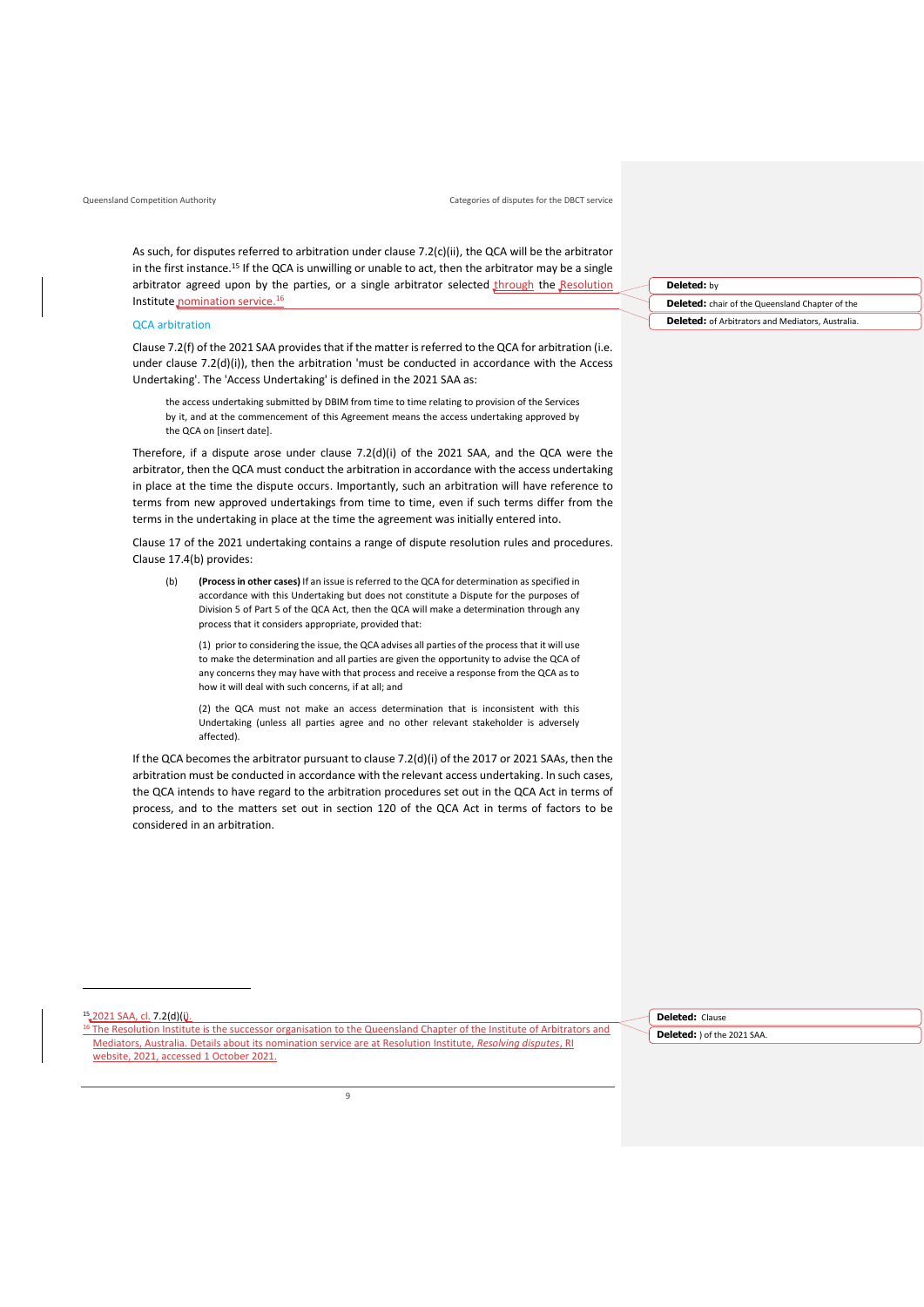As such, for disputes referred to arbitration under clause 7.2(c)(ii), the QCA will be the arbitrator in the first instance.[15] If the QCA is unwilling or unable to act, then the arbitrator may be a single arbitrator agreed upon by the parties, or a single arbitrator selected through the Resolution Institute nomination service.[16]

### QCA arbitration

Clause 7.2(f) of the 2021 SAA provides that if the matter is referred to the QCA for arbitration (i.e. under clause 7.2(d)(i)), then the arbitration 'must be conducted in accordance with the Access Undertaking'. The 'Access Undertaking' is defined in the 2021 SAA as:

> the access undertaking submitted by DBIM from time to time relating to provision of the Services by it, and at the commencement of this Agreement means the access undertaking approved by the QCA on [insert date].

Therefore, if a dispute arose under clause 7.2(d)(i) of the 2021 SAA, and the QCA were the arbitrator, then the QCA must conduct the arbitration in accordance with the access undertaking in place at the time the dispute occurs. Importantly, such an arbitration will have reference to terms from new approved undertakings from time to time, even if such terms differ from the terms in the undertaking in place at the time the agreement was initially entered into.

Clause 17 of the 2021 undertaking contains a range of dispute resolution rules and procedures. Clause 17.4(b) provides:

> (b) **(Process in other cases)** If an issue is referred to the QCA for determination as specified in accordance with this Undertaking but does not constitute a Dispute for the purposes of Division 5 of Part 5 of the QCA Act, then the QCA will make a determination through any process that it considers appropriate, provided that:
>
> (1) prior to considering the issue, the QCA advises all parties of the process that it will use to make the determination and all parties are given the opportunity to advise the QCA of any concerns they may have with that process and receive a response from the QCA as to how it will deal with such concerns, if at all; and
>
> (2) the QCA must not make an access determination that is inconsistent with this Undertaking (unless all parties agree and no other relevant stakeholder is adversely affected).

If the QCA becomes the arbitrator pursuant to clause 7.2(d)(i) of the 2017 or 2021 SAAs, then the arbitration must be conducted in accordance with the relevant access undertaking. In such cases, the QCA intends to have regard to the arbitration procedures set out in the QCA Act in terms of process, and to the matters set out in section 120 of the QCA Act in terms of factors to be considered in an arbitration.

---

[15] 2021 SAA, cl. 7.2(d)(i).

[16] The Resolution Institute is the successor organisation to the Queensland Chapter of the Institute of Arbitrators and Mediators, Australia. Details about its nomination service are at Resolution Institute, *Resolving disputes*, RI website, 2021, accessed 1 October 2021.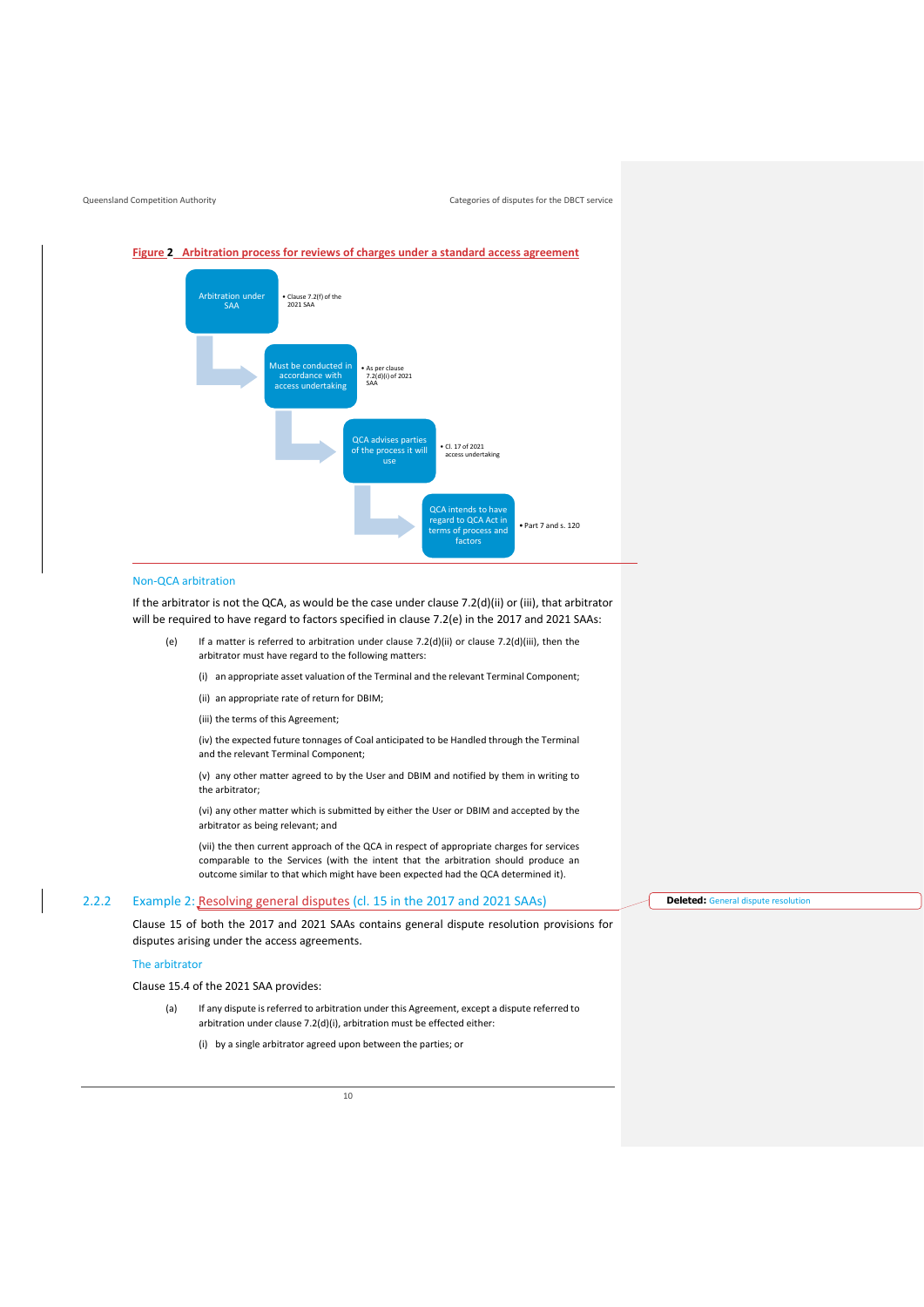**Figure 2 Arbitration process for reviews of charges under a standard access agreement**

- Arbitration under SAA — Clause 7.2(f) of the 2021 SAA
- Must be conducted in accordance with access undertaking — As per clause 7.2(d)(i) of 2021 SAA
- QCA advises parties of the process it will use — Cl. 17 of 2021 access undertaking
- QCA intends to have regard to QCA Act in terms of process and factors — Part 7 and s. 120

### Non-QCA arbitration

If the arbitrator is not the QCA, as would be the case under clause 7.2(d)(ii) or (iii), that arbitrator will be required to have regard to factors specified in clause 7.2(e) in the 2017 and 2021 SAAs:

> (e) If a matter is referred to arbitration under clause 7.2(d)(ii) or clause 7.2(d)(iii), then the arbitrator must have regard to the following matters:
>
> (i) an appropriate asset valuation of the Terminal and the relevant Terminal Component;
>
> (ii) an appropriate rate of return for DBIM;
>
> (iii) the terms of this Agreement;
>
> (iv) the expected future tonnages of Coal anticipated to be Handled through the Terminal and the relevant Terminal Component;
>
> (v) any other matter agreed to by the User and DBIM and notified by them in writing to the arbitrator;
>
> (vi) any other matter which is submitted by either the User or DBIM and accepted by the arbitrator as being relevant; and
>
> (vii) the then current approach of the QCA in respect of appropriate charges for services comparable to the Services (with the intent that the arbitration should produce an outcome similar to that which might have been expected had the QCA determined it).

## 2.2.2 Example 2: Resolving general disputes (cl. 15 in the 2017 and 2021 SAAs)

Deleted: General dispute resolution

Clause 15 of both the 2017 and 2021 SAAs contains general dispute resolution provisions for disputes arising under the access agreements.

### The arbitrator

Clause 15.4 of the 2021 SAA provides:

> (a) If any dispute is referred to arbitration under this Agreement, except a dispute referred to arbitration under clause 7.2(d)(i), arbitration must be effected either:
>
> (i) by a single arbitrator agreed upon between the parties; or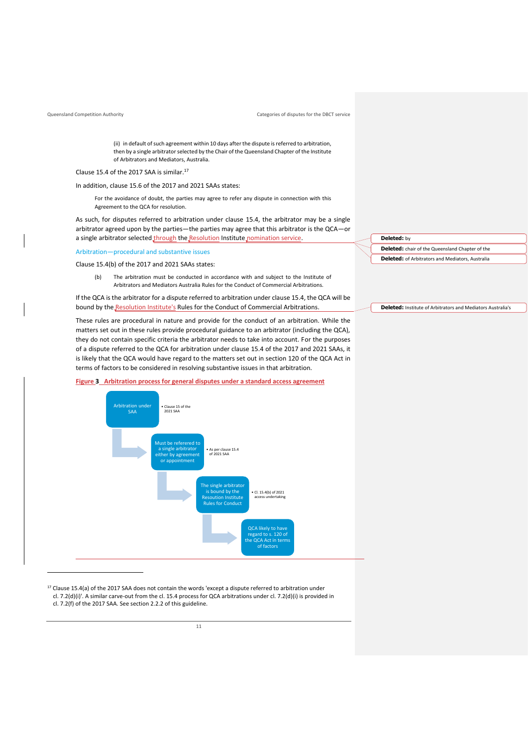(ii) in default of such agreement within 10 days after the dispute is referred to arbitration, then by a single arbitrator selected by the Chair of the Queensland Chapter of the Institute of Arbitrators and Mediators, Australia.

Clause 15.4 of the 2017 SAA is similar.[17]

In addition, clause 15.6 of the 2017 and 2021 SAAs states:

> For the avoidance of doubt, the parties may agree to refer any dispute in connection with this Agreement to the QCA for resolution.

As such, for disputes referred to arbitration under clause 15.4, the arbitrator may be a single arbitrator agreed upon by the parties—the parties may agree that this arbitrator is the QCA—or a single arbitrator selected through the Resolution Institute nomination service.

### Arbitration—procedural and substantive issues

Clause 15.4(b) of the 2017 and 2021 SAAs states:

> (b) The arbitration must be conducted in accordance with and subject to the Institute of Arbitrators and Mediators Australia Rules for the Conduct of Commercial Arbitrations.

If the QCA is the arbitrator for a dispute referred to arbitration under clause 15.4, the QCA will be bound by the Resolution Institute's Rules for the Conduct of Commercial Arbitrations.

These rules are procedural in nature and provide for the conduct of an arbitration. While the matters set out in these rules provide procedural guidance to an arbitrator (including the QCA), they do not contain specific criteria the arbitrator needs to take into account. For the purposes of a dispute referred to the QCA for arbitration under clause 15.4 of the 2017 and 2021 SAAs, it is likely that the QCA would have regard to the matters set out in section 120 of the QCA Act in terms of factors to be considered in resolving substantive issues in that arbitration.

**Figure 3 Arbitration process for general disputes under a standard access agreement**

- Arbitration under SAA — Clause 15 of the 2021 SAA
- Must be referred to a single arbitrator either by agreement or appointment — As per clause 15.4 of 2021 SAA
- The single arbitrator is bound by the Resoution Institute Rules for Conduct — Cl. 15.4(b) of 2021 access undertaking
- QCA likely to have regard to s. 120 of the QCA Act in terms of factors

[17] Clause 15.4(a) of the 2017 SAA does not contain the words 'except a dispute referred to arbitration under cl. 7.2(d)(i)'. A similar carve-out from the cl. 15.4 process for QCA arbitrations under cl. 7.2(d)(i) is provided in cl. 7.2(f) of the 2017 SAA. See section 2.2.2 of this guideline.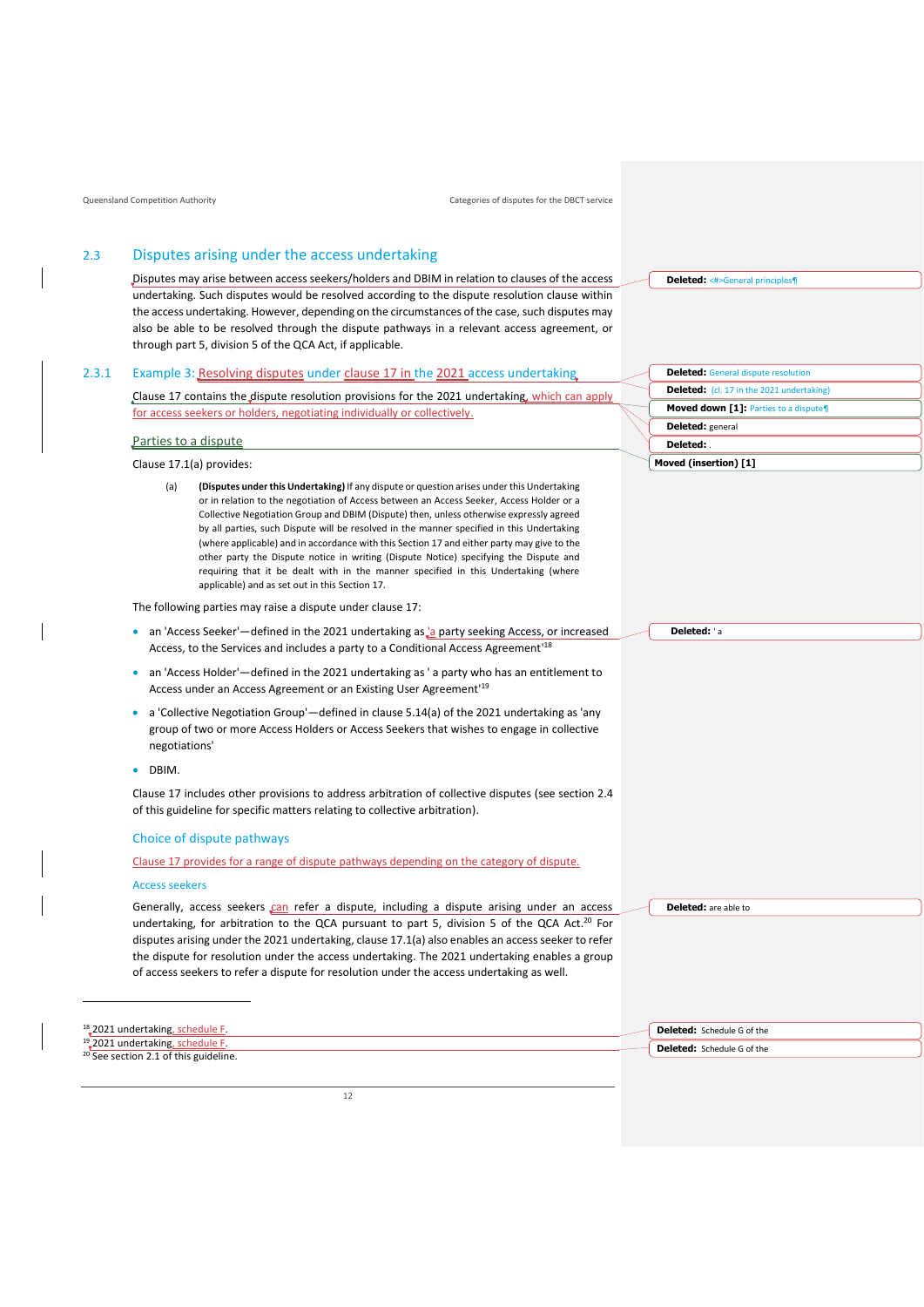## 2.3 Disputes arising under the access undertaking

Disputes may arise between access seekers/holders and DBIM in relation to clauses of the access undertaking. Such disputes would be resolved according to the dispute resolution clause within the access undertaking. However, depending on the circumstances of the case, such disputes may also be able to be resolved through the dispute pathways in a relevant access agreement, or through part 5, division 5 of the QCA Act, if applicable.

### 2.3.1 Example 3: Resolving disputes under clause 17 in the 2021 access undertaking

Clause 17 contains the dispute resolution provisions for the 2021 undertaking, which can apply for access seekers or holders, negotiating individually or collectively.

#### Parties to a dispute

Clause 17.1(a) provides:

> (a) **(Disputes under this Undertaking)** If any dispute or question arises under this Undertaking or in relation to the negotiation of Access between an Access Seeker, Access Holder or a Collective Negotiation Group and DBIM (Dispute) then, unless otherwise expressly agreed by all parties, such Dispute will be resolved in the manner specified in this Undertaking (where applicable) and in accordance with this Section 17 and either party may give to the other party the Dispute notice in writing (Dispute Notice) specifying the Dispute and requiring that it be dealt with in the manner specified in this Undertaking (where applicable) and as set out in this Section 17.

The following parties may raise a dispute under clause 17:

- an 'Access Seeker'—defined in the 2021 undertaking as 'a party seeking Access, or increased Access, to the Services and includes a party to a Conditional Access Agreement'[18]
- an 'Access Holder'—defined in the 2021 undertaking as ' a party who has an entitlement to Access under an Access Agreement or an Existing User Agreement'[19]
- a 'Collective Negotiation Group'—defined in clause 5.14(a) of the 2021 undertaking as 'any group of two or more Access Holders or Access Seekers that wishes to engage in collective negotiations'
- DBIM.

Clause 17 includes other provisions to address arbitration of collective disputes (see section 2.4 of this guideline for specific matters relating to collective arbitration).

#### Choice of dispute pathways

Clause 17 provides for a range of dispute pathways depending on the category of dispute.

##### Access seekers

Generally, access seekers can refer a dispute, including a dispute arising under an access undertaking, for arbitration to the QCA pursuant to part 5, division 5 of the QCA Act.[20] For disputes arising under the 2021 undertaking, clause 17.1(a) also enables an access seeker to refer the dispute for resolution under the access undertaking. The 2021 undertaking enables a group of access seekers to refer a dispute for resolution under the access undertaking as well.

---

[18] 2021 undertaking, schedule F.

[19] 2021 undertaking, schedule F.

[20] See section 2.1 of this guideline.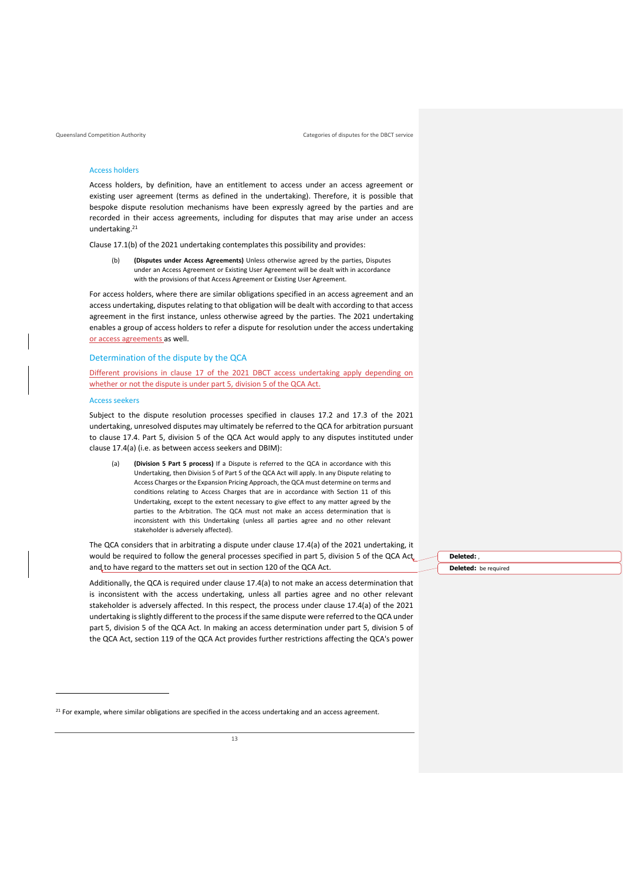### Access holders

Access holders, by definition, have an entitlement to access under an access agreement or existing user agreement (terms as defined in the undertaking). Therefore, it is possible that bespoke dispute resolution mechanisms have been expressly agreed by the parties and are recorded in their access agreements, including for disputes that may arise under an access undertaking.[21]

Clause 17.1(b) of the 2021 undertaking contemplates this possibility and provides:

> (b) **(Disputes under Access Agreements)** Unless otherwise agreed by the parties, Disputes under an Access Agreement or Existing User Agreement will be dealt with in accordance with the provisions of that Access Agreement or Existing User Agreement.

For access holders, where there are similar obligations specified in an access agreement and an access undertaking, disputes relating to that obligation will be dealt with according to that access agreement in the first instance, unless otherwise agreed by the parties. The 2021 undertaking enables a group of access holders to refer a dispute for resolution under the access undertaking or access agreements as well.

## Determination of the dispute by the QCA

Different provisions in clause 17 of the 2021 DBCT access undertaking apply depending on whether or not the dispute is under part 5, division 5 of the QCA Act.

### Access seekers

Subject to the dispute resolution processes specified in clauses 17.2 and 17.3 of the 2021 undertaking, unresolved disputes may ultimately be referred to the QCA for arbitration pursuant to clause 17.4. Part 5, division 5 of the QCA Act would apply to any disputes instituted under clause 17.4(a) (i.e. as between access seekers and DBIM):

> (a) **(Division 5 Part 5 process)** If a Dispute is referred to the QCA in accordance with this Undertaking, then Division 5 of Part 5 of the QCA Act will apply. In any Dispute relating to Access Charges or the Expansion Pricing Approach, the QCA must determine on terms and conditions relating to Access Charges that are in accordance with Section 11 of this Undertaking, except to the extent necessary to give effect to any matter agreed by the parties to the Arbitration. The QCA must not make an access determination that is inconsistent with this Undertaking (unless all parties agree and no other relevant stakeholder is adversely affected).

The QCA considers that in arbitrating a dispute under clause 17.4(a) of the 2021 undertaking, it would be required to follow the general processes specified in part 5, division 5 of the QCA Act and to have regard to the matters set out in section 120 of the QCA Act.

Additionally, the QCA is required under clause 17.4(a) to not make an access determination that is inconsistent with the access undertaking, unless all parties agree and no other relevant stakeholder is adversely affected. In this respect, the process under clause 17.4(a) of the 2021 undertaking is slightly different to the process if the same dispute were referred to the QCA under part 5, division 5 of the QCA Act. In making an access determination under part 5, division 5 of the QCA Act, section 119 of the QCA Act provides further restrictions affecting the QCA's power

---

[21] For example, where similar obligations are specified in the access undertaking and an access agreement.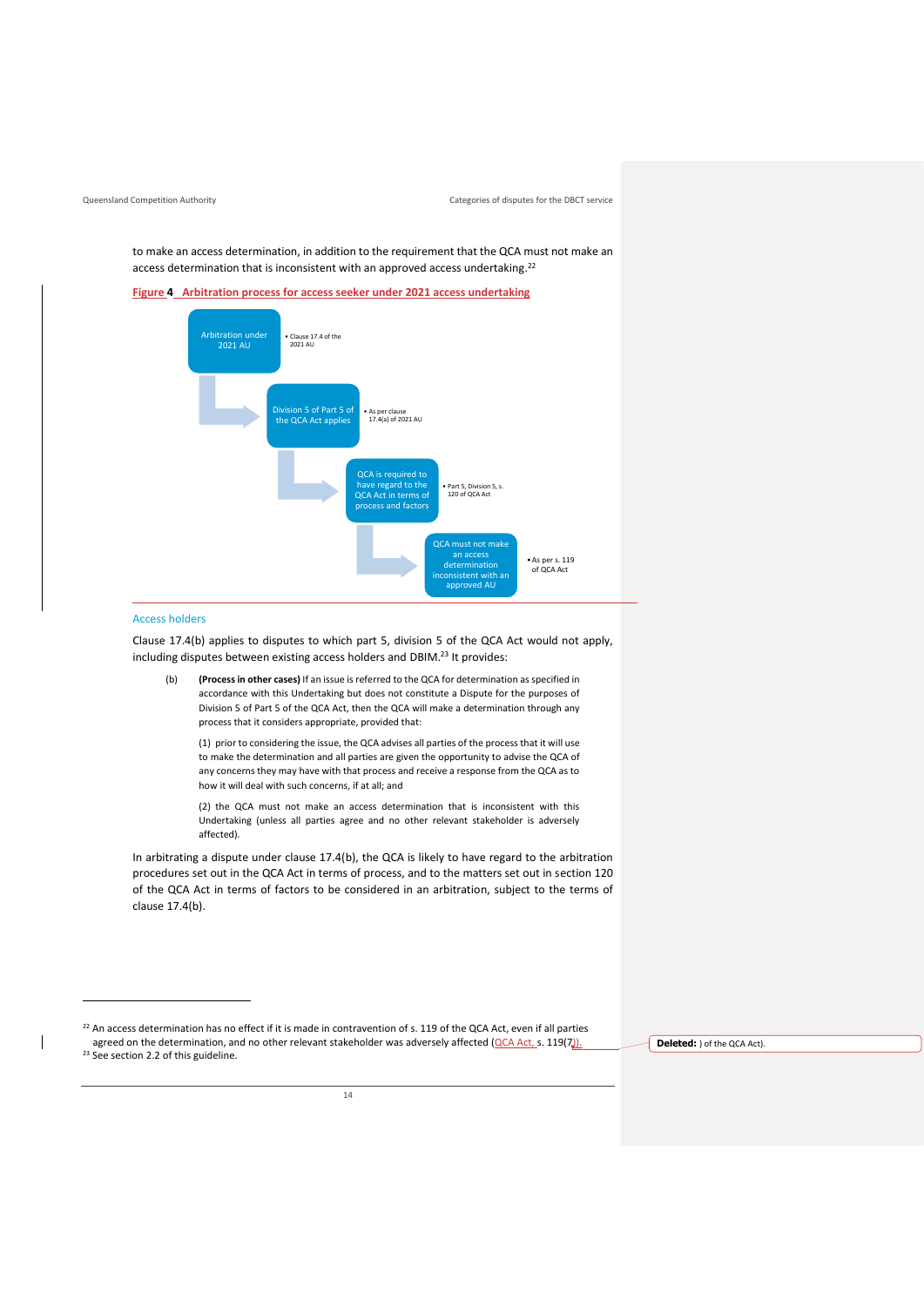to make an access determination, in addition to the requirement that the QCA must not make an access determination that is inconsistent with an approved access undertaking.[22]

**Figure 4 Arbitration process for access seeker under 2021 access undertaking**

- Arbitration under 2021 AU — Clause 17.4 of the 2021 AU
- Division 5 of Part 5 of the QCA Act applies — As per clause 17.4(a) of 2021 AU
- QCA is required to have regard to the QCA Act in terms of process and factors — Part 5, Division 5, s. 120 of QCA Act
- QCA must not make an access determination inconsistent with an approved AU — As per s. 119 of QCA Act

### Access holders

Clause 17.4(b) applies to disputes to which part 5, division 5 of the QCA Act would not apply, including disputes between existing access holders and DBIM.[23] It provides:

> (b) **(Process in other cases)** If an issue is referred to the QCA for determination as specified in accordance with this Undertaking but does not constitute a Dispute for the purposes of Division 5 of Part 5 of the QCA Act, then the QCA will make a determination through any process that it considers appropriate, provided that:
>
> (1) prior to considering the issue, the QCA advises all parties of the process that it will use to make the determination and all parties are given the opportunity to advise the QCA of any concerns they may have with that process and receive a response from the QCA as to how it will deal with such concerns, if at all; and
>
> (2) the QCA must not make an access determination that is inconsistent with this Undertaking (unless all parties agree and no other relevant stakeholder is adversely affected).

In arbitrating a dispute under clause 17.4(b), the QCA is likely to have regard to the arbitration procedures set out in the QCA Act in terms of process, and to the matters set out in section 120 of the QCA Act in terms of factors to be considered in an arbitration, subject to the terms of clause 17.4(b).

[22] An access determination has no effect if it is made in contravention of s. 119 of the QCA Act, even if all parties agreed on the determination, and no other relevant stakeholder was adversely affected (QCA Act, s. 119(7)).

[23] See section 2.2 of this guideline.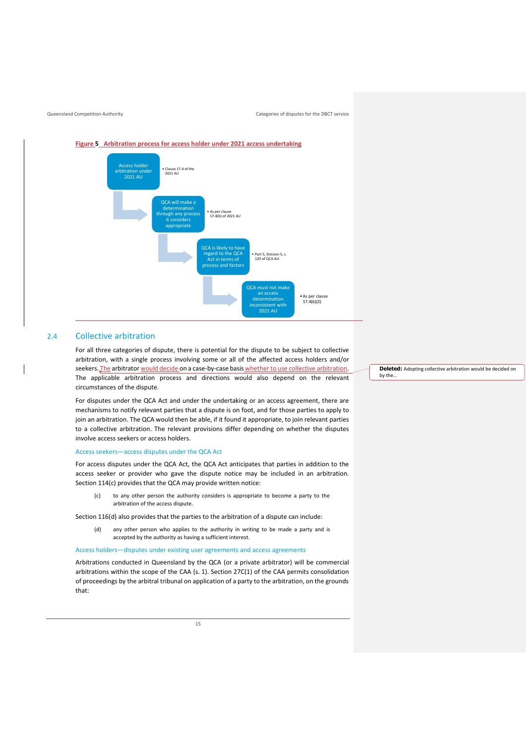**Figure 5 Arbitration process for access holder under 2021 access undertaking**

- Access holder arbitration under 2021 AU — Clause 17.4 of the 2021 AU
- QCA will make a determination through any process it considers appropriate — As per clause 17.4(b) of 2021 AU
- QCA is likely to have regard to the QCA Act in terms of process and factors — Part 5, Division 5, s. 120 of QCA Act
- QCA must not make an access determination inconsistent with 2021 AU — As per clause 17.4(b)(2)

## 2.4 Collective arbitration

For all three categories of dispute, there is potential for the dispute to be subject to collective arbitration, with a single process involving some or all of the affected access holders and/or seekers. The arbitrator would decide on a case-by-case basis whether to use collective arbitration. The applicable arbitration process and directions would also depend on the relevant circumstances of the dispute.

For disputes under the QCA Act and under the undertaking or an access agreement, there are mechanisms to notify relevant parties that a dispute is on foot, and for those parties to apply to join an arbitration. The QCA would then be able, if it found it appropriate, to join relevant parties to a collective arbitration. The relevant provisions differ depending on whether the disputes involve access seekers or access holders.

### Access seekers—access disputes under the QCA Act

For access disputes under the QCA Act, the QCA Act anticipates that parties in addition to the access seeker or provider who gave the dispute notice may be included in an arbitration. Section 114(c) provides that the QCA may provide written notice:

> (c) to any other person the authority considers is appropriate to become a party to the arbitration of the access dispute.

Section 116(d) also provides that the parties to the arbitration of a dispute can include:

> (d) any other person who applies to the authority in writing to be made a party and is accepted by the authority as having a sufficient interest.

### Access holders—disputes under existing user agreements and access agreements

Arbitrations conducted in Queensland by the QCA (or a private arbitrator) will be commercial arbitrations within the scope of the CAA (s. 1). Section 27C(1) of the CAA permits consolidation of proceedings by the arbitral tribunal on application of a party to the arbitration, on the grounds that: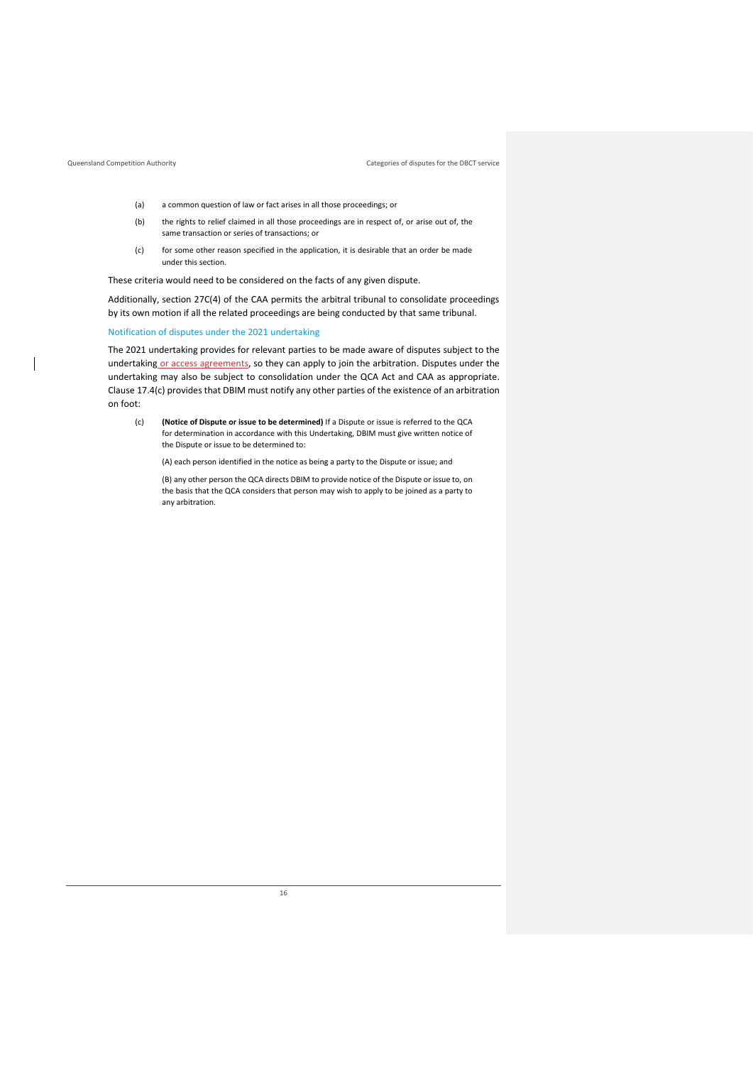(a) a common question of law or fact arises in all those proceedings; or

(b) the rights to relief claimed in all those proceedings are in respect of, or arise out of, the same transaction or series of transactions; or

(c) for some other reason specified in the application, it is desirable that an order be made under this section.

These criteria would need to be considered on the facts of any given dispute.

Additionally, section 27C(4) of the CAA permits the arbitral tribunal to consolidate proceedings by its own motion if all the related proceedings are being conducted by that same tribunal.

### Notification of disputes under the 2021 undertaking

The 2021 undertaking provides for relevant parties to be made aware of disputes subject to the undertaking or access agreements, so they can apply to join the arbitration. Disputes under the undertaking may also be subject to consolidation under the QCA Act and CAA as appropriate. Clause 17.4(c) provides that DBIM must notify any other parties of the existence of an arbitration on foot:

> (c) **(Notice of Dispute or issue to be determined)** If a Dispute or issue is referred to the QCA for determination in accordance with this Undertaking, DBIM must give written notice of the Dispute or issue to be determined to:
>
> (A) each person identified in the notice as being a party to the Dispute or issue; and
>
> (B) any other person the QCA directs DBIM to provide notice of the Dispute or issue to, on the basis that the QCA considers that person may wish to apply to be joined as a party to any arbitration.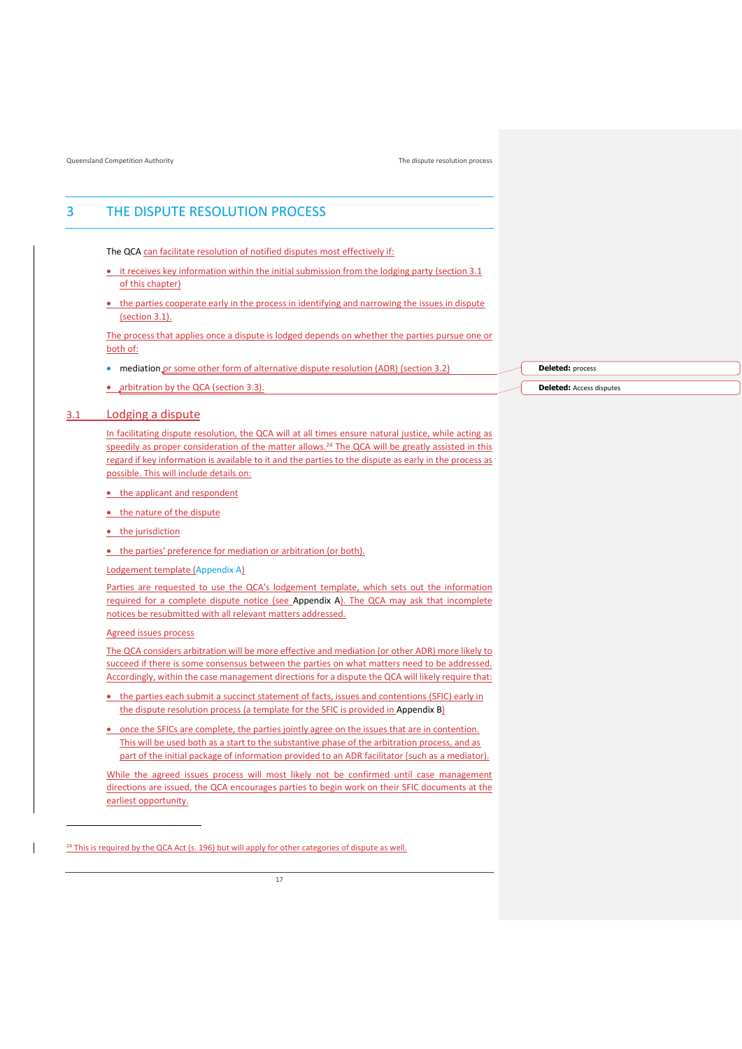# 3 THE DISPUTE RESOLUTION PROCESS

The QCA can facilitate resolution of notified disputes most effectively if:

- it receives key information within the initial submission from the lodging party (section 3.1 of this chapter)
- the parties cooperate early in the process in identifying and narrowing the issues in dispute (section 3.1).

The process that applies once a dispute is lodged depends on whether the parties pursue one or both of:

- mediation or some other form of alternative dispute resolution (ADR) (section 3.2)
- arbitration by the QCA (section 3.3).

## 3.1 Lodging a dispute

In facilitating dispute resolution, the QCA will at all times ensure natural justice, while acting as speedily as proper consideration of the matter allows.[24] The QCA will be greatly assisted in this regard if key information is available to it and the parties to the dispute as early in the process as possible. This will include details on:

- the applicant and respondent
- the nature of the dispute
- the jurisdiction
- the parties' preference for mediation or arbitration (or both).

Lodgement template (Appendix A)

Parties are requested to use the QCA's lodgement template, which sets out the information required for a complete dispute notice (see Appendix A). The QCA may ask that incomplete notices be resubmitted with all relevant matters addressed.

Agreed issues process

The QCA considers arbitration will be more effective and mediation (or other ADR) more likely to succeed if there is some consensus between the parties on what matters need to be addressed. Accordingly, within the case management directions for a dispute the QCA will likely require that:

- the parties each submit a succinct statement of facts, issues and contentions (SFIC) early in the dispute resolution process (a template for the SFIC is provided in Appendix B)
- once the SFICs are complete, the parties jointly agree on the issues that are in contention. This will be used both as a start to the substantive phase of the arbitration process, and as part of the initial package of information provided to an ADR facilitator (such as a mediator).

While the agreed issues process will most likely not be confirmed until case management directions are issued, the QCA encourages parties to begin work on their SFIC documents at the earliest opportunity.

[24] This is required by the QCA Act (s. 196) but will apply for other categories of dispute as well.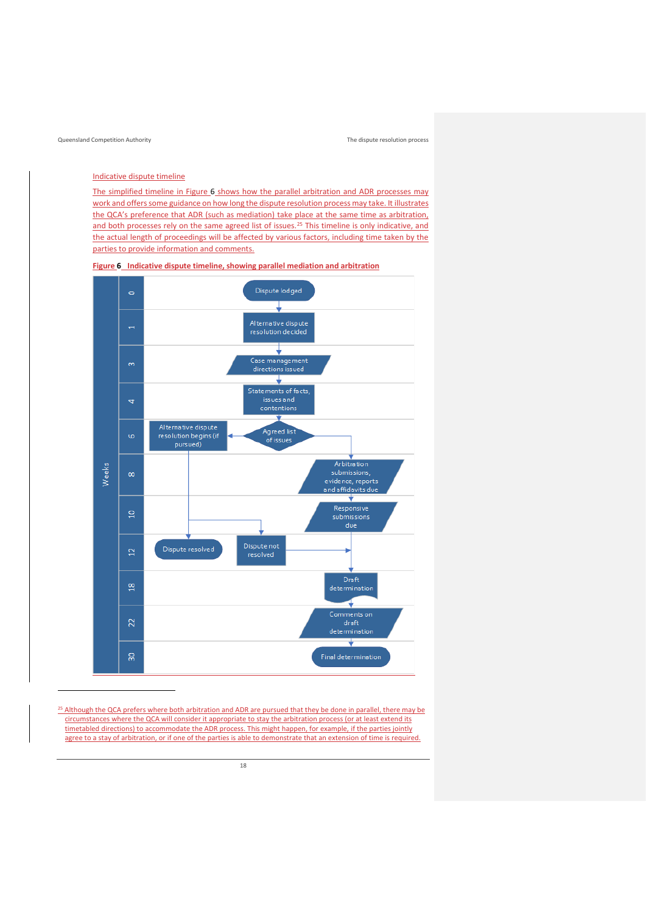### Indicative dispute timeline

The simplified timeline in Figure 6 shows how the parallel arbitration and ADR processes may work and offers some guidance on how long the dispute resolution process may take. It illustrates the QCA's preference that ADR (such as mediation) take place at the same time as arbitration, and both processes rely on the same agreed list of issues.[25] This timeline is only indicative, and the actual length of proceedings will be affected by various factors, including time taken by the parties to provide information and comments.

**Figure 6 Indicative dispute timeline, showing parallel mediation and arbitration**

| Weeks | Alternative dispute resolution | Main process | Arbitration |
|---|---|---|---|
| 0 | | Dispute lodged | |
| 1 | | Alternative dispute resolution decided | |
| 3 | | Case management directions issued | |
| 4 | | Statements of facts, issues and contentions | |
| 6 | Alternative dispute resolution begins (if pursued) | Agreed list of issues | |
| 8 | | | Arbitration submissions, evidence, reports and affidavits due |
| 10 | | | Responsive submissions due |
| 12 | Dispute resolved | Dispute not resolved | |
| 18 | | | Draft determination |
| 22 | | | Comments on draft determination |
| 30 | | | Final determination |

[25] Although the QCA prefers where both arbitration and ADR are pursued that they be done in parallel, there may be circumstances where the QCA will consider it appropriate to stay the arbitration process (or at least extend its timetabled directions) to accommodate the ADR process. This might happen, for example, if the parties jointly agree to a stay of arbitration, or if one of the parties is able to demonstrate that an extension of time is required.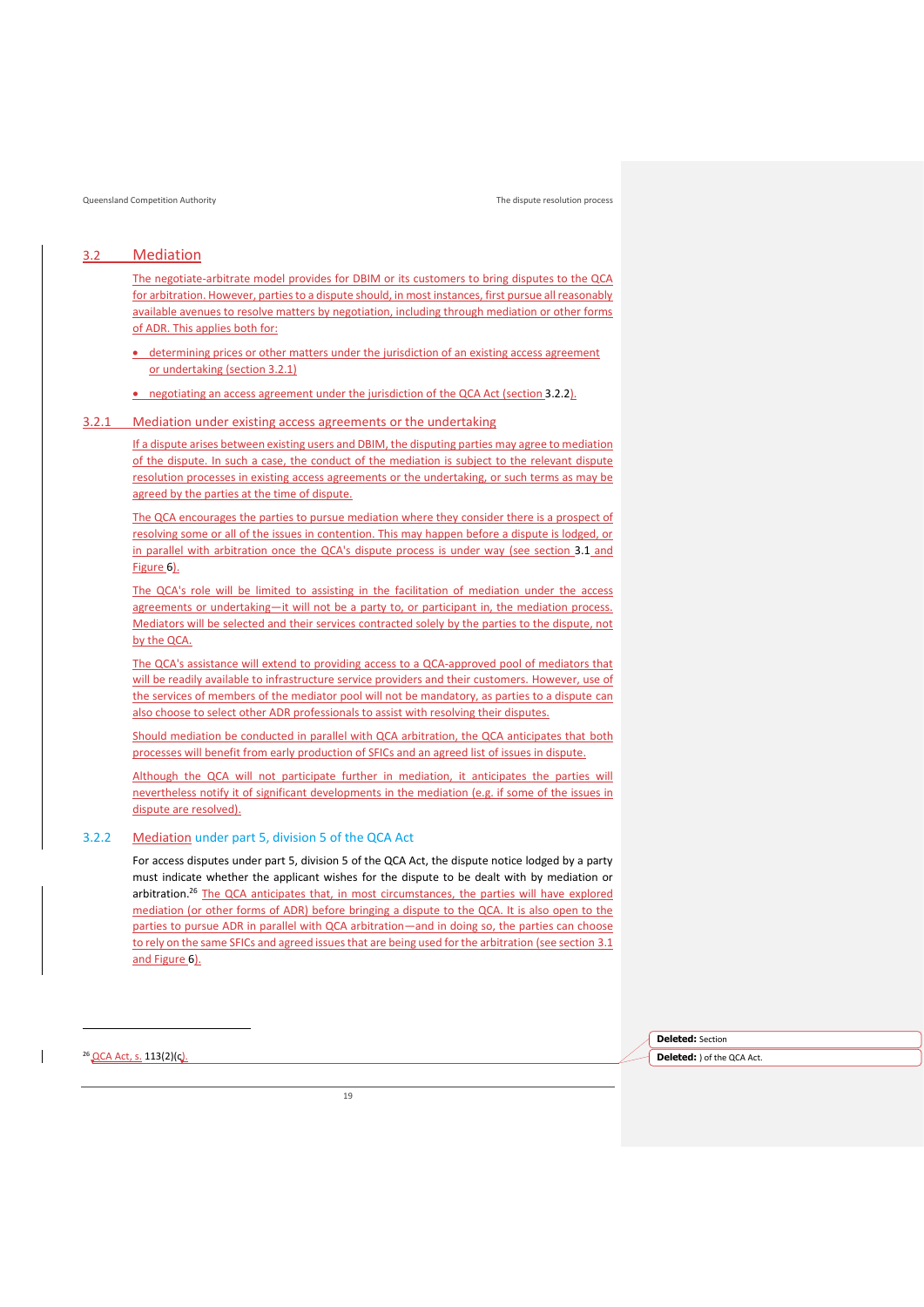## 3.2 Mediation

The negotiate-arbitrate model provides for DBIM or its customers to bring disputes to the QCA for arbitration. However, parties to a dispute should, in most instances, first pursue all reasonably available avenues to resolve matters by negotiation, including through mediation or other forms of ADR. This applies both for:

- determining prices or other matters under the jurisdiction of an existing access agreement or undertaking (section 3.2.1)
- negotiating an access agreement under the jurisdiction of the QCA Act (section 3.2.2).

### 3.2.1 Mediation under existing access agreements or the undertaking

If a dispute arises between existing users and DBIM, the disputing parties may agree to mediation of the dispute. In such a case, the conduct of the mediation is subject to the relevant dispute resolution processes in existing access agreements or the undertaking, or such terms as may be agreed by the parties at the time of dispute.

The QCA encourages the parties to pursue mediation where they consider there is a prospect of resolving some or all of the issues in contention. This may happen before a dispute is lodged, or in parallel with arbitration once the QCA's dispute process is under way (see section 3.1 and Figure 6).

The QCA's role will be limited to assisting in the facilitation of mediation under the access agreements or undertaking—it will not be a party to, or participant in, the mediation process. Mediators will be selected and their services contracted solely by the parties to the dispute, not by the QCA.

The QCA's assistance will extend to providing access to a QCA-approved pool of mediators that will be readily available to infrastructure service providers and their customers. However, use of the services of members of the mediator pool will not be mandatory, as parties to a dispute can also choose to select other ADR professionals to assist with resolving their disputes.

Should mediation be conducted in parallel with QCA arbitration, the QCA anticipates that both processes will benefit from early production of SFICs and an agreed list of issues in dispute.

Although the QCA will not participate further in mediation, it anticipates the parties will nevertheless notify it of significant developments in the mediation (e.g. if some of the issues in dispute are resolved).

### 3.2.2 Mediation under part 5, division 5 of the QCA Act

For access disputes under part 5, division 5 of the QCA Act, the dispute notice lodged by a party must indicate whether the applicant wishes for the dispute to be dealt with by mediation or arbitration.[26] The QCA anticipates that, in most circumstances, the parties will have explored mediation (or other forms of ADR) before bringing a dispute to the QCA. It is also open to the parties to pursue ADR in parallel with QCA arbitration—and in doing so, the parties can choose to rely on the same SFICs and agreed issues that are being used for the arbitration (see section 3.1 and Figure 6).

---

[26] QCA Act, s. 113(2)(c).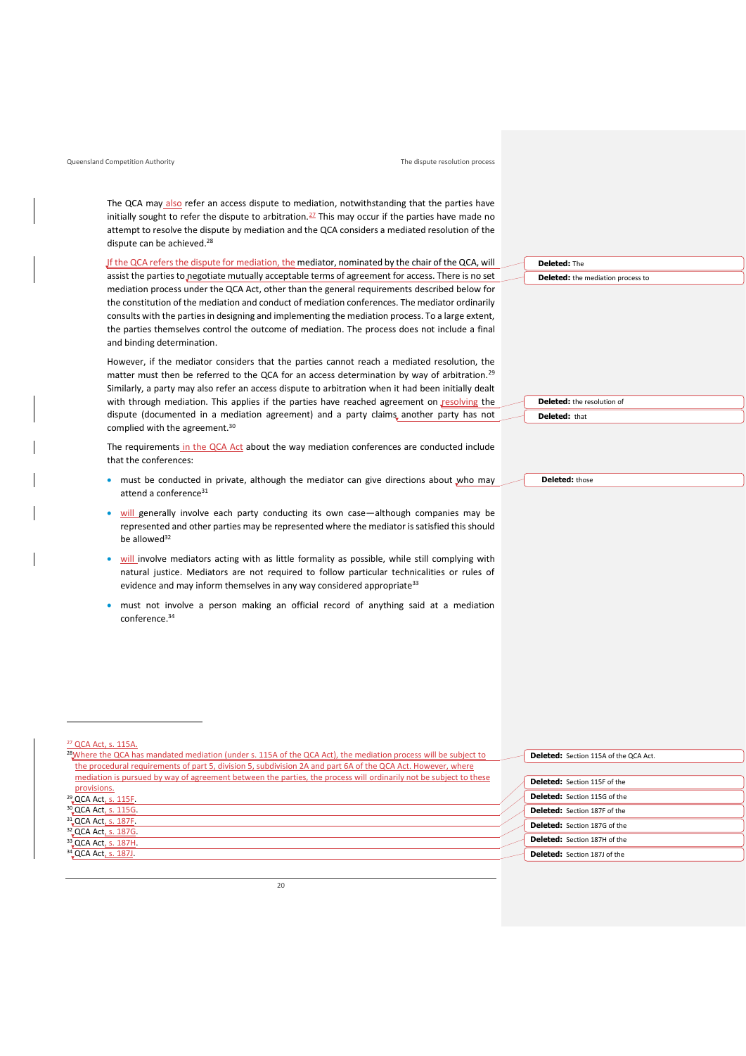The QCA may also refer an access dispute to mediation, notwithstanding that the parties have initially sought to refer the dispute to arbitration.[27] This may occur if the parties have made no attempt to resolve the dispute by mediation and the QCA considers a mediated resolution of the dispute can be achieved.[28]

If the QCA refers the dispute for mediation, the mediator, nominated by the chair of the QCA, will assist the parties to negotiate mutually acceptable terms of agreement for access. There is no set mediation process under the QCA Act, other than the general requirements described below for the constitution of the mediation and conduct of mediation conferences. The mediator ordinarily consults with the parties in designing and implementing the mediation process. To a large extent, the parties themselves control the outcome of mediation. The process does not include a final and binding determination.

However, if the mediator considers that the parties cannot reach a mediated resolution, the matter must then be referred to the QCA for an access determination by way of arbitration.[29] Similarly, a party may also refer an access dispute to arbitration when it had been initially dealt with through mediation. This applies if the parties have reached agreement on resolving the dispute (documented in a mediation agreement) and a party claims another party has not complied with the agreement.[30]

The requirements in the QCA Act about the way mediation conferences are conducted include that the conferences:

- must be conducted in private, although the mediator can give directions about who may attend a conference[31]
- will generally involve each party conducting its own case—although companies may be represented and other parties may be represented where the mediator is satisfied this should be allowed[32]
- will involve mediators acting with as little formality as possible, while still complying with natural justice. Mediators are not required to follow particular technicalities or rules of evidence and may inform themselves in any way considered appropriate[33]
- must not involve a person making an official record of anything said at a mediation conference.[34]

---

[27] QCA Act, s. 115A.

[28] Where the QCA has mandated mediation (under s. 115A of the QCA Act), the mediation process will be subject to the procedural requirements of part 5, division 5, subdivision 2A and part 6A of the QCA Act. However, where mediation is pursued by way of agreement between the parties, the process will ordinarily not be subject to these provisions.

[29] QCA Act, s. 115F.

[30] QCA Act, s. 115G.

[31] QCA Act, s. 187F.

[32] QCA Act, s. 187G.

[33] QCA Act, s. 187H.

[34] QCA Act, s. 187J.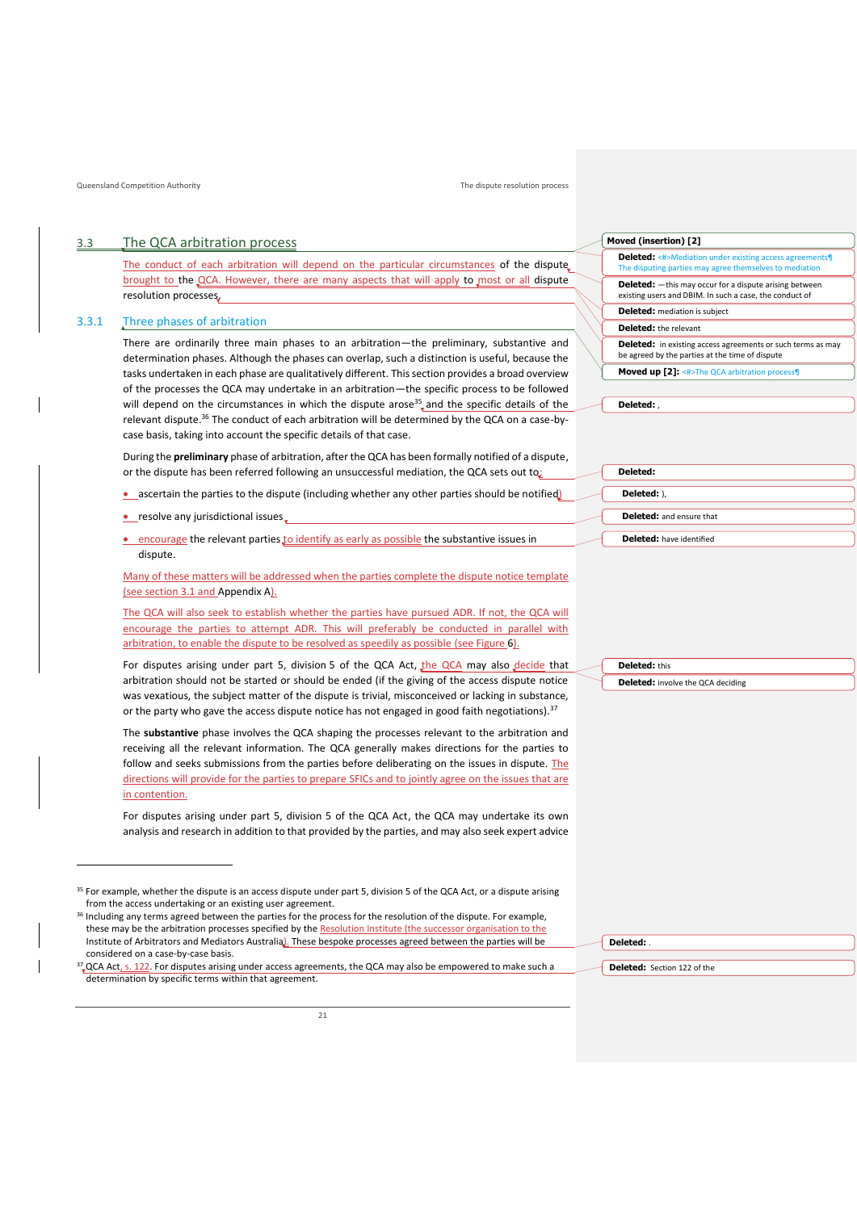## 3.3 The QCA arbitration process

The conduct of each arbitration will depend on the particular circumstances of the dispute brought to the QCA. However, there are many aspects that will apply to most or all dispute resolution processes.

### 3.3.1 Three phases of arbitration

There are ordinarily three main phases to an arbitration—the preliminary, substantive and determination phases. Although the phases can overlap, such a distinction is useful, because the tasks undertaken in each phase are qualitatively different. This section provides a broad overview of the processes the QCA may undertake in an arbitration—the specific process to be followed will depend on the circumstances in which the dispute arose[35] and the specific details of the relevant dispute.[36] The conduct of each arbitration will be determined by the QCA on a case-by-case basis, taking into account the specific details of that case.

During the **preliminary** phase of arbitration, after the QCA has been formally notified of a dispute, or the dispute has been referred following an unsuccessful mediation, the QCA sets out to:

- ascertain the parties to the dispute (including whether any other parties should be notified)
- resolve any jurisdictional issues
- encourage the relevant parties to identify as early as possible the substantive issues in dispute.

Many of these matters will be addressed when the parties complete the dispute notice template (see section 3.1 and Appendix A).

The QCA will also seek to establish whether the parties have pursued ADR. If not, the QCA will encourage the parties to attempt ADR. This will preferably be conducted in parallel with arbitration, to enable the dispute to be resolved as speedily as possible (see Figure 6).

For disputes arising under part 5, division 5 of the QCA Act, the QCA may also decide that arbitration should not be started or should be ended (if the giving of the access dispute notice was vexatious, the subject matter of the dispute is trivial, misconceived or lacking in substance, or the party who gave the access dispute notice has not engaged in good faith negotiations).[37]

The **substantive** phase involves the QCA shaping the processes relevant to the arbitration and receiving all the relevant information. The QCA generally makes directions for the parties to follow and seeks submissions from the parties before deliberating on the issues in dispute. The directions will provide for the parties to prepare SFICs and to jointly agree on the issues that are in contention.

For disputes arising under part 5, division 5 of the QCA Act, the QCA may undertake its own analysis and research in addition to that provided by the parties, and may also seek expert advice

---

[35] For example, whether the dispute is an access dispute under part 5, division 5 of the QCA Act, or a dispute arising from the access undertaking or an existing user agreement.

[36] Including any terms agreed between the parties for the process for the resolution of the dispute. For example, these may be the arbitration processes specified by the Resolution Institute (the successor organisation to the Institute of Arbitrators and Mediators Australia). These bespoke processes agreed between the parties will be considered on a case-by-case basis.

[37] QCA Act, s. 122. For disputes arising under access agreements, the QCA may also be empowered to make such a determination by specific terms within that agreement.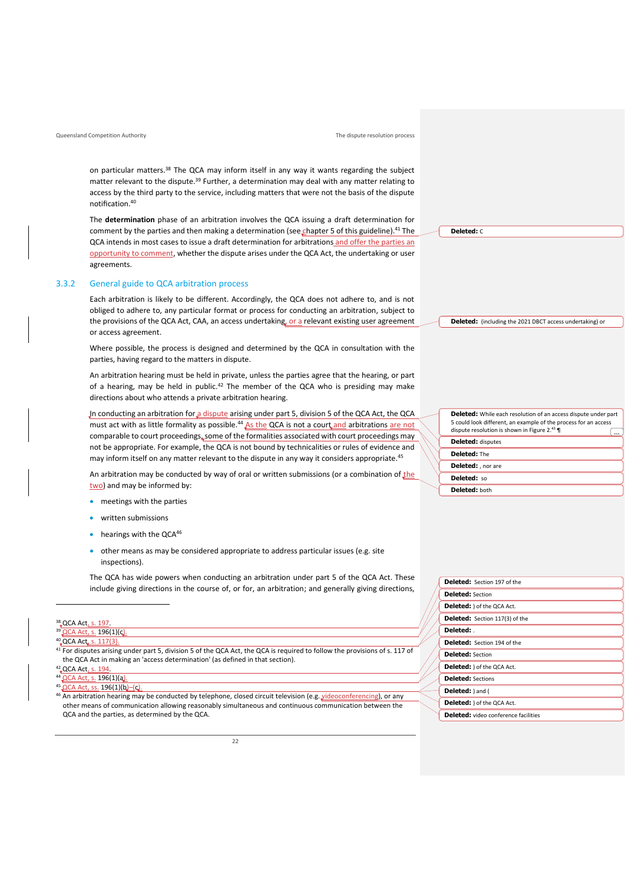on particular matters.[38] The QCA may inform itself in any way it wants regarding the subject matter relevant to the dispute.[39] Further, a determination may deal with any matter relating to access by the third party to the service, including matters that were not the basis of the dispute notification.[40]

The **determination** phase of an arbitration involves the QCA issuing a draft determination for comment by the parties and then making a determination (see chapter 5 of this guideline).[41] The QCA intends in most cases to issue a draft determination for arbitrations and offer the parties an opportunity to comment, whether the dispute arises under the QCA Act, the undertaking or user agreements.

### 3.3.2 General guide to QCA arbitration process

Each arbitration is likely to be different. Accordingly, the QCA does not adhere to, and is not obliged to adhere to, any particular format or process for conducting an arbitration, subject to the provisions of the QCA Act, CAA, an access undertaking, or a relevant existing user agreement or access agreement.

Where possible, the process is designed and determined by the QCA in consultation with the parties, having regard to the matters in dispute.

An arbitration hearing must be held in private, unless the parties agree that the hearing, or part of a hearing, may be held in public.[42] The member of the QCA who is presiding may make directions about who attends a private arbitration hearing.

In conducting an arbitration for a dispute arising under part 5, division 5 of the QCA Act, the QCA must act with as little formality as possible.[44] As the QCA is not a court and arbitrations are not comparable to court proceedings, some of the formalities associated with court proceedings may not be appropriate. For example, the QCA is not bound by technicalities or rules of evidence and may inform itself on any matter relevant to the dispute in any way it considers appropriate.[45]

An arbitration may be conducted by way of oral or written submissions (or a combination of the two) and may be informed by:

- meetings with the parties
- written submissions
- hearings with the QCA[46]
- other means as may be considered appropriate to address particular issues (e.g. site inspections).

The QCA has wide powers when conducting an arbitration under part 5 of the QCA Act. These include giving directions in the course of, or for, an arbitration; and generally giving directions,

---

[38] QCA Act, s. 197.

[39] QCA Act, s. 196(1)(c).

[40] QCA Act, s. 117(3).

[41] For disputes arising under part 5, division 5 of the QCA Act, the QCA is required to follow the provisions of s. 117 of the QCA Act in making an 'access determination' (as defined in that section).

[42] QCA Act, s. 194.

[44] QCA Act, s. 196(1)(a).

[45] QCA Act, ss. 196(1)(b)–(c).

[46] An arbitration hearing may be conducted by telephone, closed circuit television (e.g. videoconferencing), or any other means of communication allowing reasonably simultaneous and continuous communication between the QCA and the parties, as determined by the QCA.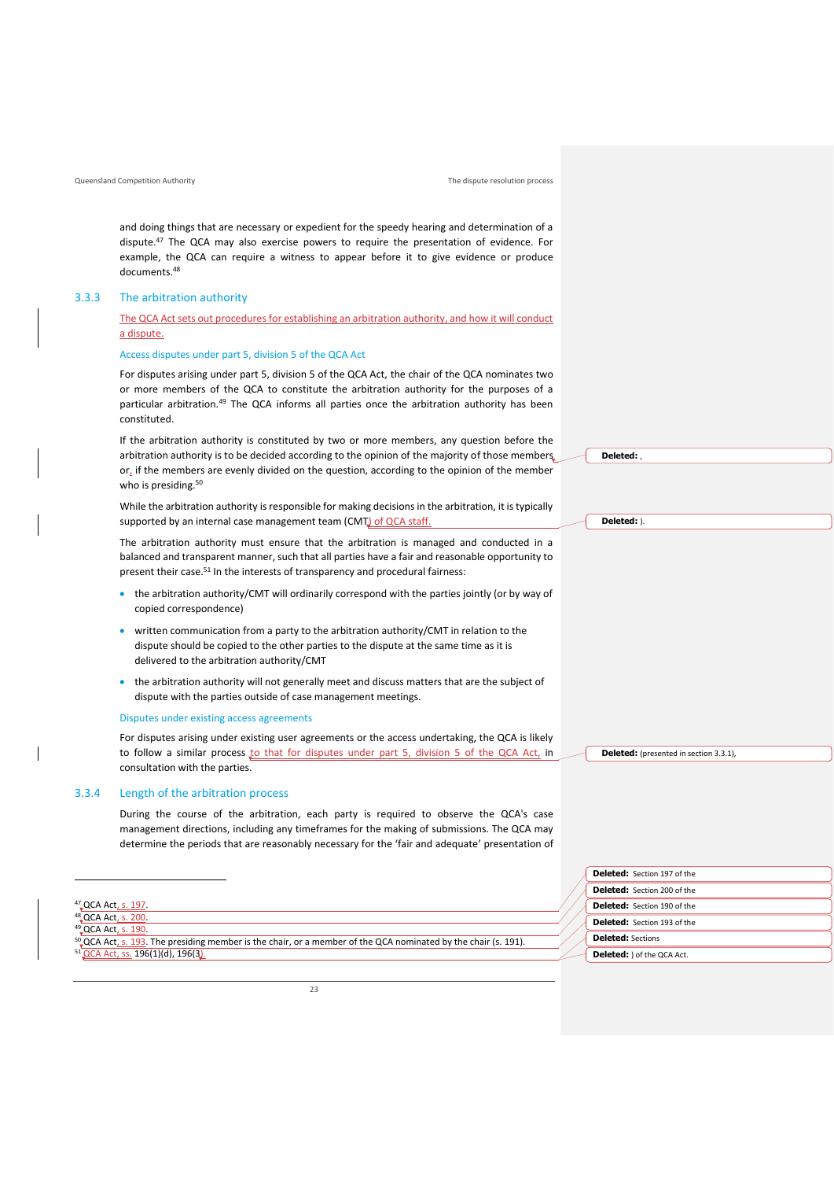and doing things that are necessary or expedient for the speedy hearing and determination of a dispute.[47] The QCA may also exercise powers to require the presentation of evidence. For example, the QCA can require a witness to appear before it to give evidence or produce documents.[48]

### 3.3.3 The arbitration authority

The QCA Act sets out procedures for establishing an arbitration authority, and how it will conduct a dispute.

#### Access disputes under part 5, division 5 of the QCA Act

For disputes arising under part 5, division 5 of the QCA Act, the chair of the QCA nominates two or more members of the QCA to constitute the arbitration authority for the purposes of a particular arbitration.[49] The QCA informs all parties once the arbitration authority has been constituted.

If the arbitration authority is constituted by two or more members, any question before the arbitration authority is to be decided according to the opinion of the majority of those members or, if the members are evenly divided on the question, according to the opinion of the member who is presiding.[50]

While the arbitration authority is responsible for making decisions in the arbitration, it is typically supported by an internal case management team (CMT) of QCA staff.

The arbitration authority must ensure that the arbitration is managed and conducted in a balanced and transparent manner, such that all parties have a fair and reasonable opportunity to present their case.[51] In the interests of transparency and procedural fairness:

- the arbitration authority/CMT will ordinarily correspond with the parties jointly (or by way of copied correspondence)
- written communication from a party to the arbitration authority/CMT in relation to the dispute should be copied to the other parties to the dispute at the same time as it is delivered to the arbitration authority/CMT
- the arbitration authority will not generally meet and discuss matters that are the subject of dispute with the parties outside of case management meetings.

#### Disputes under existing access agreements

For disputes arising under existing user agreements or the access undertaking, the QCA is likely to follow a similar process to that for disputes under part 5, division 5 of the QCA Act, in consultation with the parties.

### 3.3.4 Length of the arbitration process

During the course of the arbitration, each party is required to observe the QCA's case management directions, including any timeframes for the making of submissions. The QCA may determine the periods that are reasonably necessary for the 'fair and adequate' presentation of

---

[47] QCA Act, s. 197.
[48] QCA Act, s. 200.
[49] QCA Act, s. 190.
[50] QCA Act, s. 193. The presiding member is the chair, or a member of the QCA nominated by the chair (s. 191).
[51] QCA Act, ss. 196(1)(d), 196(3).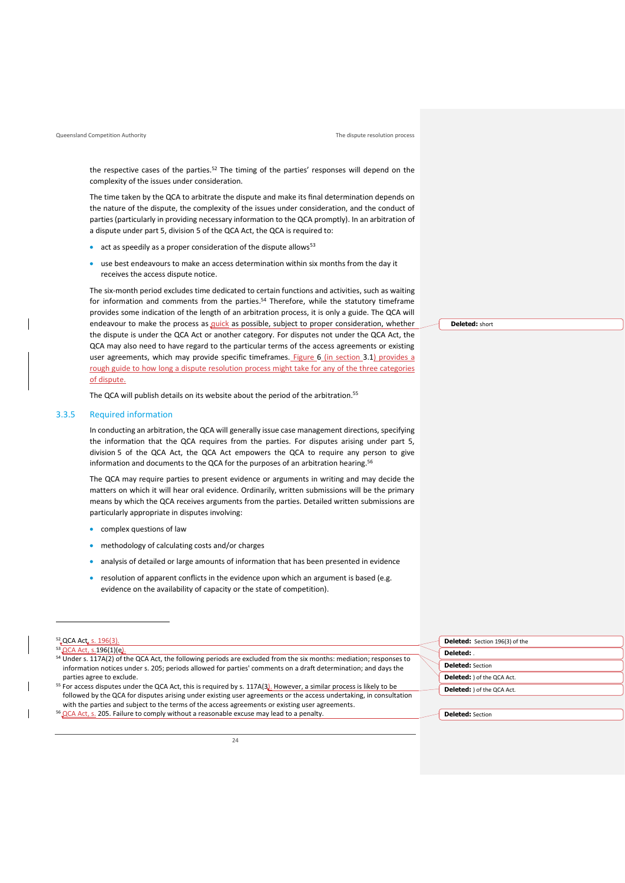the respective cases of the parties.[52] The timing of the parties' responses will depend on the complexity of the issues under consideration.

The time taken by the QCA to arbitrate the dispute and make its final determination depends on the nature of the dispute, the complexity of the issues under consideration, and the conduct of parties (particularly in providing necessary information to the QCA promptly). In an arbitration of a dispute under part 5, division 5 of the QCA Act, the QCA is required to:

- act as speedily as a proper consideration of the dispute allows[53]
- use best endeavours to make an access determination within six months from the day it receives the access dispute notice.

The six-month period excludes time dedicated to certain functions and activities, such as waiting for information and comments from the parties.[54] Therefore, while the statutory timeframe provides some indication of the length of an arbitration process, it is only a guide. The QCA will endeavour to make the process as quick as possible, subject to proper consideration, whether the dispute is under the QCA Act or another category. For disputes not under the QCA Act, the QCA may also need to have regard to the particular terms of the access agreements or existing user agreements, which may provide specific timeframes. Figure 6 (in section 3.1) provides a rough guide to how long a dispute resolution process might take for any of the three categories of dispute.

The QCA will publish details on its website about the period of the arbitration.[55]

### 3.3.5 Required information

In conducting an arbitration, the QCA will generally issue case management directions, specifying the information that the QCA requires from the parties. For disputes arising under part 5, division 5 of the QCA Act, the QCA Act empowers the QCA to require any person to give information and documents to the QCA for the purposes of an arbitration hearing.[56]

The QCA may require parties to present evidence or arguments in writing and may decide the matters on which it will hear oral evidence. Ordinarily, written submissions will be the primary means by which the QCA receives arguments from the parties. Detailed written submissions are particularly appropriate in disputes involving:

- complex questions of law
- methodology of calculating costs and/or charges
- analysis of detailed or large amounts of information that has been presented in evidence
- resolution of apparent conflicts in the evidence upon which an argument is based (e.g. evidence on the availability of capacity or the state of competition).

---

[52] QCA Act, s. 196(3).

[53] QCA Act, s.196(1)(e).

[54] Under s. 117A(2) of the QCA Act, the following periods are excluded from the six months: mediation; responses to information notices under s. 205; periods allowed for parties' comments on a draft determination; and days the parties agree to exclude.

[55] For access disputes under the QCA Act, this is required by s. 117A(3). However, a similar process is likely to be followed by the QCA for disputes arising under existing user agreements or the access undertaking, in consultation with the parties and subject to the terms of the access agreements or existing user agreements.

[56] QCA Act, s. 205. Failure to comply without a reasonable excuse may lead to a penalty.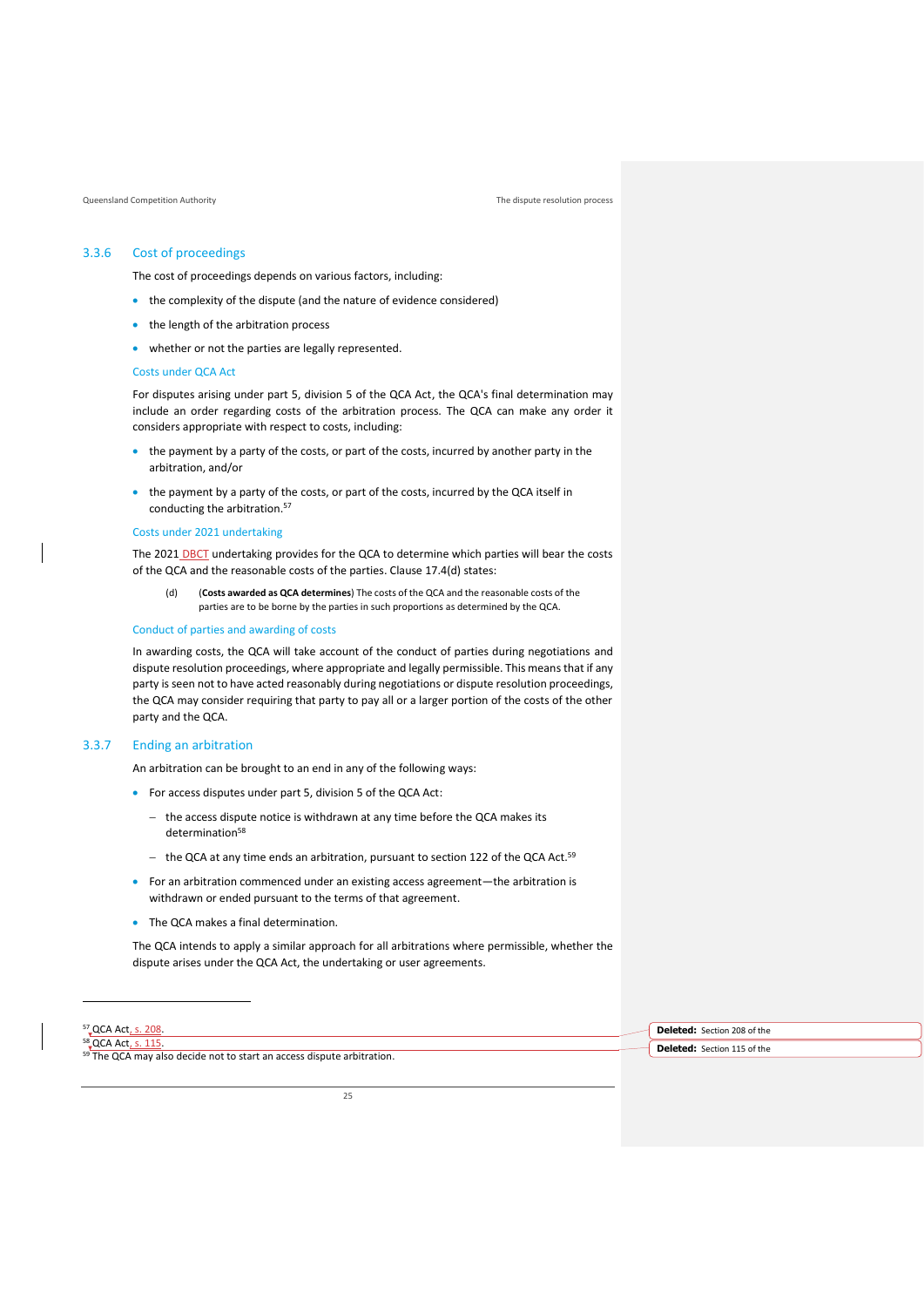### 3.3.6 Cost of proceedings

The cost of proceedings depends on various factors, including:

- the complexity of the dispute (and the nature of evidence considered)
- the length of the arbitration process
- whether or not the parties are legally represented.

#### Costs under QCA Act

For disputes arising under part 5, division 5 of the QCA Act, the QCA's final determination may include an order regarding costs of the arbitration process. The QCA can make any order it considers appropriate with respect to costs, including:

- the payment by a party of the costs, or part of the costs, incurred by another party in the arbitration, and/or
- the payment by a party of the costs, or part of the costs, incurred by the QCA itself in conducting the arbitration.[57]

#### Costs under 2021 undertaking

The 2021 DBCT undertaking provides for the QCA to determine which parties will bear the costs of the QCA and the reasonable costs of the parties. Clause 17.4(d) states:

> (d) (**Costs awarded as QCA determines**) The costs of the QCA and the reasonable costs of the parties are to be borne by the parties in such proportions as determined by the QCA.

#### Conduct of parties and awarding of costs

In awarding costs, the QCA will take account of the conduct of parties during negotiations and dispute resolution proceedings, where appropriate and legally permissible. This means that if any party is seen not to have acted reasonably during negotiations or dispute resolution proceedings, the QCA may consider requiring that party to pay all or a larger portion of the costs of the other party and the QCA.

### 3.3.7 Ending an arbitration

An arbitration can be brought to an end in any of the following ways:

- For access disputes under part 5, division 5 of the QCA Act:
  - the access dispute notice is withdrawn at any time before the QCA makes its determination[58]
  - the QCA at any time ends an arbitration, pursuant to section 122 of the QCA Act.[59]
- For an arbitration commenced under an existing access agreement—the arbitration is withdrawn or ended pursuant to the terms of that agreement.
- The QCA makes a final determination.

The QCA intends to apply a similar approach for all arbitrations where permissible, whether the dispute arises under the QCA Act, the undertaking or user agreements.

---

[57] QCA Act, s. 208.

[58] QCA Act, s. 115.

[59] The QCA may also decide not to start an access dispute arbitration.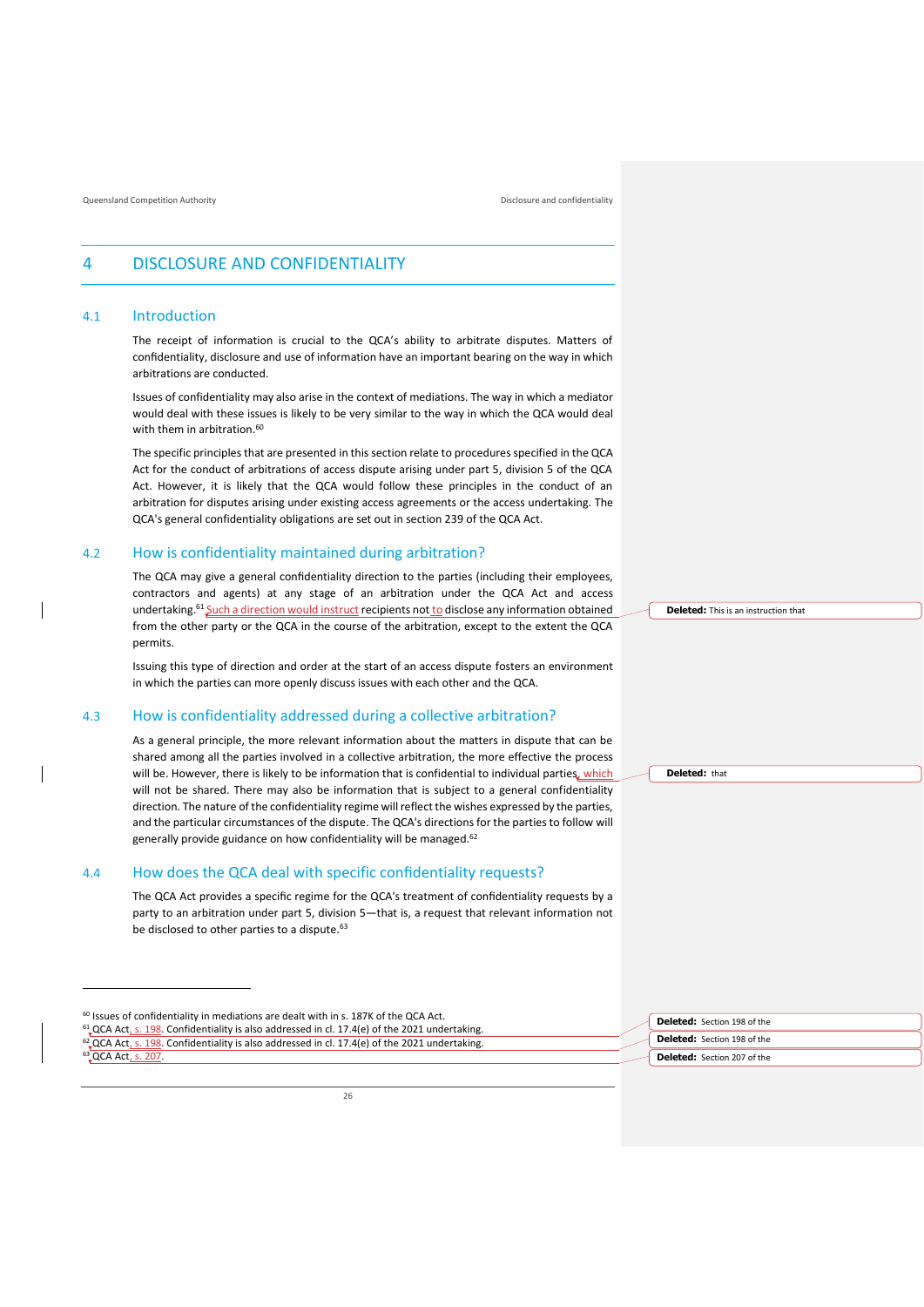# 4 DISCLOSURE AND CONFIDENTIALITY

## 4.1 Introduction

The receipt of information is crucial to the QCA's ability to arbitrate disputes. Matters of confidentiality, disclosure and use of information have an important bearing on the way in which arbitrations are conducted.

Issues of confidentiality may also arise in the context of mediations. The way in which a mediator would deal with these issues is likely to be very similar to the way in which the QCA would deal with them in arbitration.[60]

The specific principles that are presented in this section relate to procedures specified in the QCA Act for the conduct of arbitrations of access dispute arising under part 5, division 5 of the QCA Act. However, it is likely that the QCA would follow these principles in the conduct of an arbitration for disputes arising under existing access agreements or the access undertaking. The QCA's general confidentiality obligations are set out in section 239 of the QCA Act.

## 4.2 How is confidentiality maintained during arbitration?

The QCA may give a general confidentiality direction to the parties (including their employees, contractors and agents) at any stage of an arbitration under the QCA Act and access undertaking.[61] Such a direction would instruct recipients not to disclose any information obtained from the other party or the QCA in the course of the arbitration, except to the extent the QCA permits.

Issuing this type of direction and order at the start of an access dispute fosters an environment in which the parties can more openly discuss issues with each other and the QCA.

## 4.3 How is confidentiality addressed during a collective arbitration?

As a general principle, the more relevant information about the matters in dispute that can be shared among all the parties involved in a collective arbitration, the more effective the process will be. However, there is likely to be information that is confidential to individual parties, which will not be shared. There may also be information that is subject to a general confidentiality direction. The nature of the confidentiality regime will reflect the wishes expressed by the parties, and the particular circumstances of the dispute. The QCA's directions for the parties to follow will generally provide guidance on how confidentiality will be managed.[62]

## 4.4 How does the QCA deal with specific confidentiality requests?

The QCA Act provides a specific regime for the QCA's treatment of confidentiality requests by a party to an arbitration under part 5, division 5—that is, a request that relevant information not be disclosed to other parties to a dispute.[63]

---

[60] Issues of confidentiality in mediations are dealt with in s. 187K of the QCA Act.

[61] QCA Act, s. 198. Confidentiality is also addressed in cl. 17.4(e) of the 2021 undertaking.

[62] QCA Act, s. 198. Confidentiality is also addressed in cl. 17.4(e) of the 2021 undertaking.

[63] QCA Act, s. 207.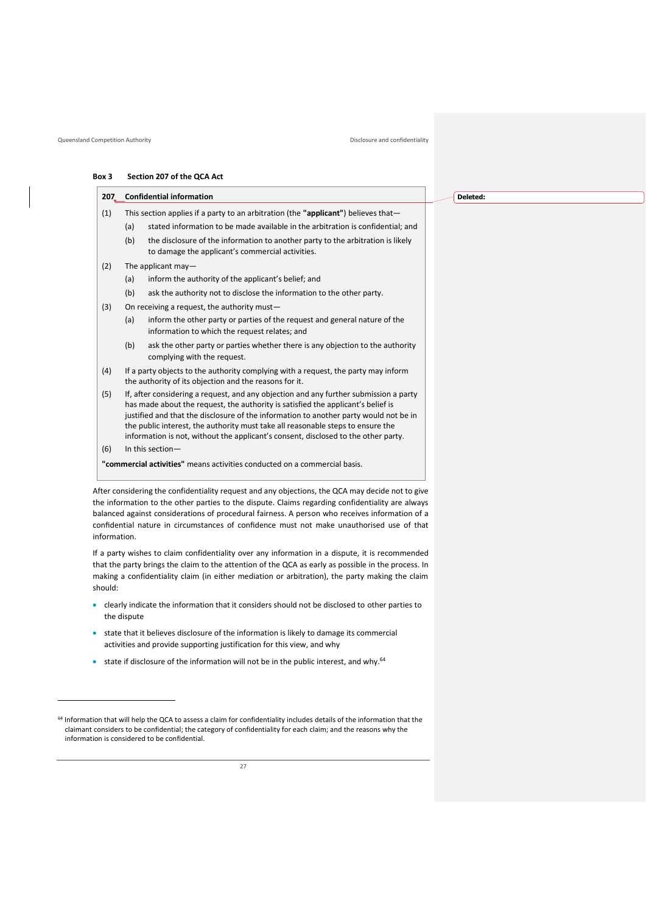**Box 3 Section 207 of the QCA Act**

> **207 Confidential information**
>
> (1) This section applies if a party to an arbitration (the **"applicant"**) believes that—
>
> (a) stated information to be made available in the arbitration is confidential; and
>
> (b) the disclosure of the information to another party to the arbitration is likely to damage the applicant's commercial activities.
>
> (2) The applicant may—
>
> (a) inform the authority of the applicant's belief; and
>
> (b) ask the authority not to disclose the information to the other party.
>
> (3) On receiving a request, the authority must—
>
> (a) inform the other party or parties of the request and general nature of the information to which the request relates; and
>
> (b) ask the other party or parties whether there is any objection to the authority complying with the request.
>
> (4) If a party objects to the authority complying with a request, the party may inform the authority of its objection and the reasons for it.
>
> (5) If, after considering a request, and any objection and any further submission a party has made about the request, the authority is satisfied the applicant's belief is justified and that the disclosure of the information to another party would not be in the public interest, the authority must take all reasonable steps to ensure the information is not, without the applicant's consent, disclosed to the other party.
>
> (6) In this section—
>
> **"commercial activities"** means activities conducted on a commercial basis.

After considering the confidentiality request and any objections, the QCA may decide not to give the information to the other parties to the dispute. Claims regarding confidentiality are always balanced against considerations of procedural fairness. A person who receives information of a confidential nature in circumstances of confidence must not make unauthorised use of that information.

If a party wishes to claim confidentiality over any information in a dispute, it is recommended that the party brings the claim to the attention of the QCA as early as possible in the process. In making a confidentiality claim (in either mediation or arbitration), the party making the claim should:

- clearly indicate the information that it considers should not be disclosed to other parties to the dispute
- state that it believes disclosure of the information is likely to damage its commercial activities and provide supporting justification for this view, and why
- state if disclosure of the information will not be in the public interest, and why.[64]

[64] Information that will help the QCA to assess a claim for confidentiality includes details of the information that the claimant considers to be confidential; the category of confidentiality for each claim; and the reasons why the information is considered to be confidential.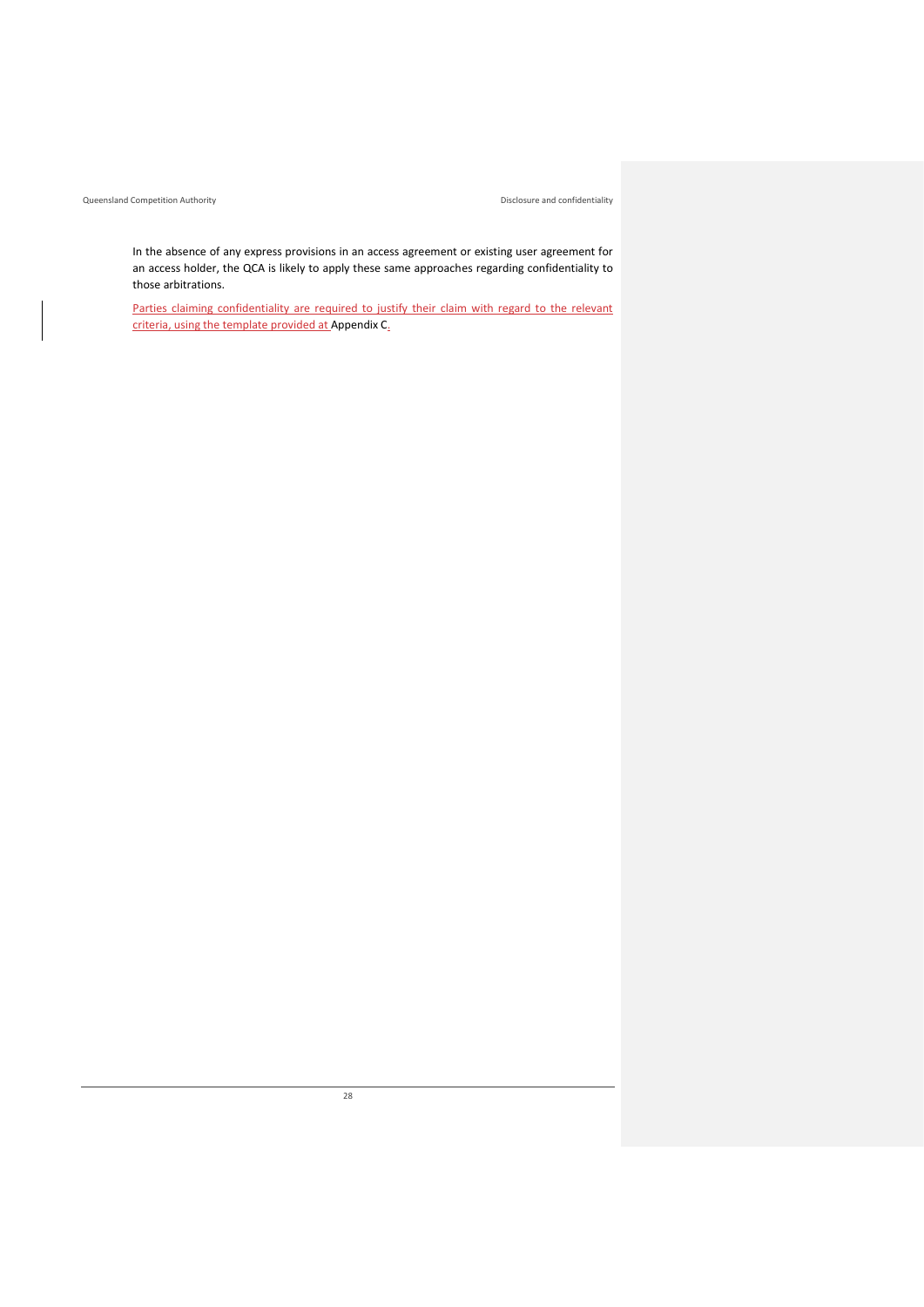In the absence of any express provisions in an access agreement or existing user agreement for an access holder, the QCA is likely to apply these same approaches regarding confidentiality to those arbitrations.

Parties claiming confidentiality are required to justify their claim with regard to the relevant criteria, using the template provided at Appendix C.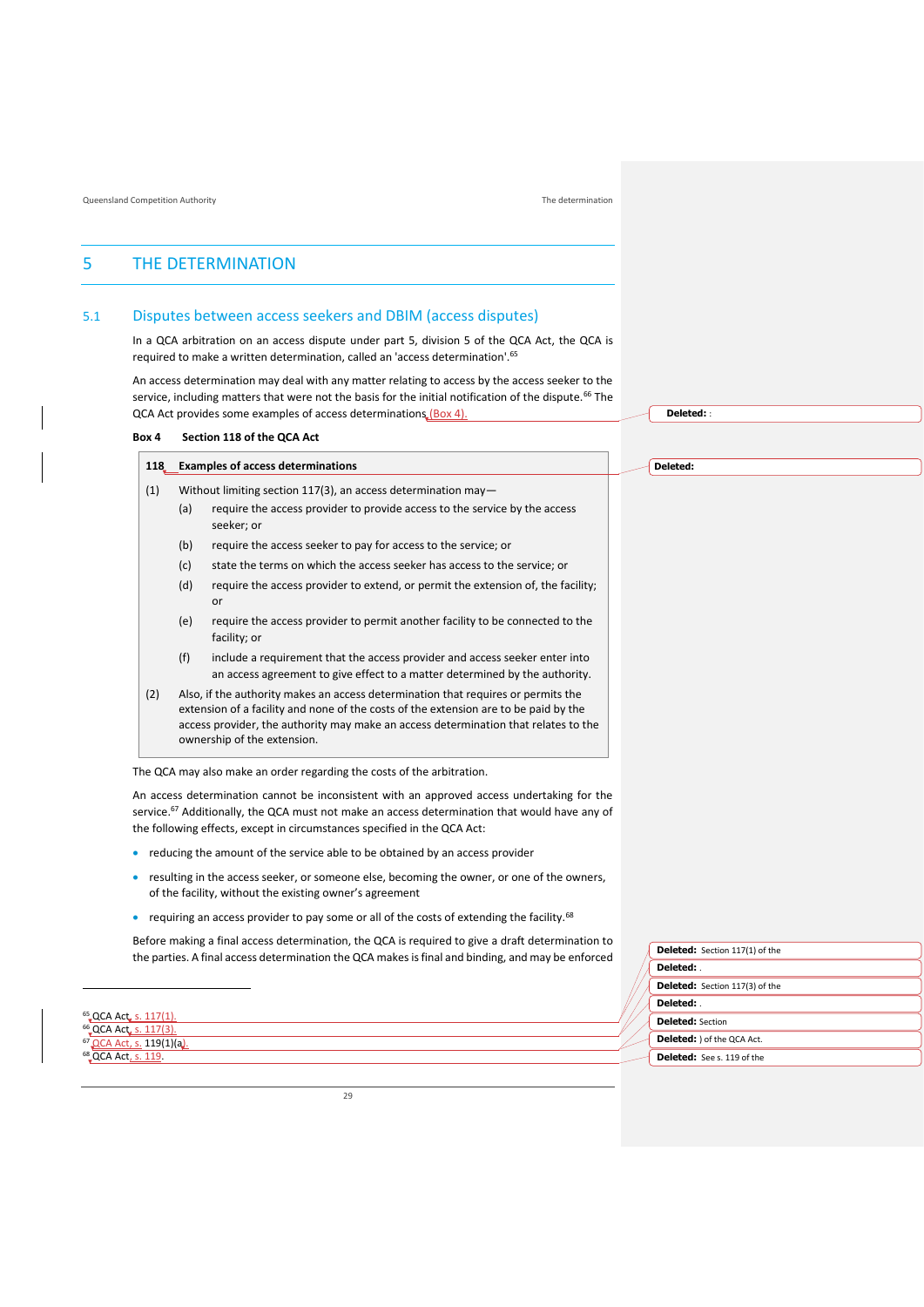# 5 THE DETERMINATION

## 5.1 Disputes between access seekers and DBIM (access disputes)

In a QCA arbitration on an access dispute under part 5, division 5 of the QCA Act, the QCA is required to make a written determination, called an 'access determination'.[65]

An access determination may deal with any matter relating to access by the access seeker to the service, including matters that were not the basis for the initial notification of the dispute.[66] The QCA Act provides some examples of access determinations (Box 4).

**Box 4 Section 118 of the QCA Act**

> **118 Examples of access determinations**
>
> (1) Without limiting section 117(3), an access determination may—
>
> (a) require the access provider to provide access to the service by the access seeker; or
>
> (b) require the access seeker to pay for access to the service; or
>
> (c) state the terms on which the access seeker has access to the service; or
>
> (d) require the access provider to extend, or permit the extension of, the facility; or
>
> (e) require the access provider to permit another facility to be connected to the facility; or
>
> (f) include a requirement that the access provider and access seeker enter into an access agreement to give effect to a matter determined by the authority.
>
> (2) Also, if the authority makes an access determination that requires or permits the extension of a facility and none of the costs of the extension are to be paid by the access provider, the authority may make an access determination that relates to the ownership of the extension.

The QCA may also make an order regarding the costs of the arbitration.

An access determination cannot be inconsistent with an approved access undertaking for the service.[67] Additionally, the QCA must not make an access determination that would have any of the following effects, except in circumstances specified in the QCA Act:

- reducing the amount of the service able to be obtained by an access provider
- resulting in the access seeker, or someone else, becoming the owner, or one of the owners, of the facility, without the existing owner's agreement
- requiring an access provider to pay some or all of the costs of extending the facility.[68]

Before making a final access determination, the QCA is required to give a draft determination to the parties. A final access determination the QCA makes is final and binding, and may be enforced

---

[65] QCA Act, s. 117(1).
[66] QCA Act, s. 117(3).
[67] QCA Act, s. 119(1)(a).
[68] QCA Act, s. 119.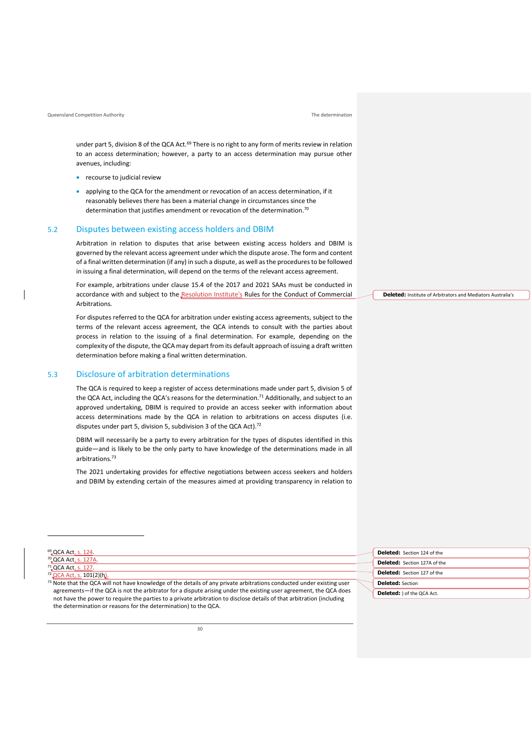under part 5, division 8 of the QCA Act.[69] There is no right to any form of merits review in relation to an access determination; however, a party to an access determination may pursue other avenues, including:

- recourse to judicial review
- applying to the QCA for the amendment or revocation of an access determination, if it reasonably believes there has been a material change in circumstances since the determination that justifies amendment or revocation of the determination.[70]

## 5.2 Disputes between existing access holders and DBIM

Arbitration in relation to disputes that arise between existing access holders and DBIM is governed by the relevant access agreement under which the dispute arose. The form and content of a final written determination (if any) in such a dispute, as well as the procedures to be followed in issuing a final determination, will depend on the terms of the relevant access agreement.

For example, arbitrations under clause 15.4 of the 2017 and 2021 SAAs must be conducted in accordance with and subject to the Resolution Institute's Rules for the Conduct of Commercial Arbitrations.

For disputes referred to the QCA for arbitration under existing access agreements, subject to the terms of the relevant access agreement, the QCA intends to consult with the parties about process in relation to the issuing of a final determination. For example, depending on the complexity of the dispute, the QCA may depart from its default approach of issuing a draft written determination before making a final written determination.

## 5.3 Disclosure of arbitration determinations

The QCA is required to keep a register of access determinations made under part 5, division 5 of the QCA Act, including the QCA's reasons for the determination.[71] Additionally, and subject to an approved undertaking, DBIM is required to provide an access seeker with information about access determinations made by the QCA in relation to arbitrations on access disputes (i.e. disputes under part 5, division 5, subdivision 3 of the QCA Act).[72]

DBIM will necessarily be a party to every arbitration for the types of disputes identified in this guide—and is likely to be the only party to have knowledge of the determinations made in all arbitrations.[73]

The 2021 undertaking provides for effective negotiations between access seekers and holders and DBIM by extending certain of the measures aimed at providing transparency in relation to

---

[69] QCA Act, s. 124.

[70] QCA Act, s. 127A.

[71] QCA Act, s. 127.

[72] QCA Act, s. 101(2)(h).

[73] Note that the QCA will not have knowledge of the details of any private arbitrations conducted under existing user agreements—if the QCA is not the arbitrator for a dispute arising under the existing user agreement, the QCA does not have the power to require the parties to a private arbitration to disclose details of that arbitration (including the determination or reasons for the determination) to the QCA.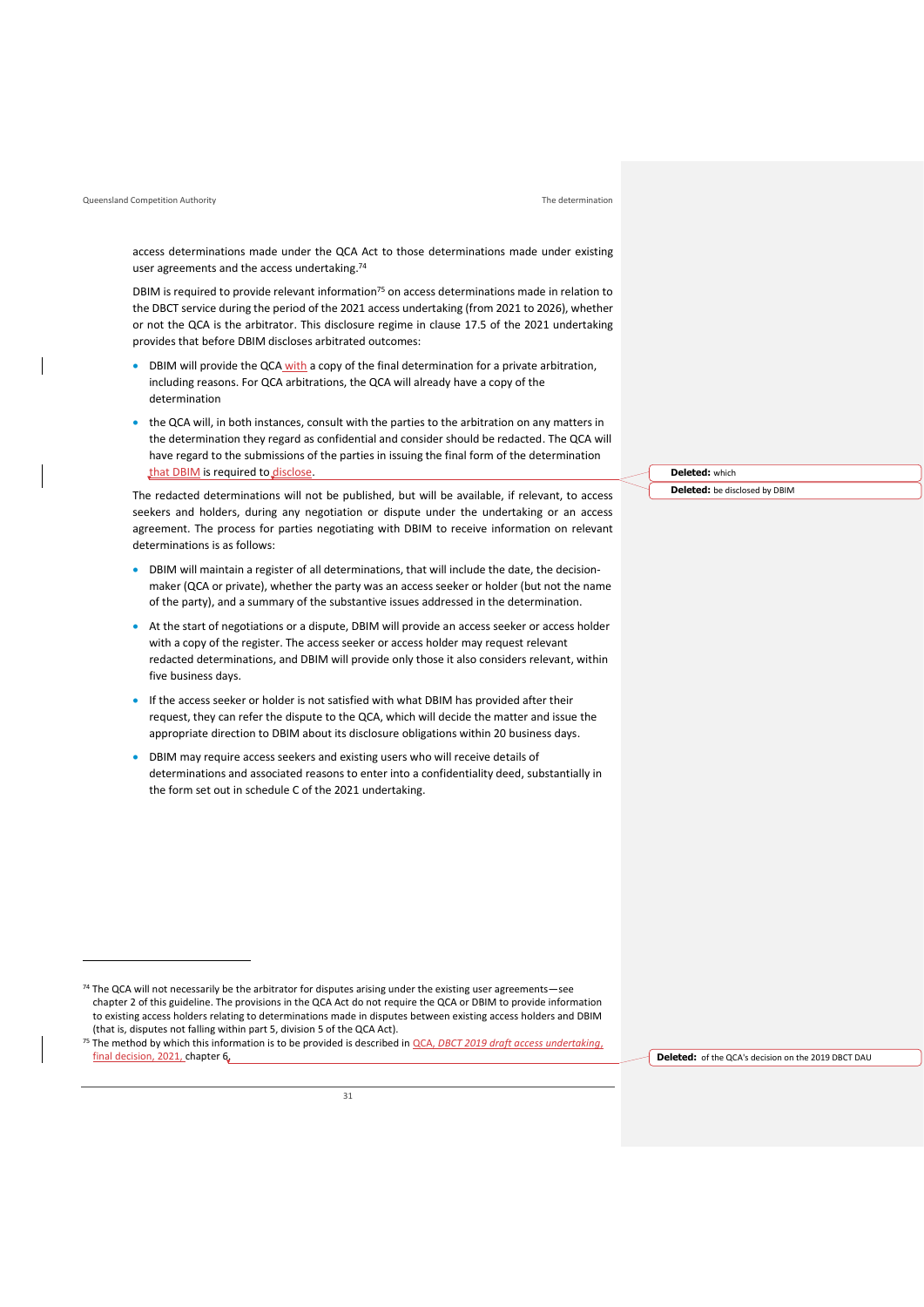access determinations made under the QCA Act to those determinations made under existing user agreements and the access undertaking.[74]

DBIM is required to provide relevant information[75] on access determinations made in relation to the DBCT service during the period of the 2021 access undertaking (from 2021 to 2026), whether or not the QCA is the arbitrator. This disclosure regime in clause 17.5 of the 2021 undertaking provides that before DBIM discloses arbitrated outcomes:

- DBIM will provide the QCA with a copy of the final determination for a private arbitration, including reasons. For QCA arbitrations, the QCA will already have a copy of the determination
- the QCA will, in both instances, consult with the parties to the arbitration on any matters in the determination they regard as confidential and consider should be redacted. The QCA will have regard to the submissions of the parties in issuing the final form of the determination that DBIM is required to disclose.

The redacted determinations will not be published, but will be available, if relevant, to access seekers and holders, during any negotiation or dispute under the undertaking or an access agreement. The process for parties negotiating with DBIM to receive information on relevant determinations is as follows:

- DBIM will maintain a register of all determinations, that will include the date, the decision-maker (QCA or private), whether the party was an access seeker or holder (but not the name of the party), and a summary of the substantive issues addressed in the determination.
- At the start of negotiations or a dispute, DBIM will provide an access seeker or access holder with a copy of the register. The access seeker or access holder may request relevant redacted determinations, and DBIM will provide only those it also considers relevant, within five business days.
- If the access seeker or holder is not satisfied with what DBIM has provided after their request, they can refer the dispute to the QCA, which will decide the matter and issue the appropriate direction to DBIM about its disclosure obligations within 20 business days.
- DBIM may require access seekers and existing users who will receive details of determinations and associated reasons to enter into a confidentiality deed, substantially in the form set out in schedule C of the 2021 undertaking.

---

[74] The QCA will not necessarily be the arbitrator for disputes arising under the existing user agreements—see chapter 2 of this guideline. The provisions in the QCA Act do not require the QCA or DBIM to provide information to existing access holders relating to determinations made in disputes between existing access holders and DBIM (that is, disputes not falling within part 5, division 5 of the QCA Act).

[75] The method by which this information is to be provided is described in QCA, *DBCT 2019 draft access undertaking, final decision*, 2021, chapter 6.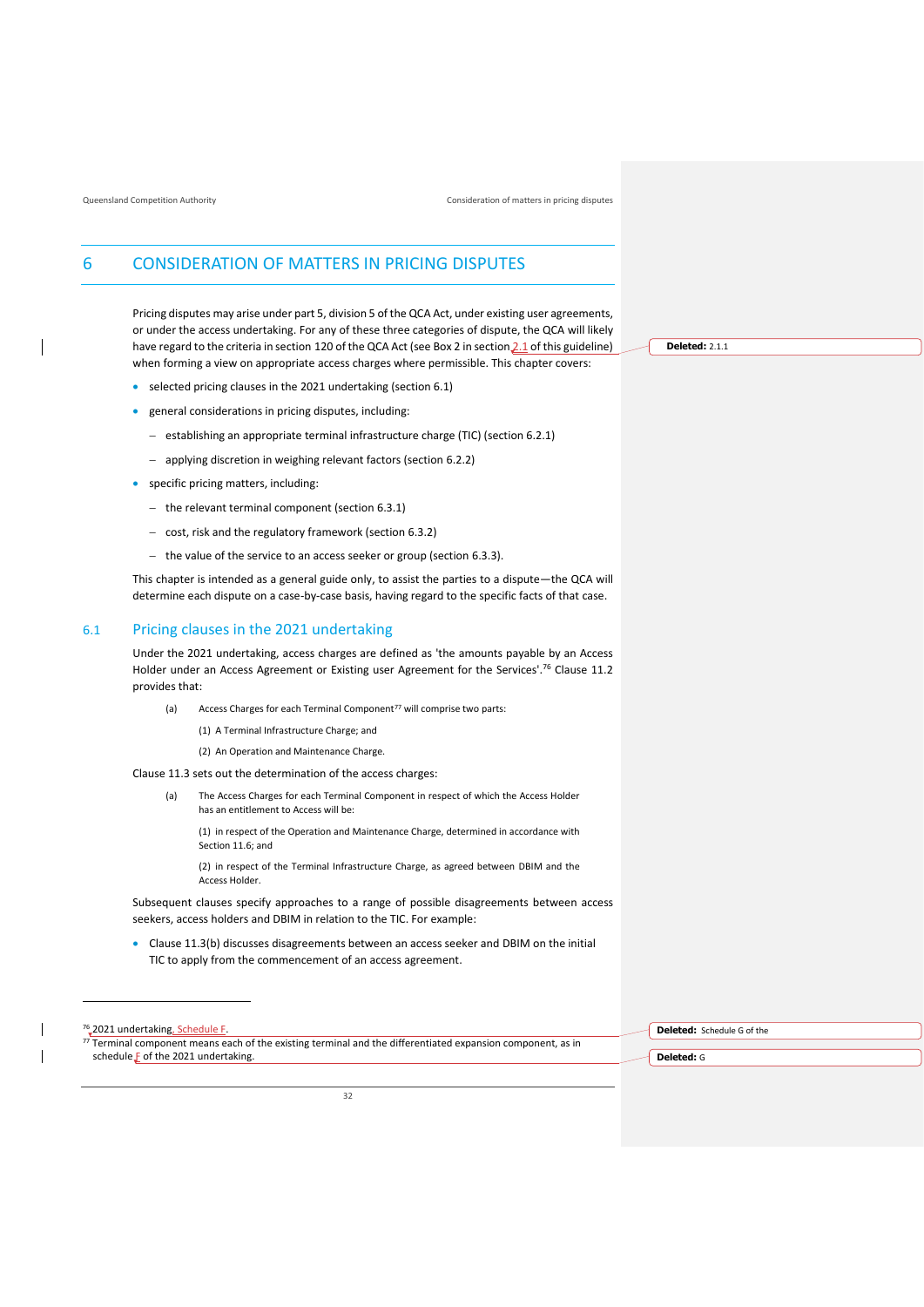# 6 CONSIDERATION OF MATTERS IN PRICING DISPUTES

Pricing disputes may arise under part 5, division 5 of the QCA Act, under existing user agreements, or under the access undertaking. For any of these three categories of dispute, the QCA will likely have regard to the criteria in section 120 of the QCA Act (see Box 2 in section 2.1 of this guideline) when forming a view on appropriate access charges where permissible. This chapter covers:

- selected pricing clauses in the 2021 undertaking (section 6.1)
- general considerations in pricing disputes, including:
  - establishing an appropriate terminal infrastructure charge (TIC) (section 6.2.1)
  - applying discretion in weighing relevant factors (section 6.2.2)
- specific pricing matters, including:
  - the relevant terminal component (section 6.3.1)
  - cost, risk and the regulatory framework (section 6.3.2)
  - the value of the service to an access seeker or group (section 6.3.3).

This chapter is intended as a general guide only, to assist the parties to a dispute—the QCA will determine each dispute on a case-by-case basis, having regard to the specific facts of that case.

## 6.1 Pricing clauses in the 2021 undertaking

Under the 2021 undertaking, access charges are defined as 'the amounts payable by an Access Holder under an Access Agreement or Existing user Agreement for the Services'.[76] Clause 11.2 provides that:

> (a) Access Charges for each Terminal Component[77] will comprise two parts:
>
> (1) A Terminal Infrastructure Charge; and
>
> (2) An Operation and Maintenance Charge.

Clause 11.3 sets out the determination of the access charges:

> (a) The Access Charges for each Terminal Component in respect of which the Access Holder has an entitlement to Access will be:
>
> (1) in respect of the Operation and Maintenance Charge, determined in accordance with Section 11.6; and
>
> (2) in respect of the Terminal Infrastructure Charge, as agreed between DBIM and the Access Holder.

Subsequent clauses specify approaches to a range of possible disagreements between access seekers, access holders and DBIM in relation to the TIC. For example:

- Clause 11.3(b) discusses disagreements between an access seeker and DBIM on the initial TIC to apply from the commencement of an access agreement.

---

[76] 2021 undertaking, Schedule F.

[77] Terminal component means each of the existing terminal and the differentiated expansion component, as in schedule F of the 2021 undertaking.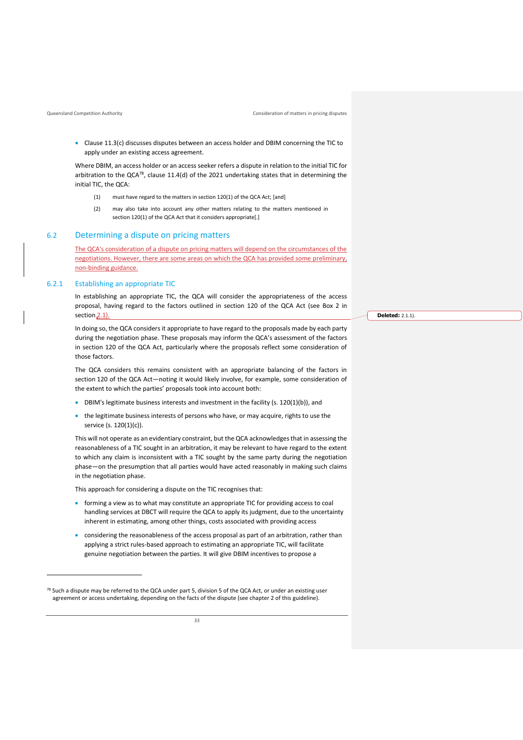- Clause 11.3(c) discusses disputes between an access holder and DBIM concerning the TIC to apply under an existing access agreement.

Where DBIM, an access holder or an access seeker refers a dispute in relation to the initial TIC for arbitration to the QCA[78], clause 11.4(d) of the 2021 undertaking states that in determining the initial TIC, the QCA:

> (1) must have regard to the matters in section 120(1) of the QCA Act; [and]
>
> (2) may also take into account any other matters relating to the matters mentioned in section 120(1) of the QCA Act that it considers appropriate[.]

## 6.2 Determining a dispute on pricing matters

The QCA's consideration of a dispute on pricing matters will depend on the circumstances of the negotiations. However, there are some areas on which the QCA has provided some preliminary, non-binding guidance.

### 6.2.1 Establishing an appropriate TIC

In establishing an appropriate TIC, the QCA will consider the appropriateness of the access proposal, having regard to the factors outlined in section 120 of the QCA Act (see Box 2 in section 2.1).

In doing so, the QCA considers it appropriate to have regard to the proposals made by each party during the negotiation phase. These proposals may inform the QCA's assessment of the factors in section 120 of the QCA Act, particularly where the proposals reflect some consideration of those factors.

The QCA considers this remains consistent with an appropriate balancing of the factors in section 120 of the QCA Act—noting it would likely involve, for example, some consideration of the extent to which the parties' proposals took into account both:

- DBIM's legitimate business interests and investment in the facility (s. 120(1)(b)), and
- the legitimate business interests of persons who have, or may acquire, rights to use the service (s. 120(1)(c)).

This will not operate as an evidentiary constraint, but the QCA acknowledges that in assessing the reasonableness of a TIC sought in an arbitration, it may be relevant to have regard to the extent to which any claim is inconsistent with a TIC sought by the same party during the negotiation phase—on the presumption that all parties would have acted reasonably in making such claims in the negotiation phase.

This approach for considering a dispute on the TIC recognises that:

- forming a view as to what may constitute an appropriate TIC for providing access to coal handling services at DBCT will require the QCA to apply its judgment, due to the uncertainty inherent in estimating, among other things, costs associated with providing access
- considering the reasonableness of the access proposal as part of an arbitration, rather than applying a strict rules-based approach to estimating an appropriate TIC, will facilitate genuine negotiation between the parties. It will give DBIM incentives to propose a

[78] Such a dispute may be referred to the QCA under part 5, division 5 of the QCA Act, or under an existing user agreement or access undertaking, depending on the facts of the dispute (see chapter 2 of this guideline).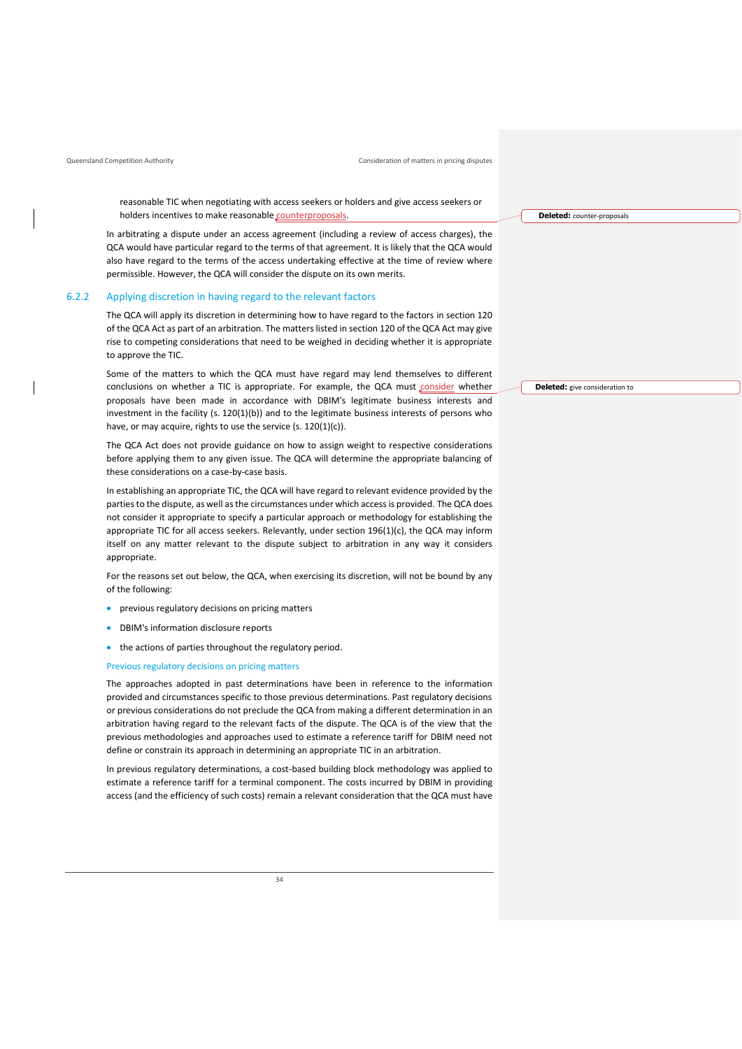reasonable TIC when negotiating with access seekers or holders and give access seekers or holders incentives to make reasonable counterproposals.

In arbitrating a dispute under an access agreement (including a review of access charges), the QCA would have particular regard to the terms of that agreement. It is likely that the QCA would also have regard to the terms of the access undertaking effective at the time of review where permissible. However, the QCA will consider the dispute on its own merits.

### 6.2.2 Applying discretion in having regard to the relevant factors

The QCA will apply its discretion in determining how to have regard to the factors in section 120 of the QCA Act as part of an arbitration. The matters listed in section 120 of the QCA Act may give rise to competing considerations that need to be weighed in deciding whether it is appropriate to approve the TIC.

Some of the matters to which the QCA must have regard may lend themselves to different conclusions on whether a TIC is appropriate. For example, the QCA must consider whether proposals have been made in accordance with DBIM's legitimate business interests and investment in the facility (s. 120(1)(b)) and to the legitimate business interests of persons who have, or may acquire, rights to use the service (s. 120(1)(c)).

The QCA Act does not provide guidance on how to assign weight to respective considerations before applying them to any given issue. The QCA will determine the appropriate balancing of these considerations on a case-by-case basis.

In establishing an appropriate TIC, the QCA will have regard to relevant evidence provided by the parties to the dispute, as well as the circumstances under which access is provided. The QCA does not consider it appropriate to specify a particular approach or methodology for establishing the appropriate TIC for all access seekers. Relevantly, under section 196(1)(c), the QCA may inform itself on any matter relevant to the dispute subject to arbitration in any way it considers appropriate.

For the reasons set out below, the QCA, when exercising its discretion, will not be bound by any of the following:

- previous regulatory decisions on pricing matters
- DBIM's information disclosure reports
- the actions of parties throughout the regulatory period.

#### Previous regulatory decisions on pricing matters

The approaches adopted in past determinations have been in reference to the information provided and circumstances specific to those previous determinations. Past regulatory decisions or previous considerations do not preclude the QCA from making a different determination in an arbitration having regard to the relevant facts of the dispute. The QCA is of the view that the previous methodologies and approaches used to estimate a reference tariff for DBIM need not define or constrain its approach in determining an appropriate TIC in an arbitration.

In previous regulatory determinations, a cost-based building block methodology was applied to estimate a reference tariff for a terminal component. The costs incurred by DBIM in providing access (and the efficiency of such costs) remain a relevant consideration that the QCA must have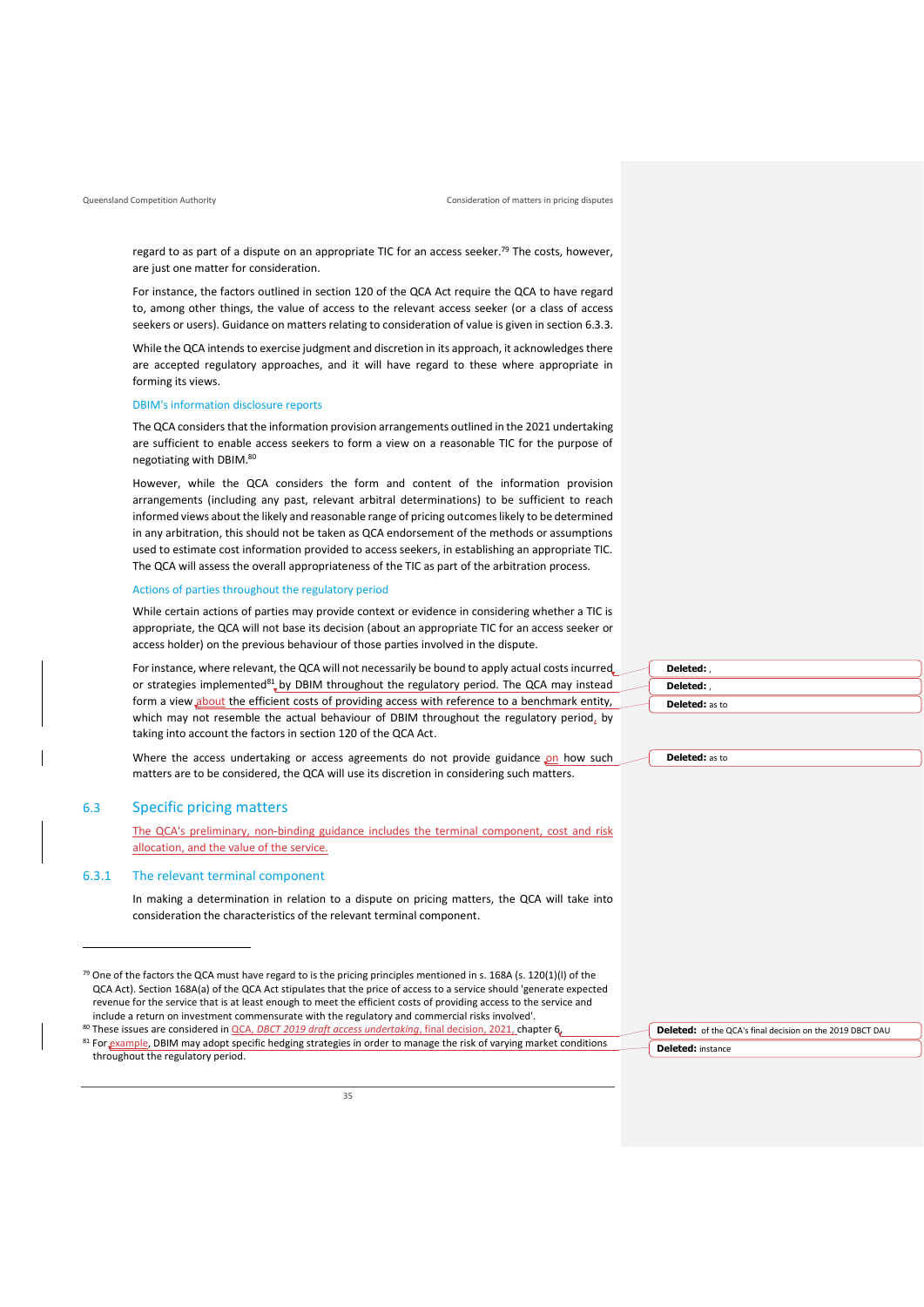regard to as part of a dispute on an appropriate TIC for an access seeker.[79] The costs, however, are just one matter for consideration.

For instance, the factors outlined in section 120 of the QCA Act require the QCA to have regard to, among other things, the value of access to the relevant access seeker (or a class of access seekers or users). Guidance on matters relating to consideration of value is given in section 6.3.3.

While the QCA intends to exercise judgment and discretion in its approach, it acknowledges there are accepted regulatory approaches, and it will have regard to these where appropriate in forming its views.

#### DBIM's information disclosure reports

The QCA considers that the information provision arrangements outlined in the 2021 undertaking are sufficient to enable access seekers to form a view on a reasonable TIC for the purpose of negotiating with DBIM.[80]

However, while the QCA considers the form and content of the information provision arrangements (including any past, relevant arbitral determinations) to be sufficient to reach informed views about the likely and reasonable range of pricing outcomes likely to be determined in any arbitration, this should not be taken as QCA endorsement of the methods or assumptions used to estimate cost information provided to access seekers, in establishing an appropriate TIC. The QCA will assess the overall appropriateness of the TIC as part of the arbitration process.

#### Actions of parties throughout the regulatory period

While certain actions of parties may provide context or evidence in considering whether a TIC is appropriate, the QCA will not base its decision (about an appropriate TIC for an access seeker or access holder) on the previous behaviour of those parties involved in the dispute.

For instance, where relevant, the QCA will not necessarily be bound to apply actual costs incurred or strategies implemented[81] by DBIM throughout the regulatory period. The QCA may instead form a view about the efficient costs of providing access with reference to a benchmark entity, which may not resemble the actual behaviour of DBIM throughout the regulatory period, by taking into account the factors in section 120 of the QCA Act.

Where the access undertaking or access agreements do not provide guidance on how such matters are to be considered, the QCA will use its discretion in considering such matters.

## 6.3 Specific pricing matters

The QCA's preliminary, non-binding guidance includes the terminal component, cost and risk allocation, and the value of the service.

### 6.3.1 The relevant terminal component

In making a determination in relation to a dispute on pricing matters, the QCA will take into consideration the characteristics of the relevant terminal component.

---

[79] One of the factors the QCA must have regard to is the pricing principles mentioned in s. 168A (s. 120(1)(l) of the QCA Act). Section 168A(a) of the QCA Act stipulates that the price of access to a service should 'generate expected revenue for the service that is at least enough to meet the efficient costs of providing access to the service and include a return on investment commensurate with the regulatory and commercial risks involved'.

[80] These issues are considered in QCA, *DBCT 2019 draft access undertaking*, final decision, 2021, chapter 6.

[81] For example, DBIM may adopt specific hedging strategies in order to manage the risk of varying market conditions throughout the regulatory period.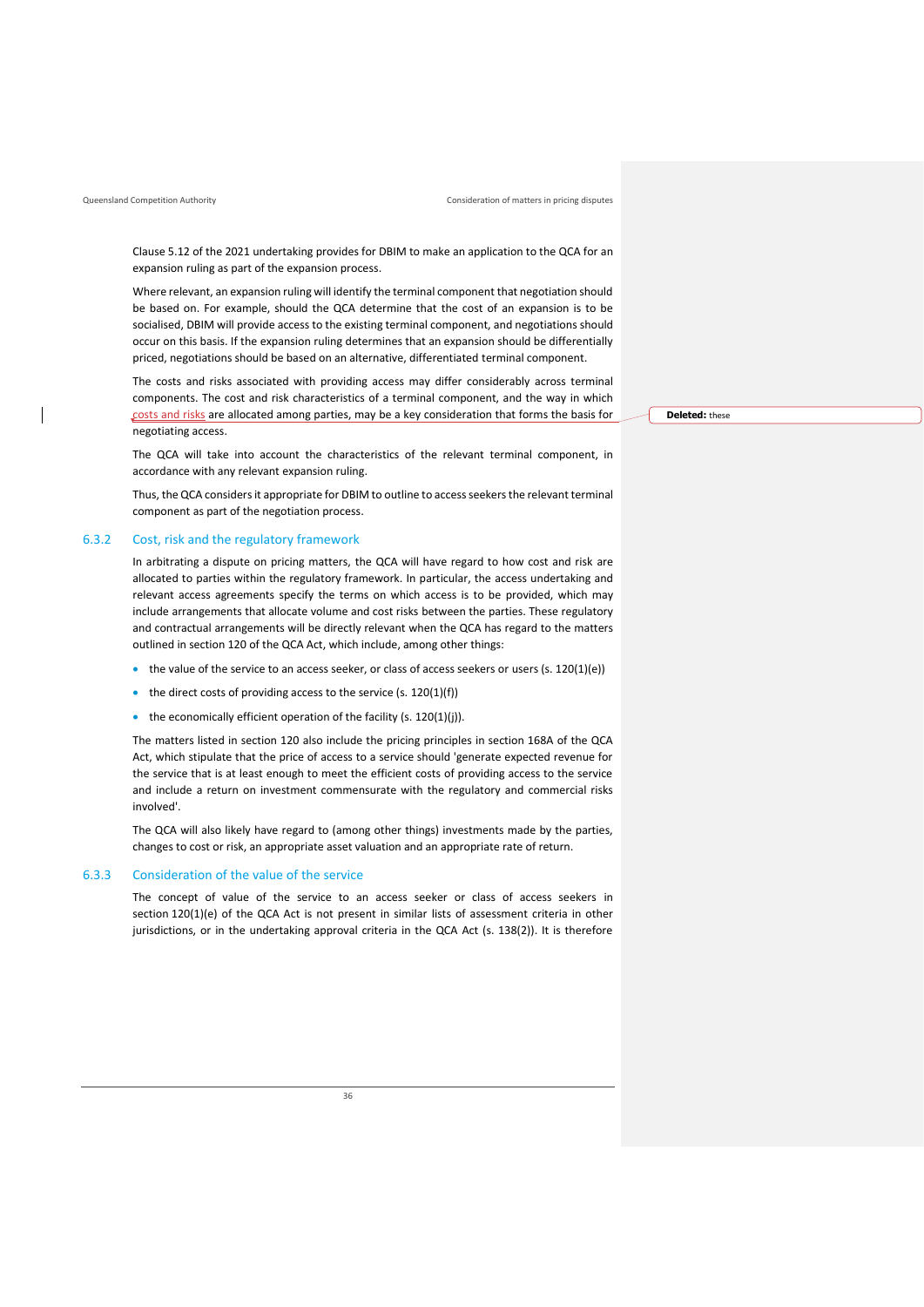Clause 5.12 of the 2021 undertaking provides for DBIM to make an application to the QCA for an expansion ruling as part of the expansion process.

Where relevant, an expansion ruling will identify the terminal component that negotiation should be based on. For example, should the QCA determine that the cost of an expansion is to be socialised, DBIM will provide access to the existing terminal component, and negotiations should occur on this basis. If the expansion ruling determines that an expansion should be differentially priced, negotiations should be based on an alternative, differentiated terminal component.

The costs and risks associated with providing access may differ considerably across terminal components. The cost and risk characteristics of a terminal component, and the way in which costs and risks are allocated among parties, may be a key consideration that forms the basis for negotiating access.

The QCA will take into account the characteristics of the relevant terminal component, in accordance with any relevant expansion ruling.

Thus, the QCA considers it appropriate for DBIM to outline to access seekers the relevant terminal component as part of the negotiation process.

### 6.3.2 Cost, risk and the regulatory framework

In arbitrating a dispute on pricing matters, the QCA will have regard to how cost and risk are allocated to parties within the regulatory framework. In particular, the access undertaking and relevant access agreements specify the terms on which access is to be provided, which may include arrangements that allocate volume and cost risks between the parties. These regulatory and contractual arrangements will be directly relevant when the QCA has regard to the matters outlined in section 120 of the QCA Act, which include, among other things:

- the value of the service to an access seeker, or class of access seekers or users (s. 120(1)(e))
- the direct costs of providing access to the service (s. 120(1)(f))
- the economically efficient operation of the facility (s. 120(1)(j)).

The matters listed in section 120 also include the pricing principles in section 168A of the QCA Act, which stipulate that the price of access to a service should 'generate expected revenue for the service that is at least enough to meet the efficient costs of providing access to the service and include a return on investment commensurate with the regulatory and commercial risks involved'.

The QCA will also likely have regard to (among other things) investments made by the parties, changes to cost or risk, an appropriate asset valuation and an appropriate rate of return.

### 6.3.3 Consideration of the value of the service

The concept of value of the service to an access seeker or class of access seekers in section 120(1)(e) of the QCA Act is not present in similar lists of assessment criteria in other jurisdictions, or in the undertaking approval criteria in the QCA Act (s. 138(2)). It is therefore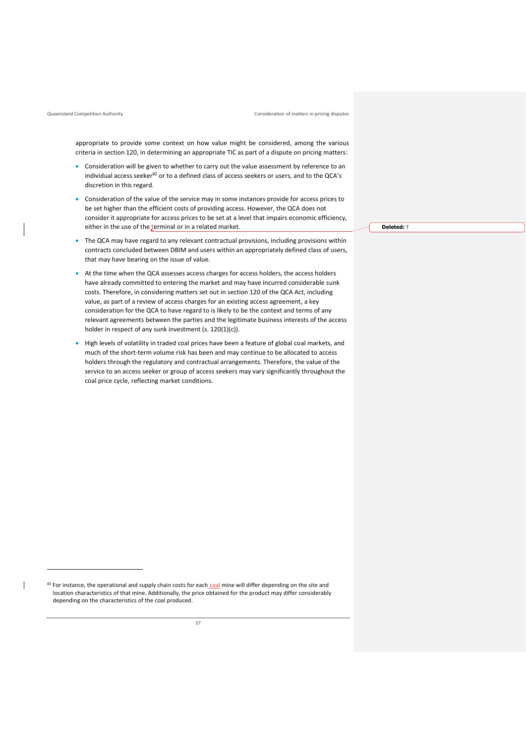appropriate to provide some context on how value might be considered, among the various criteria in section 120, in determining an appropriate TIC as part of a dispute on pricing matters:

- Consideration will be given to whether to carry out the value assessment by reference to an individual access seeker[82] or to a defined class of access seekers or users, and to the QCA's discretion in this regard.
- Consideration of the value of the service may in some instances provide for access prices to be set higher than the efficient costs of providing access. However, the QCA does not consider it appropriate for access prices to be set at a level that impairs economic efficiency, either in the use of the terminal or in a related market.
- The QCA may have regard to any relevant contractual provisions, including provisions within contracts concluded between DBIM and users within an appropriately defined class of users, that may have bearing on the issue of value.
- At the time when the QCA assesses access charges for access holders, the access holders have already committed to entering the market and may have incurred considerable sunk costs. Therefore, in considering matters set out in section 120 of the QCA Act, including value, as part of a review of access charges for an existing access agreement, a key consideration for the QCA to have regard to is likely to be the context and terms of any relevant agreements between the parties and the legitimate business interests of the access holder in respect of any sunk investment (s. 120(1)(c)).
- High levels of volatility in traded coal prices have been a feature of global coal markets, and much of the short-term volume risk has been and may continue to be allocated to access holders through the regulatory and contractual arrangements. Therefore, the value of the service to an access seeker or group of access seekers may vary significantly throughout the coal price cycle, reflecting market conditions.

[82] For instance, the operational and supply chain costs for each coal mine will differ depending on the site and location characteristics of that mine. Additionally, the price obtained for the product may differ considerably depending on the characteristics of the coal produced.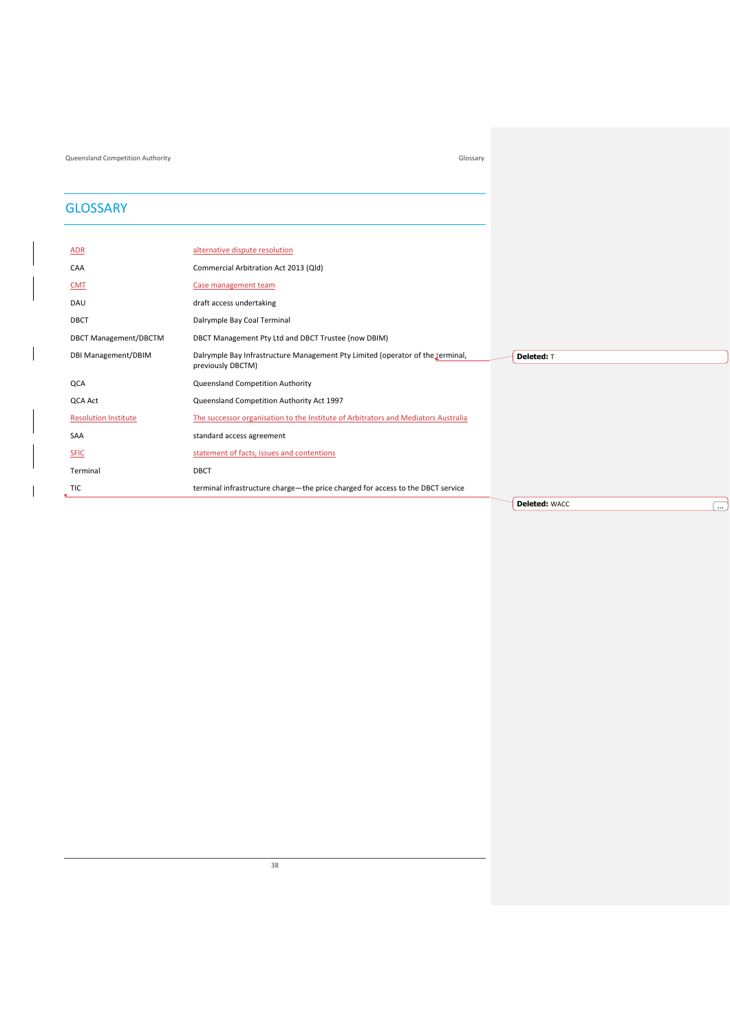# GLOSSARY

| | |
|---|---|
| ADR | alternative dispute resolution |
| CAA | Commercial Arbitration Act 2013 (Qld) |
| CMT | Case management team |
| DAU | draft access undertaking |
| DBCT | Dalrymple Bay Coal Terminal |
| DBCT Management/DBCTM | DBCT Management Pty Ltd and DBCT Trustee (now DBIM) |
| DBI Management/DBIM | Dalrymple Bay Infrastructure Management Pty Limited (operator of the terminal, previously DBCTM) |
| QCA | Queensland Competition Authority |
| QCA Act | Queensland Competition Authority Act 1997 |
| Resolution Institute | The successor organisation to the Institute of Arbitrators and Mediators Australia |
| SAA | standard access agreement |
| SFIC | statement of facts, issues and contentions |
| Terminal | DBCT |
| TIC | terminal infrastructure charge—the price charged for access to the DBCT service |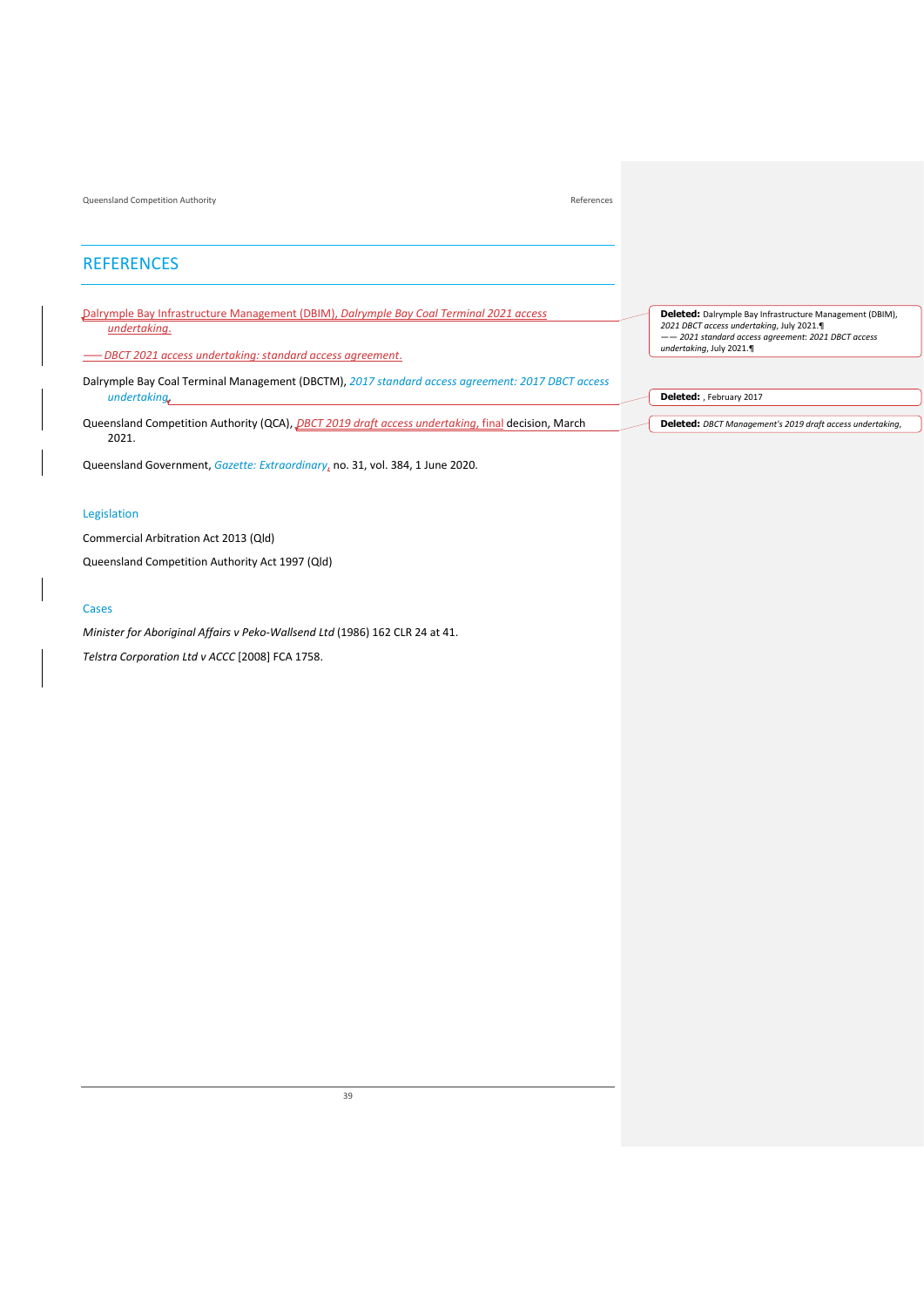# REFERENCES

Dalrymple Bay Infrastructure Management (DBIM), *Dalrymple Bay Coal Terminal 2021 access undertaking*.

—— *DBCT 2021 access undertaking: standard access agreement*.

Dalrymple Bay Coal Terminal Management (DBCTM), *2017 standard access agreement: 2017 DBCT access undertaking*.

Queensland Competition Authority (QCA), *DBCT 2019 draft access undertaking*, final decision, March 2021.

Queensland Government, *Gazette: Extraordinary*, no. 31, vol. 384, 1 June 2020.

## Legislation

Commercial Arbitration Act 2013 (Qld)

Queensland Competition Authority Act 1997 (Qld)

## Cases

*Minister for Aboriginal Affairs v Peko-Wallsend Ltd* (1986) 162 CLR 24 at 41.

*Telstra Corporation Ltd v ACCC* [2008] FCA 1758.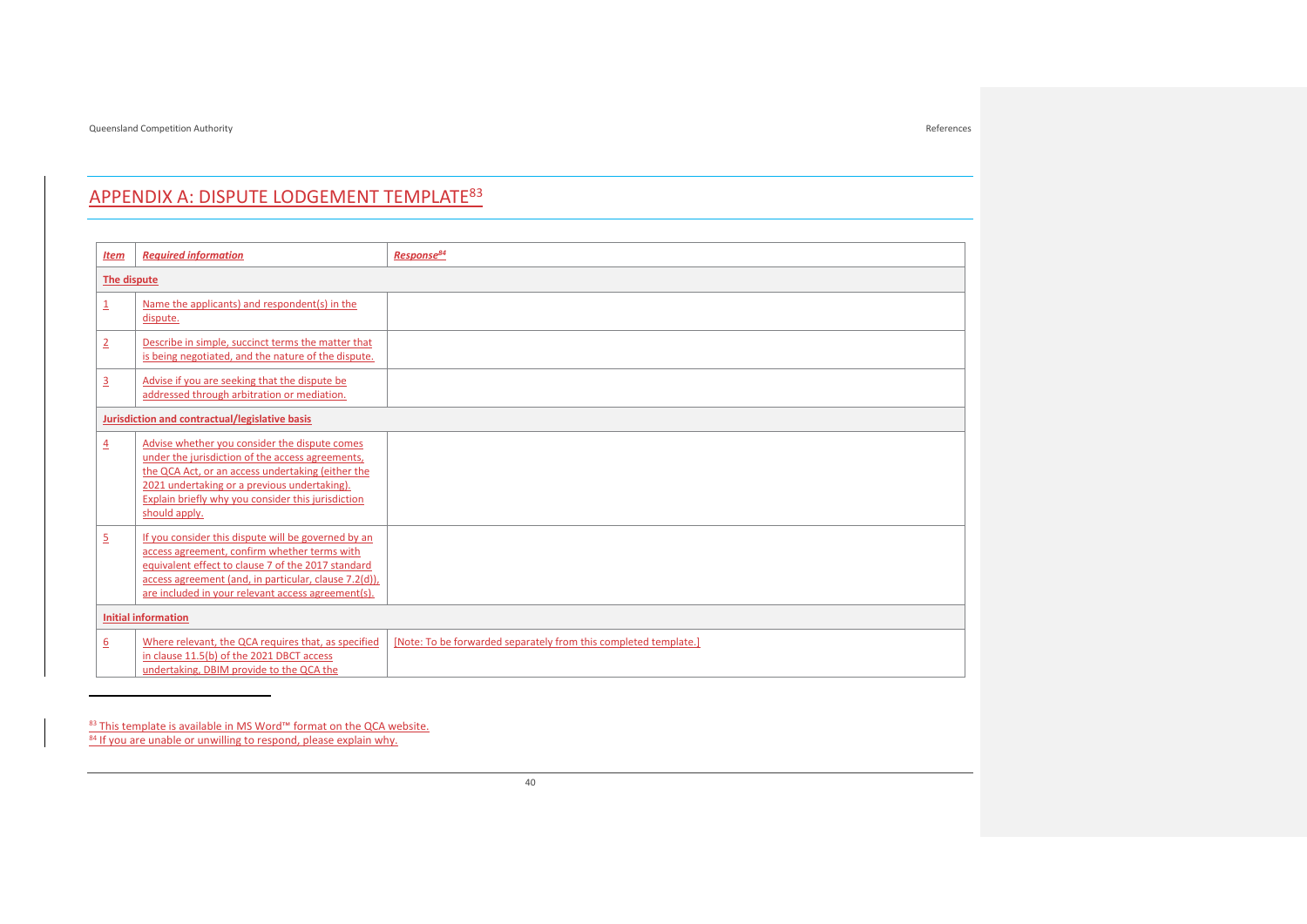## APPENDIX A: DISPUTE LODGEMENT TEMPLATE[83]

| *Item* | *Required information* | *Response[84]* |
|---|---|---|
| **The dispute** | | |
| 1 | Name the applicants) and respondent(s) in the dispute. | |
| 2 | Describe in simple, succinct terms the matter that is being negotiated, and the nature of the dispute. | |
| 3 | Advise if you are seeking that the dispute be addressed through arbitration or mediation. | |
| **Jurisdiction and contractual/legislative basis** | | |
| 4 | Advise whether you consider the dispute comes under the jurisdiction of the access agreements, the QCA Act, or an access undertaking (either the 2021 undertaking or a previous undertaking). Explain briefly why you consider this jurisdiction should apply. | |
| 5 | If you consider this dispute will be governed by an access agreement, confirm whether terms with equivalent effect to clause 7 of the 2017 standard access agreement (and, in particular, clause 7.2(d)). are included in your relevant access agreement(s). | |
| **Initial information** | | |
| 6 | Where relevant, the QCA requires that, as specified in clause 11.5(b) of the 2021 DBCT access undertaking, DBIM provide to the QCA the | [Note: To be forwarded separately from this completed template.] |

[83] This template is available in MS Word™ format on the QCA website.

[84] If you are unable or unwilling to respond, please explain why.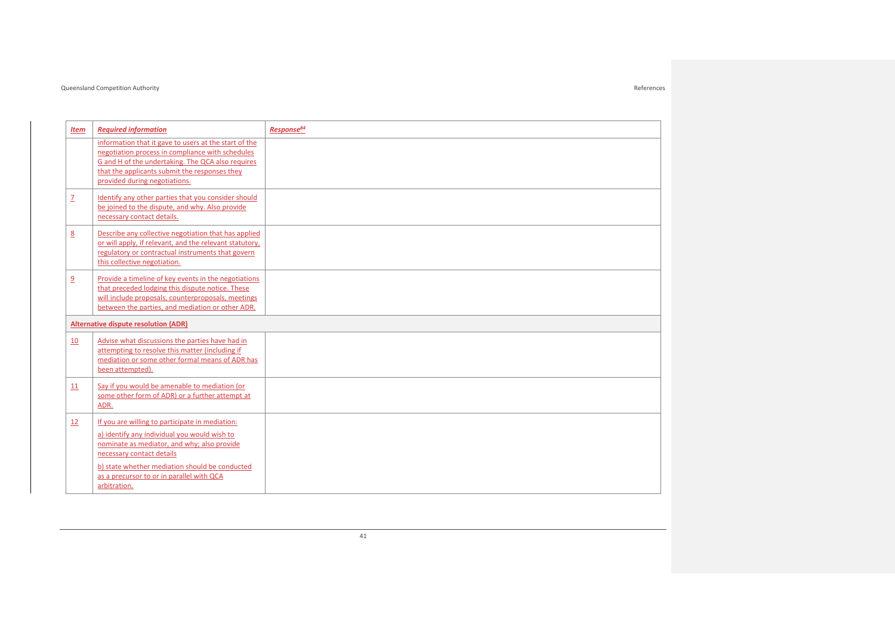| *Item* | *Required information* | *Response*[84] |
|---|---|---|
| | information that it gave to users at the start of the negotiation process in compliance with schedules G and H of the undertaking. The QCA also requires that the applicants submit the responses they provided during negotiations. | |
| 7 | Identify any other parties that you consider should be joined to the dispute, and why. Also provide necessary contact details. | |
| 8 | Describe any collective negotiation that has applied or will apply, if relevant, and the relevant statutory, regulatory or contractual instruments that govern this collective negotiation. | |
| 9 | Provide a timeline of key events in the negotiations that preceded lodging this dispute notice. These will include proposals, counterproposals, meetings between the parties, and mediation or other ADR. | |
| **Alternative dispute resolution (ADR)** | | |
| 10 | Advise what discussions the parties have had in attempting to resolve this matter (including if mediation or some other formal means of ADR has been attempted). | |
| 11 | Say if you would be amenable to mediation (or some other form of ADR) or a further attempt at ADR. | |
| 12 | If you are willing to participate in mediation:<br>a) identify any individual you would wish to nominate as mediator, and why; also provide necessary contact details<br>b) state whether mediation should be conducted as a precursor to or in parallel with QCA arbitration. | |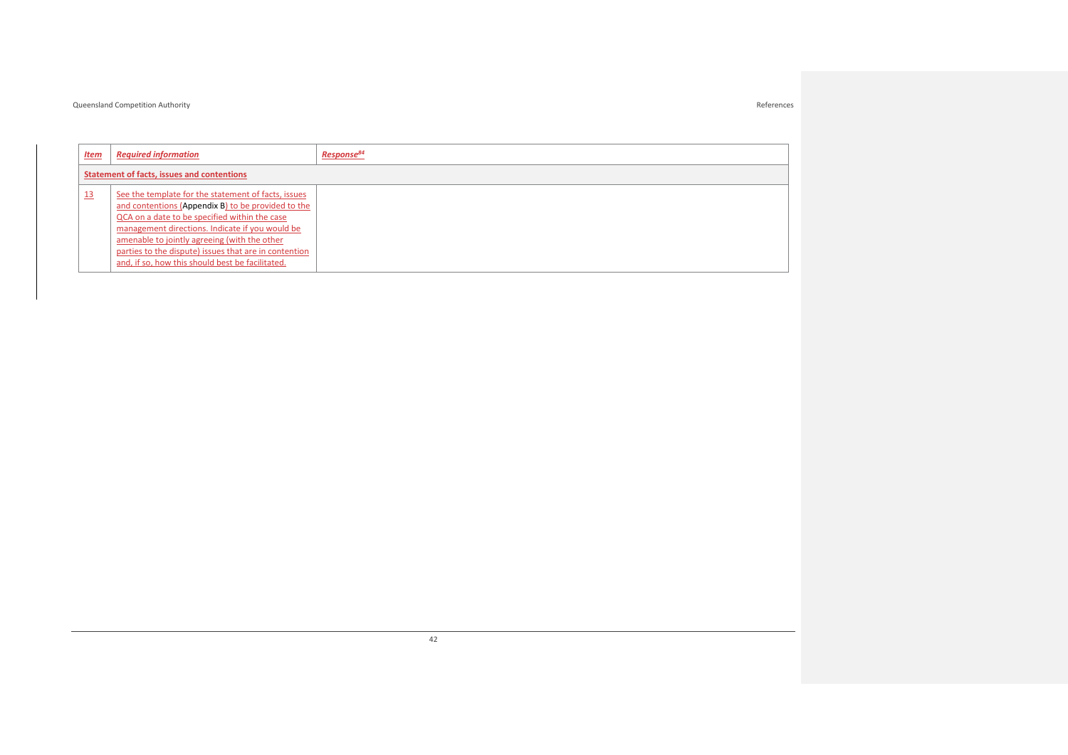| *Item* | *Required information* | *Response*[84] |
|---|---|---|
| **Statement of facts, issues and contentions** | | |
| 13 | See the template for the statement of facts, issues and contentions (Appendix B) to be provided to the QCA on a date to be specified within the case management directions. Indicate if you would be amenable to jointly agreeing (with the other parties to the dispute) issues that are in contention and, if so, how this should best be facilitated. | |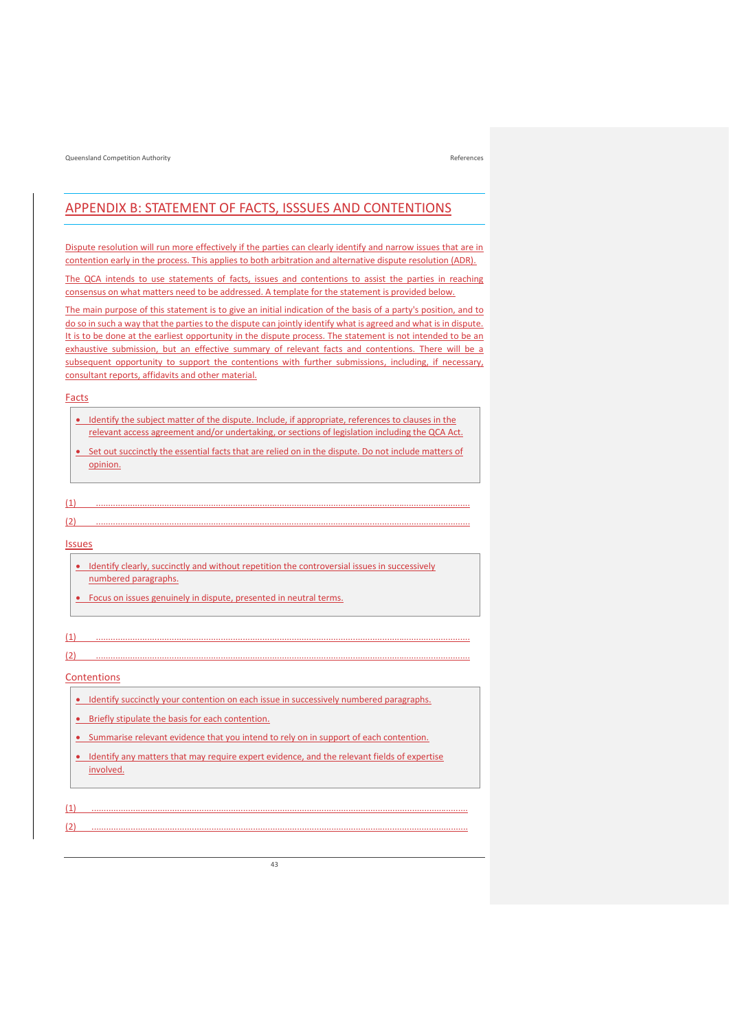# APPENDIX B: STATEMENT OF FACTS, ISSSUES AND CONTENTIONS

Dispute resolution will run more effectively if the parties can clearly identify and narrow issues that are in contention early in the process. This applies to both arbitration and alternative dispute resolution (ADR).

The QCA intends to use statements of facts, issues and contentions to assist the parties in reaching consensus on what matters need to be addressed. A template for the statement is provided below.

The main purpose of this statement is to give an initial indication of the basis of a party's position, and to do so in such a way that the parties to the dispute can jointly identify what is agreed and what is in dispute. It is to be done at the earliest opportunity in the dispute process. The statement is not intended to be an exhaustive submission, but an effective summary of relevant facts and contentions. There will be a subsequent opportunity to support the contentions with further submissions, including, if necessary, consultant reports, affidavits and other material.

## Facts

- Identify the subject matter of the dispute. Include, if appropriate, references to clauses in the relevant access agreement and/or undertaking, or sections of legislation including the QCA Act.
- Set out succinctly the essential facts that are relied on in the dispute. Do not include matters of opinion.

(1) ..............................................................................................................................................

(2) ..............................................................................................................................................

## Issues

- Identify clearly, succinctly and without repetition the controversial issues in successively numbered paragraphs.
- Focus on issues genuinely in dispute, presented in neutral terms.

(1) ..............................................................................................................................................

(2) ..............................................................................................................................................

## Contentions

- Identify succinctly your contention on each issue in successively numbered paragraphs.
- Briefly stipulate the basis for each contention.
- Summarise relevant evidence that you intend to rely on in support of each contention.
- Identify any matters that may require expert evidence, and the relevant fields of expertise involved.

(1) ..............................................................................................................................................

(2) ..............................................................................................................................................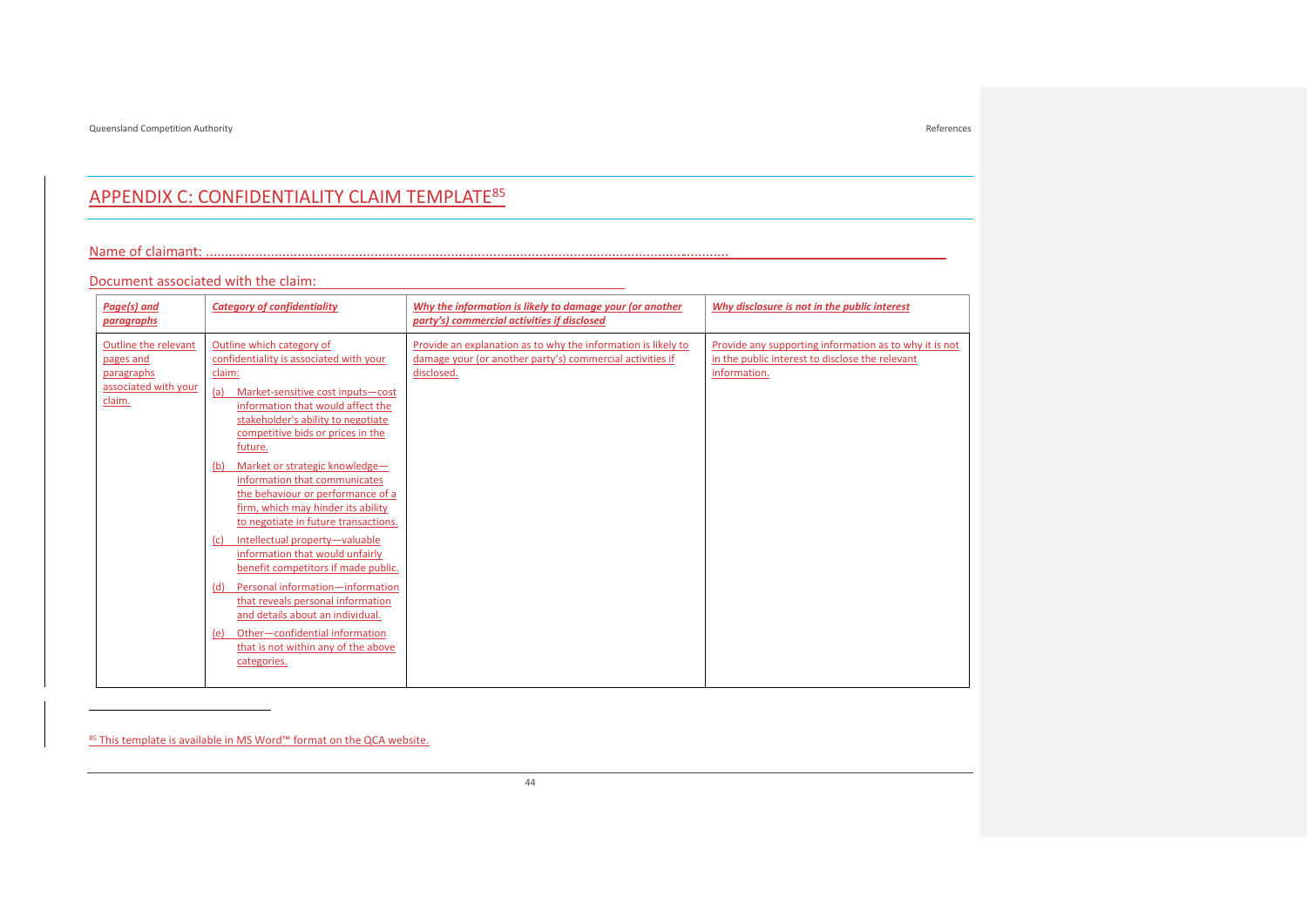# APPENDIX C: CONFIDENTIALITY CLAIM TEMPLATE[85]

Name of claimant: ........................................................................................................................................

Document associated with the claim:

| ***Page(s) and paragraphs*** | ***Category of confidentiality*** | ***Why the information is likely to damage your (or another party's) commercial activities if disclosed*** | ***Why disclosure is not in the public interest*** |
|---|---|---|---|
| Outline the relevant pages and paragraphs associated with your claim. | Outline which category of confidentiality is associated with your claim:<br>(a) Market-sensitive cost inputs—cost information that would affect the stakeholder's ability to negotiate competitive bids or prices in the future.<br>(b) Market or strategic knowledge—information that communicates the behaviour or performance of a firm, which may hinder its ability to negotiate in future transactions.<br>(c) Intellectual property—valuable information that would unfairly benefit competitors if made public.<br>(d) Personal information—information that reveals personal information and details about an individual.<br>(e) Other—confidential information that is not within any of the above categories. | Provide an explanation as to why the information is likely to damage your (or another party's) commercial activities if disclosed. | Provide any supporting information as to why it is not in the public interest to disclose the relevant information. |

[85] This template is available in MS Word™ format on the QCA website.